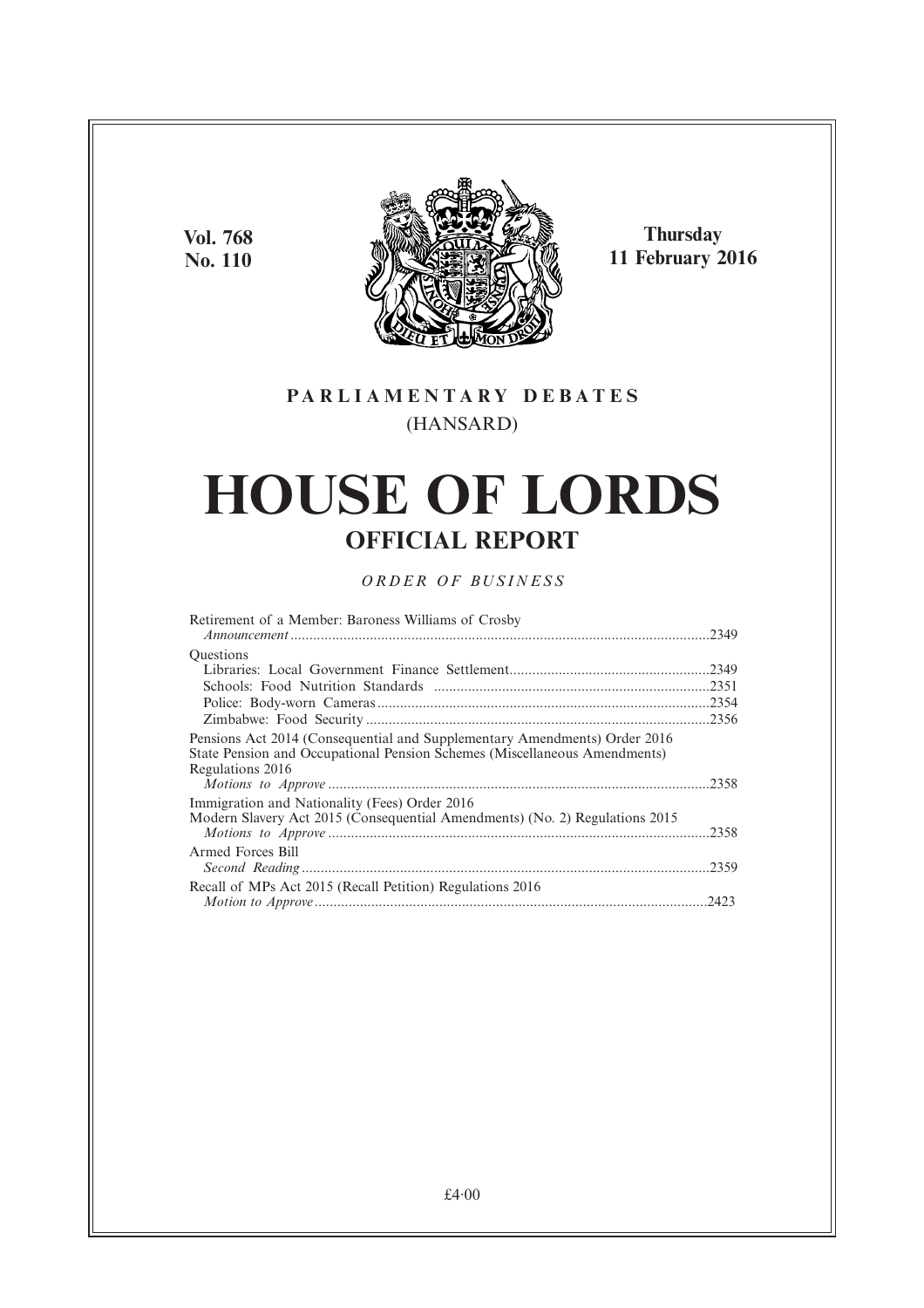**Vol. 768**
**No. 110**

**Thursday**
**11 February 2016**

**PARLIAMENTARY DEBATES**

(HANSARD)

# HOUSE OF LORDS

## OFFICIAL REPORT

*ORDER OF BUSINESS*

Retirement of a Member: Baroness Williams of Crosby
*Announcement* ....2349

Questions
Libraries: Local Government Finance Settlement....2349
Schools: Food Nutrition Standards ....2351
Police: Body-worn Cameras....2354
Zimbabwe: Food Security....2356

Pensions Act 2014 (Consequential and Supplementary Amendments) Order 2016
State Pension and Occupational Pension Schemes (Miscellaneous Amendments) Regulations 2016
*Motions to Approve* ....2358

Immigration and Nationality (Fees) Order 2016
Modern Slavery Act 2015 (Consequential Amendments) (No. 2) Regulations 2015
*Motions to Approve* ....2358

Armed Forces Bill
*Second Reading* ....2359

Recall of MPs Act 2015 (Recall Petition) Regulations 2016
*Motion to Approve* ....2423

£4·00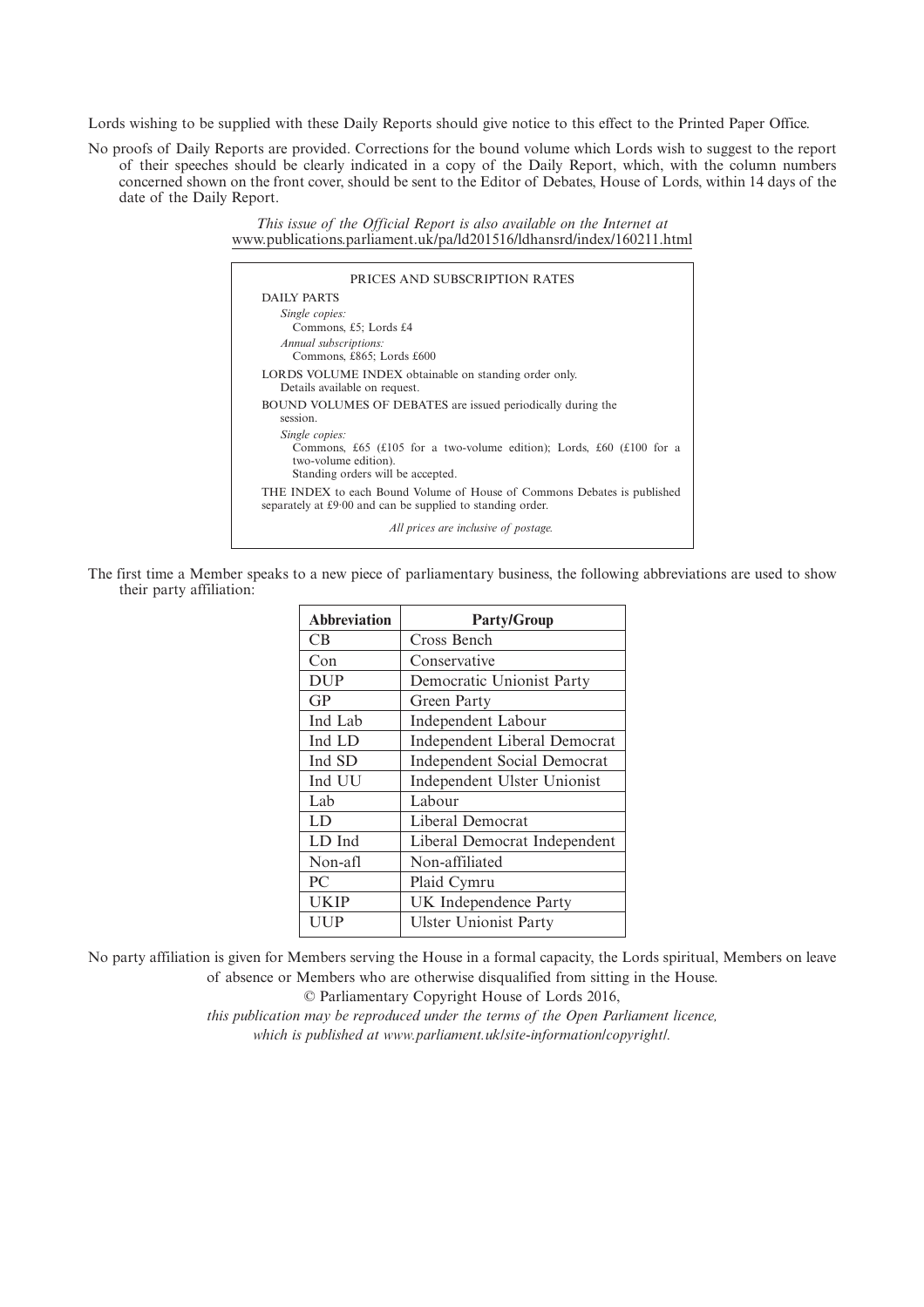Lords wishing to be supplied with these Daily Reports should give notice to this effect to the Printed Paper Office.

No proofs of Daily Reports are provided. Corrections for the bound volume which Lords wish to suggest to the report of their speeches should be clearly indicated in a copy of the Daily Report, which, with the column numbers concerned shown on the front cover, should be sent to the Editor of Debates, House of Lords, within 14 days of the date of the Daily Report.

*This issue of the Official Report is also available on the Internet at*
www.publications.parliament.uk/pa/ld201516/ldhansrd/index/160211.html

PRICES AND SUBSCRIPTION RATES

DAILY PARTS

*Single copies:*
Commons, £5; Lords £4

*Annual subscriptions:*
Commons, £865; Lords £600

LORDS VOLUME INDEX obtainable on standing order only.
Details available on request.

BOUND VOLUMES OF DEBATES are issued periodically during the session.

*Single copies:*
Commons, £65 (£105 for a two-volume edition); Lords, £60 (£100 for a two-volume edition).
Standing orders will be accepted.

THE INDEX to each Bound Volume of House of Commons Debates is published separately at £9·00 and can be supplied to standing order.

*All prices are inclusive of postage.*

The first time a Member speaks to a new piece of parliamentary business, the following abbreviations are used to show their party affiliation:

| Abbreviation | Party/Group |
|---|---|
| CB | Cross Bench |
| Con | Conservative |
| DUP | Democratic Unionist Party |
| GP | Green Party |
| Ind Lab | Independent Labour |
| Ind LD | Independent Liberal Democrat |
| Ind SD | Independent Social Democrat |
| Ind UU | Independent Ulster Unionist |
| Lab | Labour |
| LD | Liberal Democrat |
| LD Ind | Liberal Democrat Independent |
| Non-afl | Non-affiliated |
| PC | Plaid Cymru |
| UKIP | UK Independence Party |
| UUP | Ulster Unionist Party |

No party affiliation is given for Members serving the House in a formal capacity, the Lords spiritual, Members on leave of absence or Members who are otherwise disqualified from sitting in the House.

© Parliamentary Copyright House of Lords 2016,

*this publication may be reproduced under the terms of the Open Parliament licence, which is published at www.parliament.uk/site-information/copyright/.*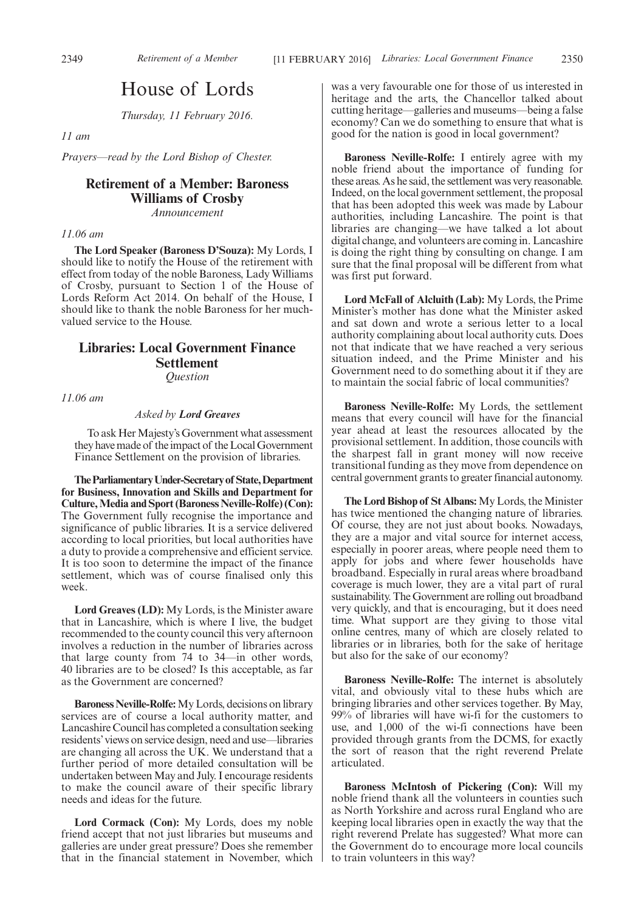# House of Lords

*Thursday, 11 February 2016.*

*11 am*

*Prayers—read by the Lord Bishop of Chester.*

## Retirement of a Member: Baroness Williams of Crosby

*Announcement*

*11.06 am*

**The Lord Speaker (Baroness D'Souza):** My Lords, I should like to notify the House of the retirement with effect from today of the noble Baroness, Lady Williams of Crosby, pursuant to Section 1 of the House of Lords Reform Act 2014. On behalf of the House, I should like to thank the noble Baroness for her much-valued service to the House.

## Libraries: Local Government Finance Settlement

*Question*

*11.06 am*

*Asked by **Lord Greaves***

To ask Her Majesty's Government what assessment they have made of the impact of the Local Government Finance Settlement on the provision of libraries.

**The Parliamentary Under-Secretary of State, Department for Business, Innovation and Skills and Department for Culture, Media and Sport (Baroness Neville-Rolfe) (Con):** The Government fully recognise the importance and significance of public libraries. It is a service delivered according to local priorities, but local authorities have a duty to provide a comprehensive and efficient service. It is too soon to determine the impact of the finance settlement, which was of course finalised only this week.

**Lord Greaves (LD):** My Lords, is the Minister aware that in Lancashire, which is where I live, the budget recommended to the county council this very afternoon involves a reduction in the number of libraries across that large county from 74 to 34—in other words, 40 libraries are to be closed? Is this acceptable, as far as the Government are concerned?

**Baroness Neville-Rolfe:** My Lords, decisions on library services are of course a local authority matter, and Lancashire Council has completed a consultation seeking residents' views on service design, need and use—libraries are changing all across the UK. We understand that a further period of more detailed consultation will be undertaken between May and July. I encourage residents to make the council aware of their specific library needs and ideas for the future.

**Lord Cormack (Con):** My Lords, does my noble friend accept that not just libraries but museums and galleries are under great pressure? Does she remember that in the financial statement in November, which was a very favourable one for those of us interested in heritage and the arts, the Chancellor talked about cutting heritage—galleries and museums—being a false economy? Can we do something to ensure that what is good for the nation is good in local government?

**Baroness Neville-Rolfe:** I entirely agree with my noble friend about the importance of funding for these areas. As he said, the settlement was very reasonable. Indeed, on the local government settlement, the proposal that has been adopted this week was made by Labour authorities, including Lancashire. The point is that libraries are changing—we have talked a lot about digital change, and volunteers are coming in. Lancashire is doing the right thing by consulting on change. I am sure that the final proposal will be different from what was first put forward.

**Lord McFall of Alcluith (Lab):** My Lords, the Prime Minister's mother has done what the Minister asked and sat down and wrote a serious letter to a local authority complaining about local authority cuts. Does not that indicate that we have reached a very serious situation indeed, and the Prime Minister and his Government need to do something about it if they are to maintain the social fabric of local communities?

**Baroness Neville-Rolfe:** My Lords, the settlement means that every council will have for the financial year ahead at least the resources allocated by the provisional settlement. In addition, those councils with the sharpest fall in grant money will now receive transitional funding as they move from dependence on central government grants to greater financial autonomy.

**The Lord Bishop of St Albans:** My Lords, the Minister has twice mentioned the changing nature of libraries. Of course, they are not just about books. Nowadays, they are a major and vital source for internet access, especially in poorer areas, where people need them to apply for jobs and where fewer households have broadband. Especially in rural areas where broadband coverage is much lower, they are a vital part of rural sustainability. The Government are rolling out broadband very quickly, and that is encouraging, but it does need time. What support are they giving to those vital online centres, many of which are closely related to libraries or in libraries, both for the sake of heritage but also for the sake of our economy?

**Baroness Neville-Rolfe:** The internet is absolutely vital, and obviously vital to these hubs which are bringing libraries and other services together. By May, 99% of libraries will have wi-fi for the customers to use, and 1,000 of the wi-fi connections have been provided through grants from the DCMS, for exactly the sort of reason that the right reverend Prelate articulated.

**Baroness McIntosh of Pickering (Con):** Will my noble friend thank all the volunteers in counties such as North Yorkshire and across rural England who are keeping local libraries open in exactly the way that the right reverend Prelate has suggested? What more can the Government do to encourage more local councils to train volunteers in this way?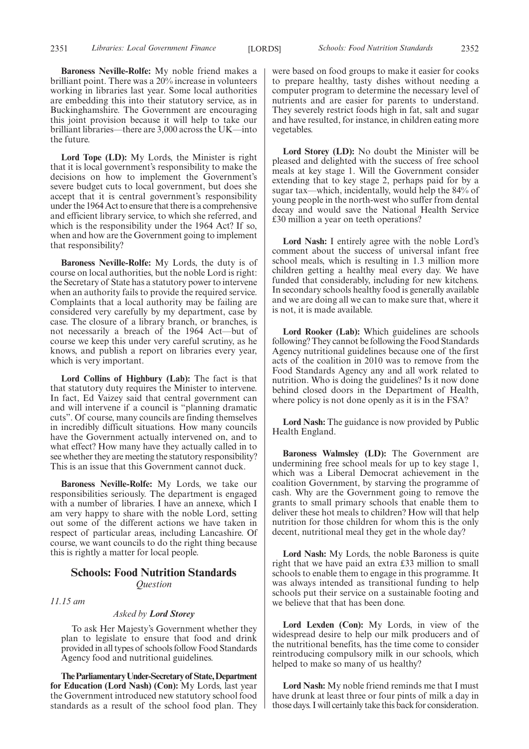**Baroness Neville-Rolfe:** My noble friend makes a brilliant point. There was a 20% increase in volunteers working in libraries last year. Some local authorities are embedding this into their statutory service, as in Buckinghamshire. The Government are encouraging this joint provision because it will help to take our brilliant libraries—there are 3,000 across the UK—into the future.

**Lord Tope (LD):** My Lords, the Minister is right that it is local government's responsibility to make the decisions on how to implement the Government's severe budget cuts to local government, but does she accept that it is central government's responsibility under the 1964 Act to ensure that there is a comprehensive and efficient library service, to which she referred, and which is the responsibility under the 1964 Act? If so, when and how are the Government going to implement that responsibility?

**Baroness Neville-Rolfe:** My Lords, the duty is of course on local authorities, but the noble Lord is right: the Secretary of State has a statutory power to intervene when an authority fails to provide the required service. Complaints that a local authority may be failing are considered very carefully by my department, case by case. The closure of a library branch, or branches, is not necessarily a breach of the 1964 Act—but of course we keep this under very careful scrutiny, as he knows, and publish a report on libraries every year, which is very important.

**Lord Collins of Highbury (Lab):** The fact is that that statutory duty requires the Minister to intervene. In fact, Ed Vaizey said that central government can and will intervene if a council is "planning dramatic cuts". Of course, many councils are finding themselves in incredibly difficult situations. How many councils have the Government actually intervened on, and to what effect? How many have they actually called in to see whether they are meeting the statutory responsibility? This is an issue that this Government cannot duck.

**Baroness Neville-Rolfe:** My Lords, we take our responsibilities seriously. The department is engaged with a number of libraries. I have an annexe, which I am very happy to share with the noble Lord, setting out some of the different actions we have taken in respect of particular areas, including Lancashire. Of course, we want councils to do the right thing because this is rightly a matter for local people.

## Schools: Food Nutrition Standards

*Question*

*11.15 am*

*Asked by **Lord Storey***

To ask Her Majesty's Government whether they plan to legislate to ensure that food and drink provided in all types of schools follow Food Standards Agency food and nutritional guidelines.

**The Parliamentary Under-Secretary of State, Department for Education (Lord Nash) (Con):** My Lords, last year the Government introduced new statutory school food standards as a result of the school food plan. They were based on food groups to make it easier for cooks to prepare healthy, tasty dishes without needing a computer program to determine the necessary level of nutrients and are easier for parents to understand. They severely restrict foods high in fat, salt and sugar and have resulted, for instance, in children eating more vegetables.

**Lord Storey (LD):** No doubt the Minister will be pleased and delighted with the success of free school meals at key stage 1. Will the Government consider extending that to key stage 2, perhaps paid for by a sugar tax—which, incidentally, would help the 84% of young people in the north-west who suffer from dental decay and would save the National Health Service £30 million a year on teeth operations?

**Lord Nash:** I entirely agree with the noble Lord's comment about the success of universal infant free school meals, which is resulting in 1.3 million more children getting a healthy meal every day. We have funded that considerably, including for new kitchens. In secondary schools healthy food is generally available and we are doing all we can to make sure that, where it is not, it is made available.

**Lord Rooker (Lab):** Which guidelines are schools following? They cannot be following the Food Standards Agency nutritional guidelines because one of the first acts of the coalition in 2010 was to remove from the Food Standards Agency any and all work related to nutrition. Who is doing the guidelines? Is it now done behind closed doors in the Department of Health, where policy is not done openly as it is in the FSA?

**Lord Nash:** The guidance is now provided by Public Health England.

**Baroness Walmsley (LD):** The Government are undermining free school meals for up to key stage 1, which was a Liberal Democrat achievement in the coalition Government, by starving the programme of cash. Why are the Government going to remove the grants to small primary schools that enable them to deliver these hot meals to children? How will that help nutrition for those children for whom this is the only decent, nutritional meal they get in the whole day?

**Lord Nash:** My Lords, the noble Baroness is quite right that we have paid an extra £33 million to small schools to enable them to engage in this programme. It was always intended as transitional funding to help schools put their service on a sustainable footing and we believe that that has been done.

**Lord Lexden (Con):** My Lords, in view of the widespread desire to help our milk producers and of the nutritional benefits, has the time come to consider reintroducing compulsory milk in our schools, which helped to make so many of us healthy?

**Lord Nash:** My noble friend reminds me that I must have drunk at least three or four pints of milk a day in those days. I will certainly take this back for consideration.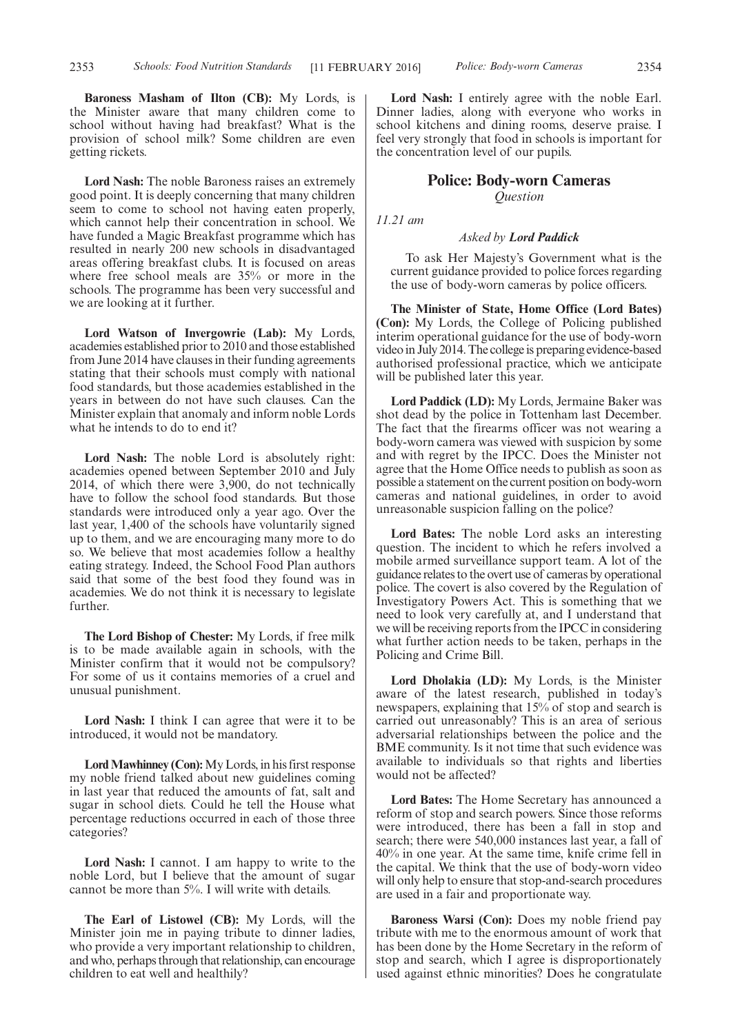**Baroness Masham of Ilton (CB):** My Lords, is the Minister aware that many children come to school without having had breakfast? What is the provision of school milk? Some children are even getting rickets.

**Lord Nash:** The noble Baroness raises an extremely good point. It is deeply concerning that many children seem to come to school not having eaten properly, which cannot help their concentration in school. We have funded a Magic Breakfast programme which has resulted in nearly 200 new schools in disadvantaged areas offering breakfast clubs. It is focused on areas where free school meals are 35% or more in the schools. The programme has been very successful and we are looking at it further.

**Lord Watson of Invergowrie (Lab):** My Lords, academies established prior to 2010 and those established from June 2014 have clauses in their funding agreements stating that their schools must comply with national food standards, but those academies established in the years in between do not have such clauses. Can the Minister explain that anomaly and inform noble Lords what he intends to do to end it?

**Lord Nash:** The noble Lord is absolutely right: academies opened between September 2010 and July 2014, of which there were 3,900, do not technically have to follow the school food standards. But those standards were introduced only a year ago. Over the last year, 1,400 of the schools have voluntarily signed up to them, and we are encouraging many more to do so. We believe that most academies follow a healthy eating strategy. Indeed, the School Food Plan authors said that some of the best food they found was in academies. We do not think it is necessary to legislate further.

**The Lord Bishop of Chester:** My Lords, if free milk is to be made available again in schools, will the Minister confirm that it would not be compulsory? For some of us it contains memories of a cruel and unusual punishment.

**Lord Nash:** I think I can agree that were it to be introduced, it would not be mandatory.

**Lord Mawhinney (Con):** My Lords, in his first response my noble friend talked about new guidelines coming in last year that reduced the amounts of fat, salt and sugar in school diets. Could he tell the House what percentage reductions occurred in each of those three categories?

**Lord Nash:** I cannot. I am happy to write to the noble Lord, but I believe that the amount of sugar cannot be more than 5%. I will write with details.

**The Earl of Listowel (CB):** My Lords, will the Minister join me in paying tribute to dinner ladies, who provide a very important relationship to children, and who, perhaps through that relationship, can encourage children to eat well and healthily?

**Lord Nash:** I entirely agree with the noble Earl. Dinner ladies, along with everyone who works in school kitchens and dining rooms, deserve praise. I feel very strongly that food in schools is important for the concentration level of our pupils.

## Police: Body-worn Cameras

*Question*

*11.21 am*

*Asked by* ***Lord Paddick***

To ask Her Majesty's Government what is the current guidance provided to police forces regarding the use of body-worn cameras by police officers.

**The Minister of State, Home Office (Lord Bates) (Con):** My Lords, the College of Policing published interim operational guidance for the use of body-worn video in July 2014. The college is preparing evidence-based authorised professional practice, which we anticipate will be published later this year.

**Lord Paddick (LD):** My Lords, Jermaine Baker was shot dead by the police in Tottenham last December. The fact that the firearms officer was not wearing a body-worn camera was viewed with suspicion by some and with regret by the IPCC. Does the Minister not agree that the Home Office needs to publish as soon as possible a statement on the current position on body-worn cameras and national guidelines, in order to avoid unreasonable suspicion falling on the police?

**Lord Bates:** The noble Lord asks an interesting question. The incident to which he refers involved a mobile armed surveillance support team. A lot of the guidance relates to the overt use of cameras by operational police. The covert is also covered by the Regulation of Investigatory Powers Act. This is something that we need to look very carefully at, and I understand that we will be receiving reports from the IPCC in considering what further action needs to be taken, perhaps in the Policing and Crime Bill.

**Lord Dholakia (LD):** My Lords, is the Minister aware of the latest research, published in today's newspapers, explaining that 15% of stop and search is carried out unreasonably? This is an area of serious adversarial relationships between the police and the BME community. Is it not time that such evidence was available to individuals so that rights and liberties would not be affected?

**Lord Bates:** The Home Secretary has announced a reform of stop and search powers. Since those reforms were introduced, there has been a fall in stop and search; there were 540,000 instances last year, a fall of 40% in one year. At the same time, knife crime fell in the capital. We think that the use of body-worn video will only help to ensure that stop-and-search procedures are used in a fair and proportionate way.

**Baroness Warsi (Con):** Does my noble friend pay tribute with me to the enormous amount of work that has been done by the Home Secretary in the reform of stop and search, which I agree is disproportionately used against ethnic minorities? Does he congratulate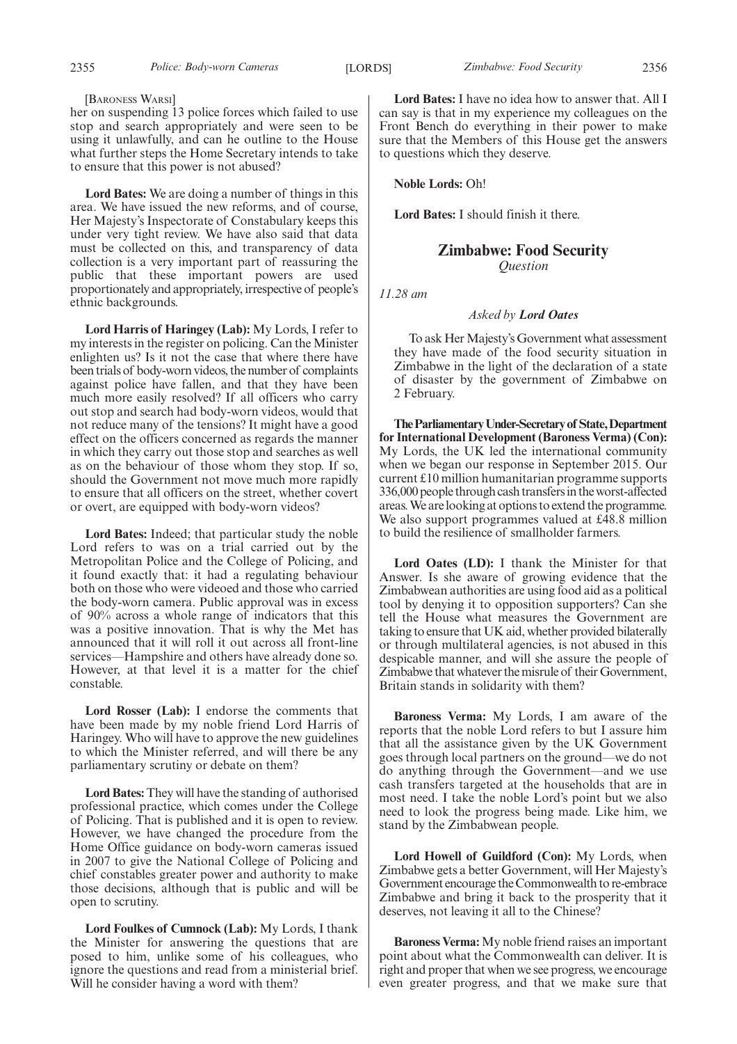[BARONESS WARSI]

her on suspending 13 police forces which failed to use stop and search appropriately and were seen to be using it unlawfully, and can he outline to the House what further steps the Home Secretary intends to take to ensure that this power is not abused?

**Lord Bates:** We are doing a number of things in this area. We have issued the new reforms, and of course, Her Majesty's Inspectorate of Constabulary keeps this under very tight review. We have also said that data must be collected on this, and transparency of data collection is a very important part of reassuring the public that these important powers are used proportionately and appropriately, irrespective of people's ethnic backgrounds.

**Lord Harris of Haringey (Lab):** My Lords, I refer to my interests in the register on policing. Can the Minister enlighten us? Is it not the case that where there have been trials of body-worn videos, the number of complaints against police have fallen, and that they have been much more easily resolved? If all officers who carry out stop and search had body-worn videos, would that not reduce many of the tensions? It might have a good effect on the officers concerned as regards the manner in which they carry out those stop and searches as well as on the behaviour of those whom they stop. If so, should the Government not move much more rapidly to ensure that all officers on the street, whether covert or overt, are equipped with body-worn videos?

**Lord Bates:** Indeed; that particular study the noble Lord refers to was on a trial carried out by the Metropolitan Police and the College of Policing, and it found exactly that: it had a regulating behaviour both on those who were videoed and those who carried the body-worn camera. Public approval was in excess of 90% across a whole range of indicators that this was a positive innovation. That is why the Met has announced that it will roll it out across all front-line services—Hampshire and others have already done so. However, at that level it is a matter for the chief constable.

**Lord Rosser (Lab):** I endorse the comments that have been made by my noble friend Lord Harris of Haringey. Who will have to approve the new guidelines to which the Minister referred, and will there be any parliamentary scrutiny or debate on them?

**Lord Bates:** They will have the standing of authorised professional practice, which comes under the College of Policing. That is published and it is open to review. However, we have changed the procedure from the Home Office guidance on body-worn cameras issued in 2007 to give the National College of Policing and chief constables greater power and authority to make those decisions, although that is public and will be open to scrutiny.

**Lord Foulkes of Cumnock (Lab):** My Lords, I thank the Minister for answering the questions that are posed to him, unlike some of his colleagues, who ignore the questions and read from a ministerial brief. Will he consider having a word with them?

**Lord Bates:** I have no idea how to answer that. All I can say is that in my experience my colleagues on the Front Bench do everything in their power to make sure that the Members of this House get the answers to questions which they deserve.

**Noble Lords:** Oh!

**Lord Bates:** I should finish it there.

## Zimbabwe: Food Security

*Question*

*11.28 am*

*Asked by **Lord Oates***

To ask Her Majesty's Government what assessment they have made of the food security situation in Zimbabwe in the light of the declaration of a state of disaster by the government of Zimbabwe on 2 February.

**The Parliamentary Under-Secretary of State, Department for International Development (Baroness Verma) (Con):** My Lords, the UK led the international community when we began our response in September 2015. Our current £10 million humanitarian programme supports 336,000 people through cash transfers in the worst-affected areas. We are looking at options to extend the programme. We also support programmes valued at £48.8 million to build the resilience of smallholder farmers.

**Lord Oates (LD):** I thank the Minister for that Answer. Is she aware of growing evidence that the Zimbabwean authorities are using food aid as a political tool by denying it to opposition supporters? Can she tell the House what measures the Government are taking to ensure that UK aid, whether provided bilaterally or through multilateral agencies, is not abused in this despicable manner, and will she assure the people of Zimbabwe that whatever the misrule of their Government, Britain stands in solidarity with them?

**Baroness Verma:** My Lords, I am aware of the reports that the noble Lord refers to but I assure him that all the assistance given by the UK Government goes through local partners on the ground—we do not do anything through the Government—and we use cash transfers targeted at the households that are in most need. I take the noble Lord's point but we also need to look the progress being made. Like him, we stand by the Zimbabwean people.

**Lord Howell of Guildford (Con):** My Lords, when Zimbabwe gets a better Government, will Her Majesty's Government encourage the Commonwealth to re-embrace Zimbabwe and bring it back to the prosperity that it deserves, not leaving it all to the Chinese?

**Baroness Verma:** My noble friend raises an important point about what the Commonwealth can deliver. It is right and proper that when we see progress, we encourage even greater progress, and that we make sure that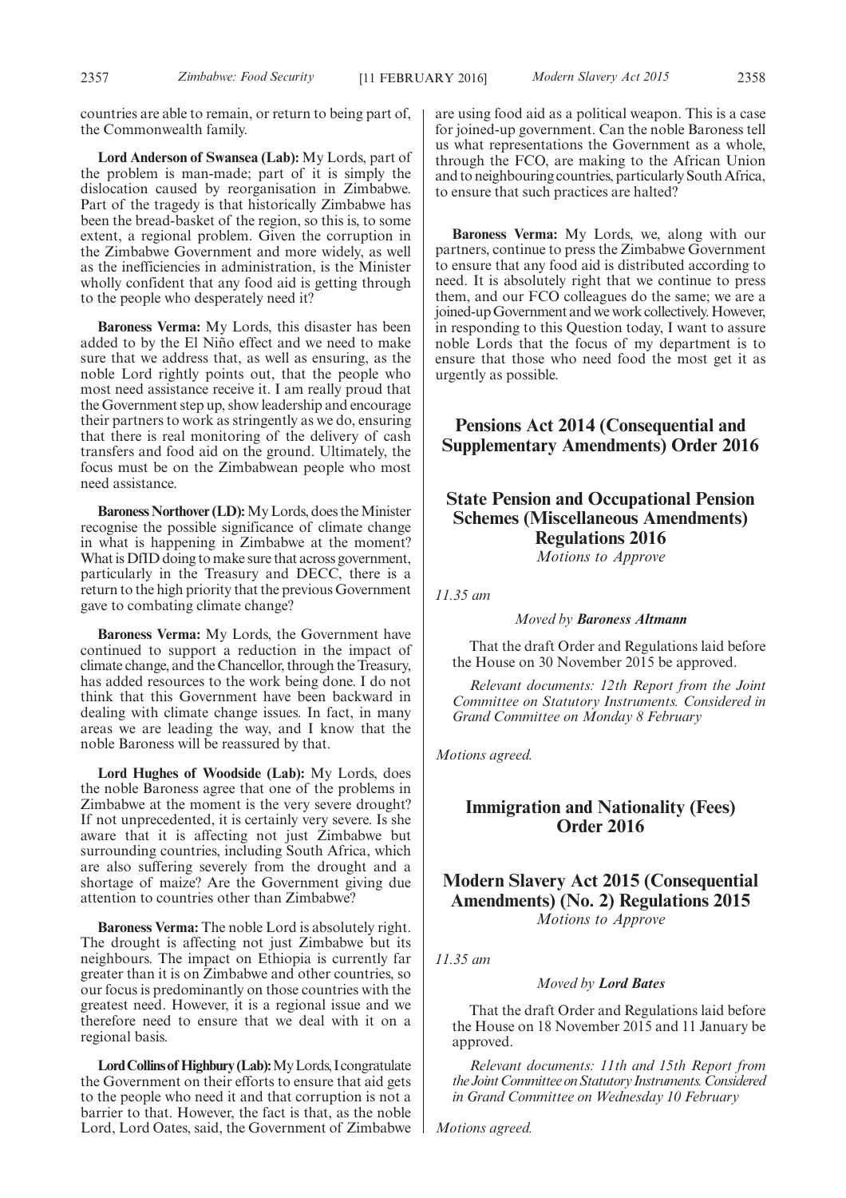countries are able to remain, or return to being part of, the Commonwealth family.

**Lord Anderson of Swansea (Lab):** My Lords, part of the problem is man-made; part of it is simply the dislocation caused by reorganisation in Zimbabwe. Part of the tragedy is that historically Zimbabwe has been the bread-basket of the region, so this is, to some extent, a regional problem. Given the corruption in the Zimbabwe Government and more widely, as well as the inefficiencies in administration, is the Minister wholly confident that any food aid is getting through to the people who desperately need it?

**Baroness Verma:** My Lords, this disaster has been added to by the El Niño effect and we need to make sure that we address that, as well as ensuring, as the noble Lord rightly points out, that the people who most need assistance receive it. I am really proud that the Government step up, show leadership and encourage their partners to work as stringently as we do, ensuring that there is real monitoring of the delivery of cash transfers and food aid on the ground. Ultimately, the focus must be on the Zimbabwean people who most need assistance.

**Baroness Northover (LD):** My Lords, does the Minister recognise the possible significance of climate change in what is happening in Zimbabwe at the moment? What is DfID doing to make sure that across government, particularly in the Treasury and DECC, there is a return to the high priority that the previous Government gave to combating climate change?

**Baroness Verma:** My Lords, the Government have continued to support a reduction in the impact of climate change, and the Chancellor, through the Treasury, has added resources to the work being done. I do not think that this Government have been backward in dealing with climate change issues. In fact, in many areas we are leading the way, and I know that the noble Baroness will be reassured by that.

**Lord Hughes of Woodside (Lab):** My Lords, does the noble Baroness agree that one of the problems in Zimbabwe at the moment is the very severe drought? If not unprecedented, it is certainly very severe. Is she aware that it is affecting not just Zimbabwe but surrounding countries, including South Africa, which are also suffering severely from the drought and a shortage of maize? Are the Government giving due attention to countries other than Zimbabwe?

**Baroness Verma:** The noble Lord is absolutely right. The drought is affecting not just Zimbabwe but its neighbours. The impact on Ethiopia is currently far greater than it is on Zimbabwe and other countries, so our focus is predominantly on those countries with the greatest need. However, it is a regional issue and we therefore need to ensure that we deal with it on a regional basis.

**Lord Collins of Highbury (Lab):** My Lords, I congratulate the Government on their efforts to ensure that aid gets to the people who need it and that corruption is not a barrier to that. However, the fact is that, as the noble Lord, Lord Oates, said, the Government of Zimbabwe are using food aid as a political weapon. This is a case for joined-up government. Can the noble Baroness tell us what representations the Government as a whole, through the FCO, are making to the African Union and to neighbouring countries, particularly South Africa, to ensure that such practices are halted?

**Baroness Verma:** My Lords, we, along with our partners, continue to press the Zimbabwe Government to ensure that any food aid is distributed according to need. It is absolutely right that we continue to press them, and our FCO colleagues do the same; we are a joined-up Government and we work collectively. However, in responding to this Question today, I want to assure noble Lords that the focus of my department is to ensure that those who need food the most get it as urgently as possible.

## Pensions Act 2014 (Consequential and Supplementary Amendments) Order 2016

## State Pension and Occupational Pension Schemes (Miscellaneous Amendments) Regulations 2016

*Motions to Approve*

*11.35 am*

*Moved by **Baroness Altmann***

That the draft Order and Regulations laid before the House on 30 November 2015 be approved.

*Relevant documents: 12th Report from the Joint Committee on Statutory Instruments. Considered in Grand Committee on Monday 8 February*

*Motions agreed.*

## Immigration and Nationality (Fees) Order 2016

## Modern Slavery Act 2015 (Consequential Amendments) (No. 2) Regulations 2015

*Motions to Approve*

*11.35 am*

*Moved by **Lord Bates***

That the draft Order and Regulations laid before the House on 18 November 2015 and 11 January be approved.

*Relevant documents: 11th and 15th Report from the Joint Committee on Statutory Instruments. Considered in Grand Committee on Wednesday 10 February*

*Motions agreed.*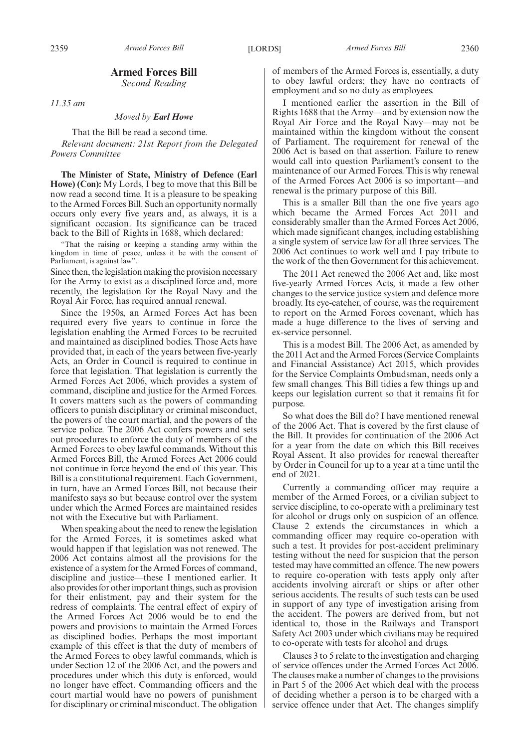# Armed Forces Bill

*Second Reading*

*11.35 am*

*Moved by **Earl Howe***

That the Bill be read a second time.

*Relevant document: 21st Report from the Delegated Powers Committee*

**The Minister of State, Ministry of Defence (Earl Howe) (Con):** My Lords, I beg to move that this Bill be now read a second time. It is a pleasure to be speaking to the Armed Forces Bill. Such an opportunity normally occurs only every five years and, as always, it is a significant occasion. Its significance can be traced back to the Bill of Rights in 1688, which declared:

"That the raising or keeping a standing army within the kingdom in time of peace, unless it be with the consent of Parliament, is against law".

Since then, the legislation making the provision necessary for the Army to exist as a disciplined force and, more recently, the legislation for the Royal Navy and the Royal Air Force, has required annual renewal.

Since the 1950s, an Armed Forces Act has been required every five years to continue in force the legislation enabling the Armed Forces to be recruited and maintained as disciplined bodies. Those Acts have provided that, in each of the years between five-yearly Acts, an Order in Council is required to continue in force that legislation. That legislation is currently the Armed Forces Act 2006, which provides a system of command, discipline and justice for the Armed Forces. It covers matters such as the powers of commanding officers to punish disciplinary or criminal misconduct, the powers of the court martial, and the powers of the service police. The 2006 Act confers powers and sets out procedures to enforce the duty of members of the Armed Forces to obey lawful commands. Without this Armed Forces Bill, the Armed Forces Act 2006 could not continue in force beyond the end of this year. This Bill is a constitutional requirement. Each Government, in turn, have an Armed Forces Bill, not because their manifesto says so but because control over the system under which the Armed Forces are maintained resides not with the Executive but with Parliament.

When speaking about the need to renew the legislation for the Armed Forces, it is sometimes asked what would happen if that legislation was not renewed. The 2006 Act contains almost all the provisions for the existence of a system for the Armed Forces of command, discipline and justice—these I mentioned earlier. It also provides for other important things, such as provision for their enlistment, pay and their system for the redress of complaints. The central effect of expiry of the Armed Forces Act 2006 would be to end the powers and provisions to maintain the Armed Forces as disciplined bodies. Perhaps the most important example of this effect is that the duty of members of the Armed Forces to obey lawful commands, which is under Section 12 of the 2006 Act, and the powers and procedures under which this duty is enforced, would no longer have effect. Commanding officers and the court martial would have no powers of punishment for disciplinary or criminal misconduct. The obligation of members of the Armed Forces is, essentially, a duty to obey lawful orders; they have no contracts of employment and so no duty as employees.

I mentioned earlier the assertion in the Bill of Rights 1688 that the Army—and by extension now the Royal Air Force and the Royal Navy—may not be maintained within the kingdom without the consent of Parliament. The requirement for renewal of the 2006 Act is based on that assertion. Failure to renew would call into question Parliament's consent to the maintenance of our Armed Forces. This is why renewal of the Armed Forces Act 2006 is so important—and renewal is the primary purpose of this Bill.

This is a smaller Bill than the one five years ago which became the Armed Forces Act 2011 and considerably smaller than the Armed Forces Act 2006, which made significant changes, including establishing a single system of service law for all three services. The 2006 Act continues to work well and I pay tribute to the work of the then Government for this achievement.

The 2011 Act renewed the 2006 Act and, like most five-yearly Armed Forces Acts, it made a few other changes to the service justice system and defence more broadly. Its eye-catcher, of course, was the requirement to report on the Armed Forces covenant, which has made a huge difference to the lives of serving and ex-service personnel.

This is a modest Bill. The 2006 Act, as amended by the 2011 Act and the Armed Forces (Service Complaints and Financial Assistance) Act 2015, which provides for the Service Complaints Ombudsman, needs only a few small changes. This Bill tidies a few things up and keeps our legislation current so that it remains fit for purpose.

So what does the Bill do? I have mentioned renewal of the 2006 Act. That is covered by the first clause of the Bill. It provides for continuation of the 2006 Act for a year from the date on which this Bill receives Royal Assent. It also provides for renewal thereafter by Order in Council for up to a year at a time until the end of 2021.

Currently a commanding officer may require a member of the Armed Forces, or a civilian subject to service discipline, to co-operate with a preliminary test for alcohol or drugs only on suspicion of an offence. Clause 2 extends the circumstances in which a commanding officer may require co-operation with such a test. It provides for post-accident preliminary testing without the need for suspicion that the person tested may have committed an offence. The new powers to require co-operation with tests apply only after accidents involving aircraft or ships or after other serious accidents. The results of such tests can be used in support of any type of investigation arising from the accident. The powers are derived from, but not identical to, those in the Railways and Transport Safety Act 2003 under which civilians may be required to co-operate with tests for alcohol and drugs.

Clauses 3 to 5 relate to the investigation and charging of service offences under the Armed Forces Act 2006. The clauses make a number of changes to the provisions in Part 5 of the 2006 Act which deal with the process of deciding whether a person is to be charged with a service offence under that Act. The changes simplify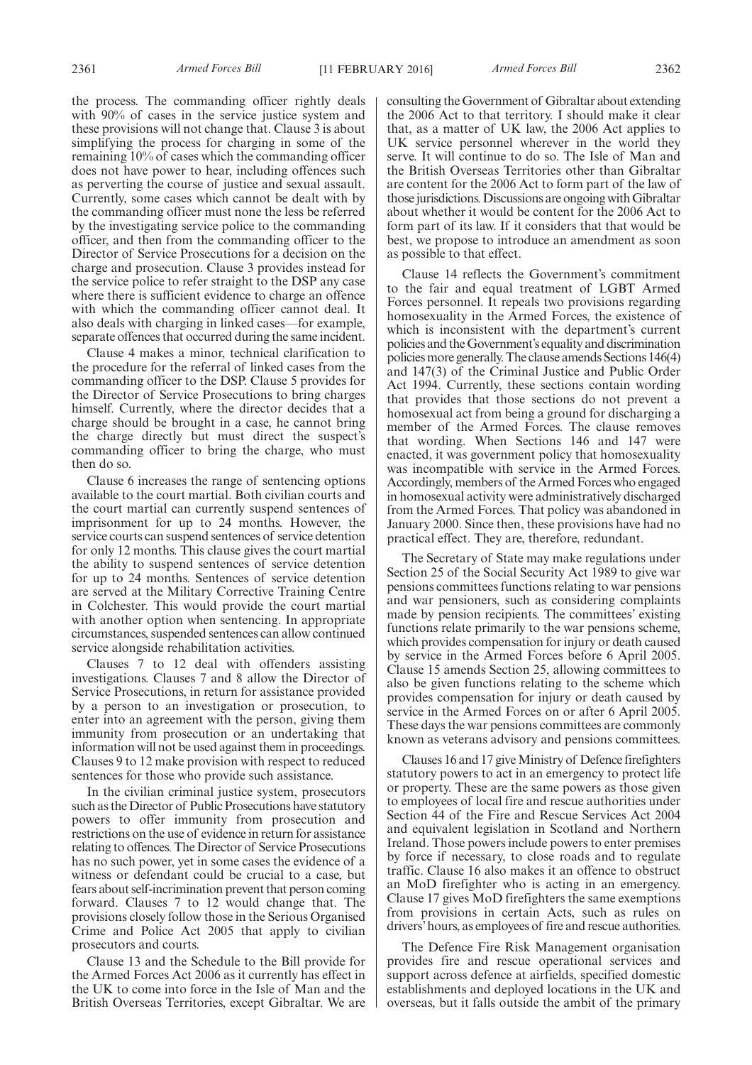the process. The commanding officer rightly deals with 90% of cases in the service justice system and these provisions will not change that. Clause 3 is about simplifying the process for charging in some of the remaining 10% of cases which the commanding officer does not have power to hear, including offences such as perverting the course of justice and sexual assault. Currently, some cases which cannot be dealt with by the commanding officer must none the less be referred by the investigating service police to the commanding officer, and then from the commanding officer to the Director of Service Prosecutions for a decision on the charge and prosecution. Clause 3 provides instead for the service police to refer straight to the DSP any case where there is sufficient evidence to charge an offence with which the commanding officer cannot deal. It also deals with charging in linked cases—for example, separate offences that occurred during the same incident.

Clause 4 makes a minor, technical clarification to the procedure for the referral of linked cases from the commanding officer to the DSP. Clause 5 provides for the Director of Service Prosecutions to bring charges himself. Currently, where the director decides that a charge should be brought in a case, he cannot bring the charge directly but must direct the suspect's commanding officer to bring the charge, who must then do so.

Clause 6 increases the range of sentencing options available to the court martial. Both civilian courts and the court martial can currently suspend sentences of imprisonment for up to 24 months. However, the service courts can suspend sentences of service detention for only 12 months. This clause gives the court martial the ability to suspend sentences of service detention for up to 24 months. Sentences of service detention are served at the Military Corrective Training Centre in Colchester. This would provide the court martial with another option when sentencing. In appropriate circumstances, suspended sentences can allow continued service alongside rehabilitation activities.

Clauses 7 to 12 deal with offenders assisting investigations. Clauses 7 and 8 allow the Director of Service Prosecutions, in return for assistance provided by a person to an investigation or prosecution, to enter into an agreement with the person, giving them immunity from prosecution or an undertaking that information will not be used against them in proceedings. Clauses 9 to 12 make provision with respect to reduced sentences for those who provide such assistance.

In the civilian criminal justice system, prosecutors such as the Director of Public Prosecutions have statutory powers to offer immunity from prosecution and restrictions on the use of evidence in return for assistance relating to offences. The Director of Service Prosecutions has no such power, yet in some cases the evidence of a witness or defendant could be crucial to a case, but fears about self-incrimination prevent that person coming forward. Clauses 7 to 12 would change that. The provisions closely follow those in the Serious Organised Crime and Police Act 2005 that apply to civilian prosecutors and courts.

Clause 13 and the Schedule to the Bill provide for the Armed Forces Act 2006 as it currently has effect in the UK to come into force in the Isle of Man and the British Overseas Territories, except Gibraltar. We are consulting the Government of Gibraltar about extending the 2006 Act to that territory. I should make it clear that, as a matter of UK law, the 2006 Act applies to UK service personnel wherever in the world they serve. It will continue to do so. The Isle of Man and the British Overseas Territories other than Gibraltar are content for the 2006 Act to form part of the law of those jurisdictions. Discussions are ongoing with Gibraltar about whether it would be content for the 2006 Act to form part of its law. If it considers that that would be best, we propose to introduce an amendment as soon as possible to that effect.

Clause 14 reflects the Government's commitment to the fair and equal treatment of LGBT Armed Forces personnel. It repeals two provisions regarding homosexuality in the Armed Forces, the existence of which is inconsistent with the department's current policies and the Government's equality and discrimination policies more generally. The clause amends Sections 146(4) and 147(3) of the Criminal Justice and Public Order Act 1994. Currently, these sections contain wording that provides that those sections do not prevent a homosexual act from being a ground for discharging a member of the Armed Forces. The clause removes that wording. When Sections 146 and 147 were enacted, it was government policy that homosexuality was incompatible with service in the Armed Forces. Accordingly, members of the Armed Forces who engaged in homosexual activity were administratively discharged from the Armed Forces. That policy was abandoned in January 2000. Since then, these provisions have had no practical effect. They are, therefore, redundant.

The Secretary of State may make regulations under Section 25 of the Social Security Act 1989 to give war pensions committees functions relating to war pensions and war pensioners, such as considering complaints made by pension recipients. The committees' existing functions relate primarily to the war pensions scheme, which provides compensation for injury or death caused by service in the Armed Forces before 6 April 2005. Clause 15 amends Section 25, allowing committees to also be given functions relating to the scheme which provides compensation for injury or death caused by service in the Armed Forces on or after 6 April 2005. These days the war pensions committees are commonly known as veterans advisory and pensions committees.

Clauses 16 and 17 give Ministry of Defence firefighters statutory powers to act in an emergency to protect life or property. These are the same powers as those given to employees of local fire and rescue authorities under Section 44 of the Fire and Rescue Services Act 2004 and equivalent legislation in Scotland and Northern Ireland. Those powers include powers to enter premises by force if necessary, to close roads and to regulate traffic. Clause 16 also makes it an offence to obstruct an MoD firefighter who is acting in an emergency. Clause 17 gives MoD firefighters the same exemptions from provisions in certain Acts, such as rules on drivers' hours, as employees of fire and rescue authorities.

The Defence Fire Risk Management organisation provides fire and rescue operational services and support across defence at airfields, specified domestic establishments and deployed locations in the UK and overseas, but it falls outside the ambit of the primary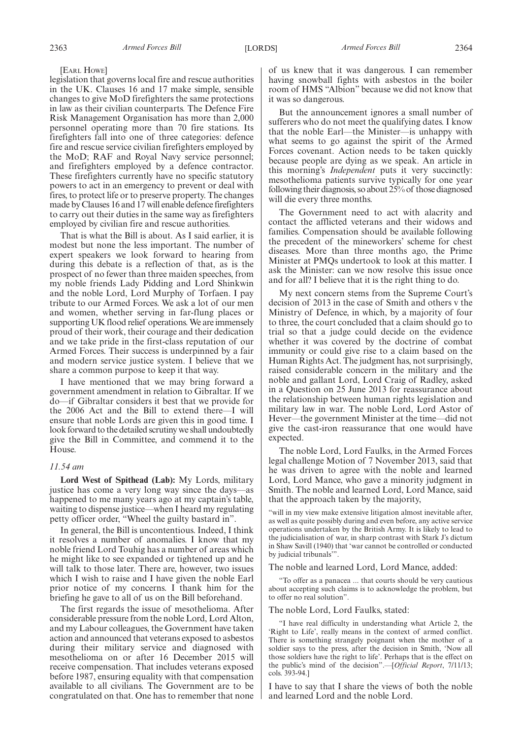[Earl Howe]

legislation that governs local fire and rescue authorities in the UK. Clauses 16 and 17 make simple, sensible changes to give MoD firefighters the same protections in law as their civilian counterparts. The Defence Fire Risk Management Organisation has more than 2,000 personnel operating more than 70 fire stations. Its firefighters fall into one of three categories: defence fire and rescue service civilian firefighters employed by the MoD; RAF and Royal Navy service personnel; and firefighters employed by a defence contractor. These firefighters currently have no specific statutory powers to act in an emergency to prevent or deal with fires, to protect life or to preserve property. The changes made by Clauses 16 and 17 will enable defence firefighters to carry out their duties in the same way as firefighters employed by civilian fire and rescue authorities.

That is what the Bill is about. As I said earlier, it is modest but none the less important. The number of expert speakers we look forward to hearing from during this debate is a reflection of that, as is the prospect of no fewer than three maiden speeches, from my noble friends Lady Pidding and Lord Shinkwin and the noble Lord, Lord Murphy of Torfaen. I pay tribute to our Armed Forces. We ask a lot of our men and women, whether serving in far-flung places or supporting UK flood relief operations. We are immensely proud of their work, their courage and their dedication and we take pride in the first-class reputation of our Armed Forces. Their success is underpinned by a fair and modern service justice system. I believe that we share a common purpose to keep it that way.

I have mentioned that we may bring forward a government amendment in relation to Gibraltar. If we do—if Gibraltar considers it best that we provide for the 2006 Act and the Bill to extend there—I will ensure that noble Lords are given this in good time. I look forward to the detailed scrutiny we shall undoubtedly give the Bill in Committee, and commend it to the House.

*11.54 am*

**Lord West of Spithead (Lab):** My Lords, military justice has come a very long way since the days—as happened to me many years ago at my captain's table, waiting to dispense justice—when I heard my regulating petty officer order, "Wheel the guilty bastard in".

In general, the Bill is uncontentious. Indeed, I think it resolves a number of anomalies. I know that my noble friend Lord Touhig has a number of areas which he might like to see expanded or tightened up and he will talk to those later. There are, however, two issues which I wish to raise and I have given the noble Earl prior notice of my concerns. I thank him for the briefing he gave to all of us on the Bill beforehand.

The first regards the issue of mesothelioma. After considerable pressure from the noble Lord, Lord Alton, and my Labour colleagues, the Government have taken action and announced that veterans exposed to asbestos during their military service and diagnosed with mesothelioma on or after 16 December 2015 will receive compensation. That includes veterans exposed before 1987, ensuring equality with that compensation available to all civilians. The Government are to be congratulated on that. One has to remember that none of us knew that it was dangerous. I can remember having snowball fights with asbestos in the boiler room of HMS "Albion" because we did not know that it was so dangerous.

But the announcement ignores a small number of sufferers who do not meet the qualifying dates. I know that the noble Earl—the Minister—is unhappy with what seems to go against the spirit of the Armed Forces covenant. Action needs to be taken quickly because people are dying as we speak. An article in this morning's *Independent* puts it very succinctly: mesothelioma patients survive typically for one year following their diagnosis, so about 25% of those diagnosed will die every three months.

The Government need to act with alacrity and contact the afflicted veterans and their widows and families. Compensation should be available following the precedent of the mineworkers' scheme for chest diseases. More than three months ago, the Prime Minister at PMQs undertook to look at this matter. I ask the Minister: can we now resolve this issue once and for all? I believe that it is the right thing to do.

My next concern stems from the Supreme Court's decision of 2013 in the case of Smith and others v the Ministry of Defence, in which, by a majority of four to three, the court concluded that a claim should go to trial so that a judge could decide on the evidence whether it was covered by the doctrine of combat immunity or could give rise to a claim based on the Human Rights Act. The judgment has, not surprisingly, raised considerable concern in the military and the noble and gallant Lord, Lord Craig of Radley, asked in a Question on 25 June 2013 for reassurance about the relationship between human rights legislation and military law in war. The noble Lord, Lord Astor of Hever—the government Minister at the time—did not give the cast-iron reassurance that one would have expected.

The noble Lord, Lord Faulks, in the Armed Forces legal challenge Motion of 7 November 2013, said that he was driven to agree with the noble and learned Lord, Lord Mance, who gave a minority judgment in Smith. The noble and learned Lord, Lord Mance, said that the approach taken by the majority,

> "will in my view make extensive litigation almost inevitable after, as well as quite possibly during and even before, any active service operations undertaken by the British Army. It is likely to lead to the judicialisation of war, in sharp contrast with Stark J's dictum in Shaw Savill (1940) that 'war cannot be controlled or conducted by judicial tribunals'".

The noble and learned Lord, Lord Mance, added:

> "To offer as a panacea ... that courts should be very cautious about accepting such claims is to acknowledge the problem, but to offer no real solution".

The noble Lord, Lord Faulks, stated:

> "I have real difficulty in understanding what Article 2, the 'Right to Life', really means in the context of armed conflict. There is something strangely poignant when the mother of a soldier says to the press, after the decision in Smith, 'Now all those soldiers have the right to life'. Perhaps that is the effect on the public's mind of the decision".—[*Official Report*, 7/11/13; cols. 393-94.]

I have to say that I share the views of both the noble and learned Lord and the noble Lord.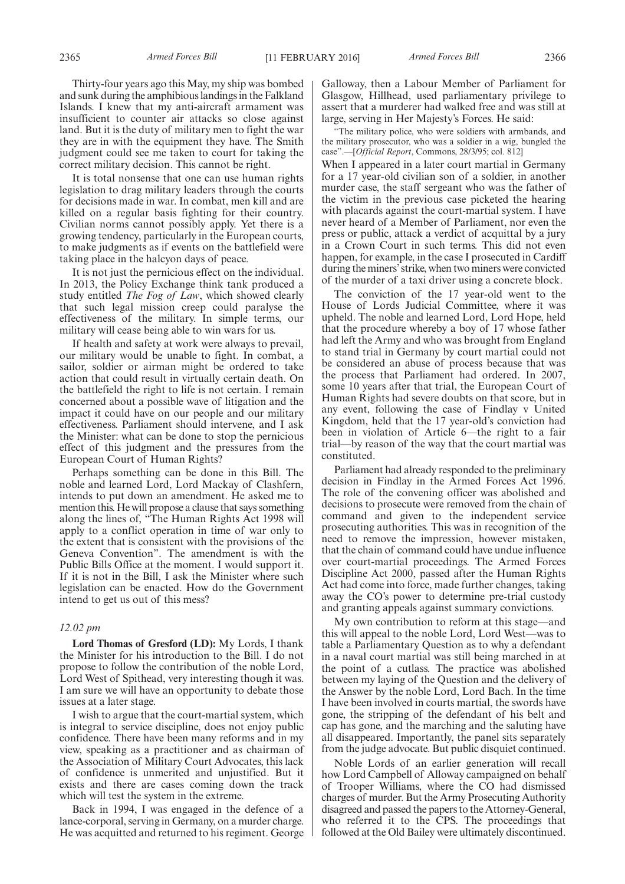Thirty-four years ago this May, my ship was bombed and sunk during the amphibious landings in the Falkland Islands. I knew that my anti-aircraft armament was insufficient to counter air attacks so close against land. But it is the duty of military men to fight the war they are in with the equipment they have. The Smith judgment could see me taken to court for taking the correct military decision. This cannot be right.

It is total nonsense that one can use human rights legislation to drag military leaders through the courts for decisions made in war. In combat, men kill and are killed on a regular basis fighting for their country. Civilian norms cannot possibly apply. Yet there is a growing tendency, particularly in the European courts, to make judgments as if events on the battlefield were taking place in the halcyon days of peace.

It is not just the pernicious effect on the individual. In 2013, the Policy Exchange think tank produced a study entitled *The Fog of Law*, which showed clearly that such legal mission creep could paralyse the effectiveness of the military. In simple terms, our military will cease being able to win wars for us.

If health and safety at work were always to prevail, our military would be unable to fight. In combat, a sailor, soldier or airman might be ordered to take action that could result in virtually certain death. On the battlefield the right to life is not certain. I remain concerned about a possible wave of litigation and the impact it could have on our people and our military effectiveness. Parliament should intervene, and I ask the Minister: what can be done to stop the pernicious effect of this judgment and the pressures from the European Court of Human Rights?

Perhaps something can be done in this Bill. The noble and learned Lord, Lord Mackay of Clashfern, intends to put down an amendment. He asked me to mention this. He will propose a clause that says something along the lines of, "The Human Rights Act 1998 will apply to a conflict operation in time of war only to the extent that is consistent with the provisions of the Geneva Convention". The amendment is with the Public Bills Office at the moment. I would support it. If it is not in the Bill, I ask the Minister where such legislation can be enacted. How do the Government intend to get us out of this mess?

*12.02 pm*

**Lord Thomas of Gresford (LD):** My Lords, I thank the Minister for his introduction to the Bill. I do not propose to follow the contribution of the noble Lord, Lord West of Spithead, very interesting though it was. I am sure we will have an opportunity to debate those issues at a later stage.

I wish to argue that the court-martial system, which is integral to service discipline, does not enjoy public confidence. There have been many reforms and in my view, speaking as a practitioner and as chairman of the Association of Military Court Advocates, this lack of confidence is unmerited and unjustified. But it exists and there are cases coming down the track which will test the system in the extreme.

Back in 1994, I was engaged in the defence of a lance-corporal, serving in Germany, on a murder charge. He was acquitted and returned to his regiment. George Galloway, then a Labour Member of Parliament for Glasgow, Hillhead, used parliamentary privilege to assert that a murderer had walked free and was still at large, serving in Her Majesty's Forces. He said:

> "The military police, who were soldiers with armbands, and the military prosecutor, who was a soldier in a wig, bungled the case".—[*Official Report*, Commons, 28/3/95; col. 812]

When I appeared in a later court martial in Germany for a 17 year-old civilian son of a soldier, in another murder case, the staff sergeant who was the father of the victim in the previous case picketed the hearing with placards against the court-martial system. I have never heard of a Member of Parliament, nor even the press or public, attack a verdict of acquittal by a jury in a Crown Court in such terms. This did not even happen, for example, in the case I prosecuted in Cardiff during the miners' strike, when two miners were convicted of the murder of a taxi driver using a concrete block.

The conviction of the 17 year-old went to the House of Lords Judicial Committee, where it was upheld. The noble and learned Lord, Lord Hope, held that the procedure whereby a boy of 17 whose father had left the Army and who was brought from England to stand trial in Germany by court martial could not be considered an abuse of process because that was the process that Parliament had ordered. In 2007, some 10 years after that trial, the European Court of Human Rights had severe doubts on that score, but in any event, following the case of Findlay v United Kingdom, held that the 17 year-old's conviction had been in violation of Article 6—the right to a fair trial—by reason of the way that the court martial was constituted.

Parliament had already responded to the preliminary decision in Findlay in the Armed Forces Act 1996. The role of the convening officer was abolished and decisions to prosecute were removed from the chain of command and given to the independent service prosecuting authorities. This was in recognition of the need to remove the impression, however mistaken, that the chain of command could have undue influence over court-martial proceedings. The Armed Forces Discipline Act 2000, passed after the Human Rights Act had come into force, made further changes, taking away the CO's power to determine pre-trial custody and granting appeals against summary convictions.

My own contribution to reform at this stage—and this will appeal to the noble Lord, Lord West—was to table a Parliamentary Question as to why a defendant in a naval court martial was still being marched in at the point of a cutlass. The practice was abolished between my laying of the Question and the delivery of the Answer by the noble Lord, Lord Bach. In the time I have been involved in courts martial, the swords have gone, the stripping of the defendant of his belt and cap has gone, and the marching and the saluting have all disappeared. Importantly, the panel sits separately from the judge advocate. But public disquiet continued.

Noble Lords of an earlier generation will recall how Lord Campbell of Alloway campaigned on behalf of Trooper Williams, where the CO had dismissed charges of murder. But the Army Prosecuting Authority disagreed and passed the papers to the Attorney-General, who referred it to the CPS. The proceedings that followed at the Old Bailey were ultimately discontinued.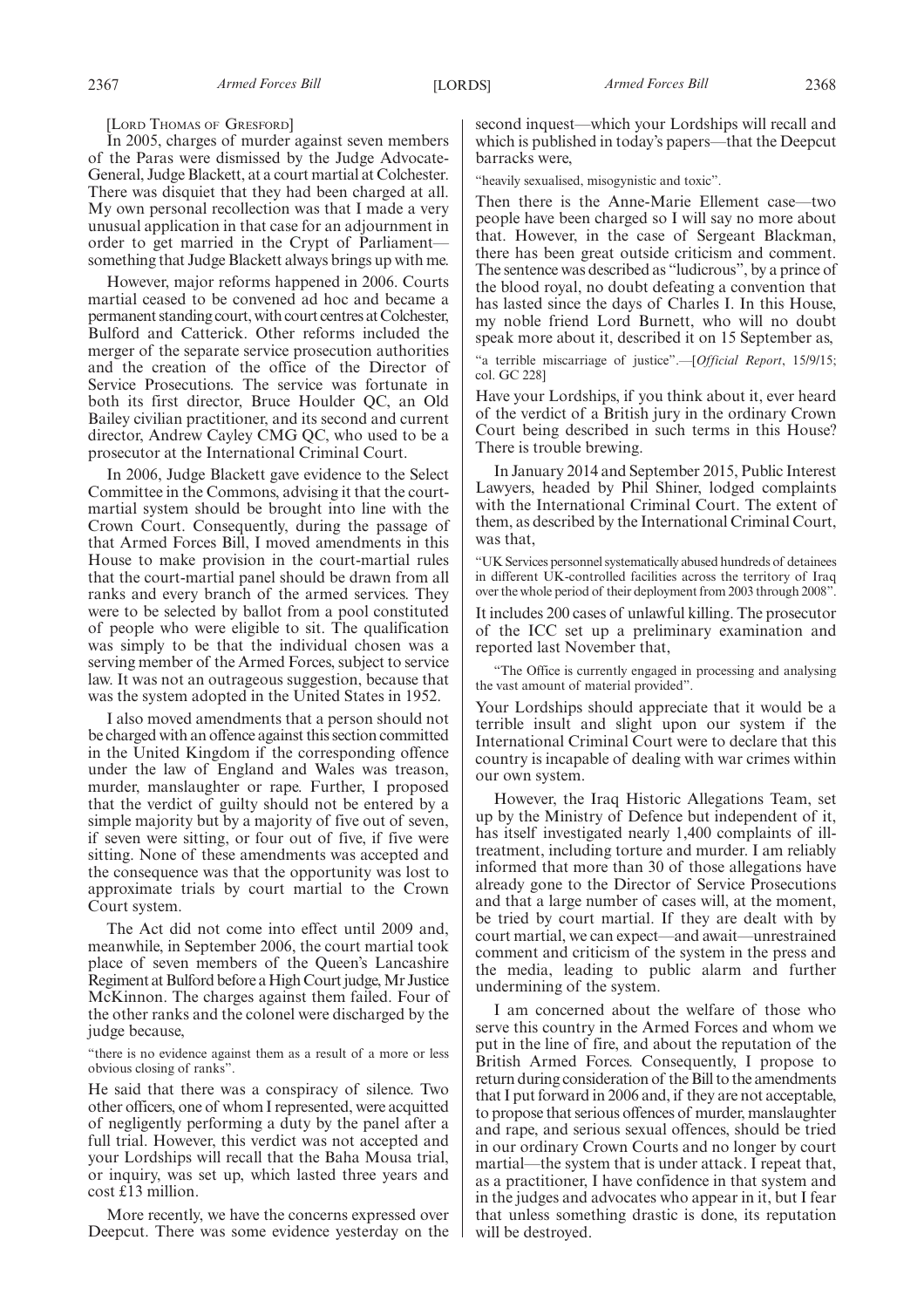[LORD THOMAS OF GRESFORD]

In 2005, charges of murder against seven members of the Paras were dismissed by the Judge Advocate-General, Judge Blackett, at a court martial at Colchester. There was disquiet that they had been charged at all. My own personal recollection was that I made a very unusual application in that case for an adjournment in order to get married in the Crypt of Parliament—something that Judge Blackett always brings up with me.

However, major reforms happened in 2006. Courts martial ceased to be convened ad hoc and became a permanent standing court, with court centres at Colchester, Bulford and Catterick. Other reforms included the merger of the separate service prosecution authorities and the creation of the office of the Director of Service Prosecutions. The service was fortunate in both its first director, Bruce Houlder QC, an Old Bailey civilian practitioner, and its second and current director, Andrew Cayley CMG QC, who used to be a prosecutor at the International Criminal Court.

In 2006, Judge Blackett gave evidence to the Select Committee in the Commons, advising it that the court-martial system should be brought into line with the Crown Court. Consequently, during the passage of that Armed Forces Bill, I moved amendments in this House to make provision in the court-martial rules that the court-martial panel should be drawn from all ranks and every branch of the armed services. They were to be selected by ballot from a pool constituted of people who were eligible to sit. The qualification was simply to be that the individual chosen was a serving member of the Armed Forces, subject to service law. It was not an outrageous suggestion, because that was the system adopted in the United States in 1952.

I also moved amendments that a person should not be charged with an offence against this section committed in the United Kingdom if the corresponding offence under the law of England and Wales was treason, murder, manslaughter or rape. Further, I proposed that the verdict of guilty should not be entered by a simple majority but by a majority of five out of seven, if seven were sitting, or four out of five, if five were sitting. None of these amendments was accepted and the consequence was that the opportunity was lost to approximate trials by court martial to the Crown Court system.

The Act did not come into effect until 2009 and, meanwhile, in September 2006, the court martial took place of seven members of the Queen's Lancashire Regiment at Bulford before a High Court judge, Mr Justice McKinnon. The charges against them failed. Four of the other ranks and the colonel were discharged by the judge because,

"there is no evidence against them as a result of a more or less obvious closing of ranks".

He said that there was a conspiracy of silence. Two other officers, one of whom I represented, were acquitted of negligently performing a duty by the panel after a full trial. However, this verdict was not accepted and your Lordships will recall that the Baha Mousa trial, or inquiry, was set up, which lasted three years and cost £13 million.

More recently, we have the concerns expressed over Deepcut. There was some evidence yesterday on the second inquest—which your Lordships will recall and which is published in today's papers—that the Deepcut barracks were,

"heavily sexualised, misogynistic and toxic".

Then there is the Anne-Marie Ellement case—two people have been charged so I will say no more about that. However, in the case of Sergeant Blackman, there has been great outside criticism and comment. The sentence was described as "ludicrous", by a prince of the blood royal, no doubt defeating a convention that has lasted since the days of Charles I. In this House, my noble friend Lord Burnett, who will no doubt speak more about it, described it on 15 September as,

"a terrible miscarriage of justice".—[*Official Report*, 15/9/15; col. GC 228]

Have your Lordships, if you think about it, ever heard of the verdict of a British jury in the ordinary Crown Court being described in such terms in this House? There is trouble brewing.

In January 2014 and September 2015, Public Interest Lawyers, headed by Phil Shiner, lodged complaints with the International Criminal Court. The extent of them, as described by the International Criminal Court, was that,

"UK Services personnel systematically abused hundreds of detainees in different UK-controlled facilities across the territory of Iraq over the whole period of their deployment from 2003 through 2008".

It includes 200 cases of unlawful killing. The prosecutor of the ICC set up a preliminary examination and reported last November that,

"The Office is currently engaged in processing and analysing the vast amount of material provided".

Your Lordships should appreciate that it would be a terrible insult and slight upon our system if the International Criminal Court were to declare that this country is incapable of dealing with war crimes within our own system.

However, the Iraq Historic Allegations Team, set up by the Ministry of Defence but independent of it, has itself investigated nearly 1,400 complaints of ill-treatment, including torture and murder. I am reliably informed that more than 30 of those allegations have already gone to the Director of Service Prosecutions and that a large number of cases will, at the moment, be tried by court martial. If they are dealt with by court martial, we can expect—and await—unrestrained comment and criticism of the system in the press and the media, leading to public alarm and further undermining of the system.

I am concerned about the welfare of those who serve this country in the Armed Forces and whom we put in the line of fire, and about the reputation of the British Armed Forces. Consequently, I propose to return during consideration of the Bill to the amendments that I put forward in 2006 and, if they are not acceptable, to propose that serious offences of murder, manslaughter and rape, and serious sexual offences, should be tried in our ordinary Crown Courts and no longer by court martial—the system that is under attack. I repeat that, as a practitioner, I have confidence in that system and in the judges and advocates who appear in it, but I fear that unless something drastic is done, its reputation will be destroyed.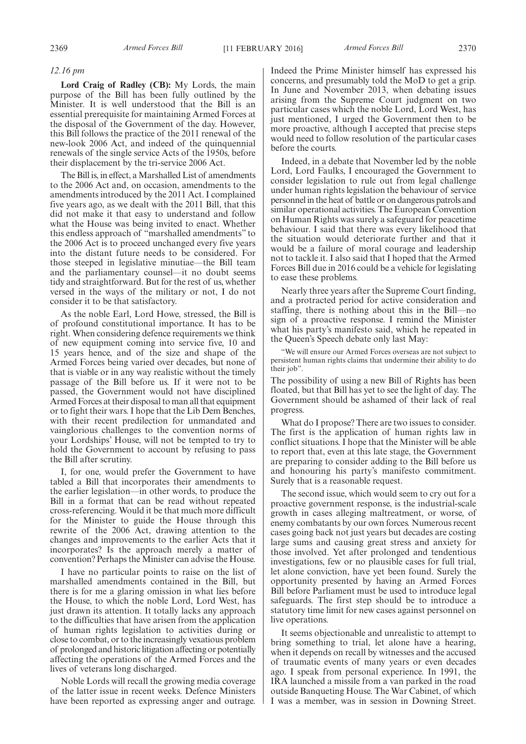*12.16 pm*

**Lord Craig of Radley (CB):** My Lords, the main purpose of the Bill has been fully outlined by the Minister. It is well understood that the Bill is an essential prerequisite for maintaining Armed Forces at the disposal of the Government of the day. However, this Bill follows the practice of the 2011 renewal of the new-look 2006 Act, and indeed of the quinquennial renewals of the single service Acts of the 1950s, before their displacement by the tri-service 2006 Act.

The Bill is, in effect, a Marshalled List of amendments to the 2006 Act and, on occasion, amendments to the amendments introduced by the 2011 Act. I complained five years ago, as we dealt with the 2011 Bill, that this did not make it that easy to understand and follow what the House was being invited to enact. Whether this endless approach of "marshalled amendments" to the 2006 Act is to proceed unchanged every five years into the distant future needs to be considered. For those steeped in legislative minutiae—the Bill team and the parliamentary counsel—it no doubt seems tidy and straightforward. But for the rest of us, whether versed in the ways of the military or not, I do not consider it to be that satisfactory.

As the noble Earl, Lord Howe, stressed, the Bill is of profound constitutional importance. It has to be right. When considering defence requirements we think of new equipment coming into service five, 10 and 15 years hence, and of the size and shape of the Armed Forces being varied over decades, but none of that is viable or in any way realistic without the timely passage of the Bill before us. If it were not to be passed, the Government would not have disciplined Armed Forces at their disposal to man all that equipment or to fight their wars. I hope that the Lib Dem Benches, with their recent predilection for unmandated and vainglorious challenges to the convention norms of your Lordships' House, will not be tempted to try to hold the Government to account by refusing to pass the Bill after scrutiny.

I, for one, would prefer the Government to have tabled a Bill that incorporates their amendments to the earlier legislation—in other words, to produce the Bill in a format that can be read without repeated cross-referencing. Would it be that much more difficult for the Minister to guide the House through this rewrite of the 2006 Act, drawing attention to the changes and improvements to the earlier Acts that it incorporates? Is the approach merely a matter of convention? Perhaps the Minister can advise the House.

I have no particular points to raise on the list of marshalled amendments contained in the Bill, but there is for me a glaring omission in what lies before the House, to which the noble Lord, Lord West, has just drawn its attention. It totally lacks any approach to the difficulties that have arisen from the application of human rights legislation to activities during or close to combat, or to the increasingly vexatious problem of prolonged and historic litigation affecting or potentially affecting the operations of the Armed Forces and the lives of veterans long discharged.

Noble Lords will recall the growing media coverage of the latter issue in recent weeks. Defence Ministers have been reported as expressing anger and outrage. Indeed the Prime Minister himself has expressed his concerns, and presumably told the MoD to get a grip. In June and November 2013, when debating issues arising from the Supreme Court judgment on two particular cases which the noble Lord, Lord West, has just mentioned, I urged the Government then to be more proactive, although I accepted that precise steps would need to follow resolution of the particular cases before the courts.

Indeed, in a debate that November led by the noble Lord, Lord Faulks, I encouraged the Government to consider legislation to rule out from legal challenge under human rights legislation the behaviour of service personnel in the heat of battle or on dangerous patrols and similar operational activities. The European Convention on Human Rights was surely a safeguard for peacetime behaviour. I said that there was every likelihood that the situation would deteriorate further and that it would be a failure of moral courage and leadership not to tackle it. I also said that I hoped that the Armed Forces Bill due in 2016 could be a vehicle for legislating to ease these problems.

Nearly three years after the Supreme Court finding, and a protracted period for active consideration and staffing, there is nothing about this in the Bill—no sign of a proactive response. I remind the Minister what his party's manifesto said, which he repeated in the Queen's Speech debate only last May:

> "We will ensure our Armed Forces overseas are not subject to persistent human rights claims that undermine their ability to do their job".

The possibility of using a new Bill of Rights has been floated, but that Bill has yet to see the light of day. The Government should be ashamed of their lack of real progress.

What do I propose? There are two issues to consider. The first is the application of human rights law in conflict situations. I hope that the Minister will be able to report that, even at this late stage, the Government are preparing to consider adding to the Bill before us and honouring his party's manifesto commitment. Surely that is a reasonable request.

The second issue, which would seem to cry out for a proactive government response, is the industrial-scale growth in cases alleging maltreatment, or worse, of enemy combatants by our own forces. Numerous recent cases going back not just years but decades are costing large sums and causing great stress and anxiety for those involved. Yet after prolonged and tendentious investigations, few or no plausible cases for full trial, let alone conviction, have yet been found. Surely the opportunity presented by having an Armed Forces Bill before Parliament must be used to introduce legal safeguards. The first step should be to introduce a statutory time limit for new cases against personnel on live operations.

It seems objectionable and unrealistic to attempt to bring something to trial, let alone have a hearing, when it depends on recall by witnesses and the accused of traumatic events of many years or even decades ago. I speak from personal experience. In 1991, the IRA launched a missile from a van parked in the road outside Banqueting House. The War Cabinet, of which I was a member, was in session in Downing Street.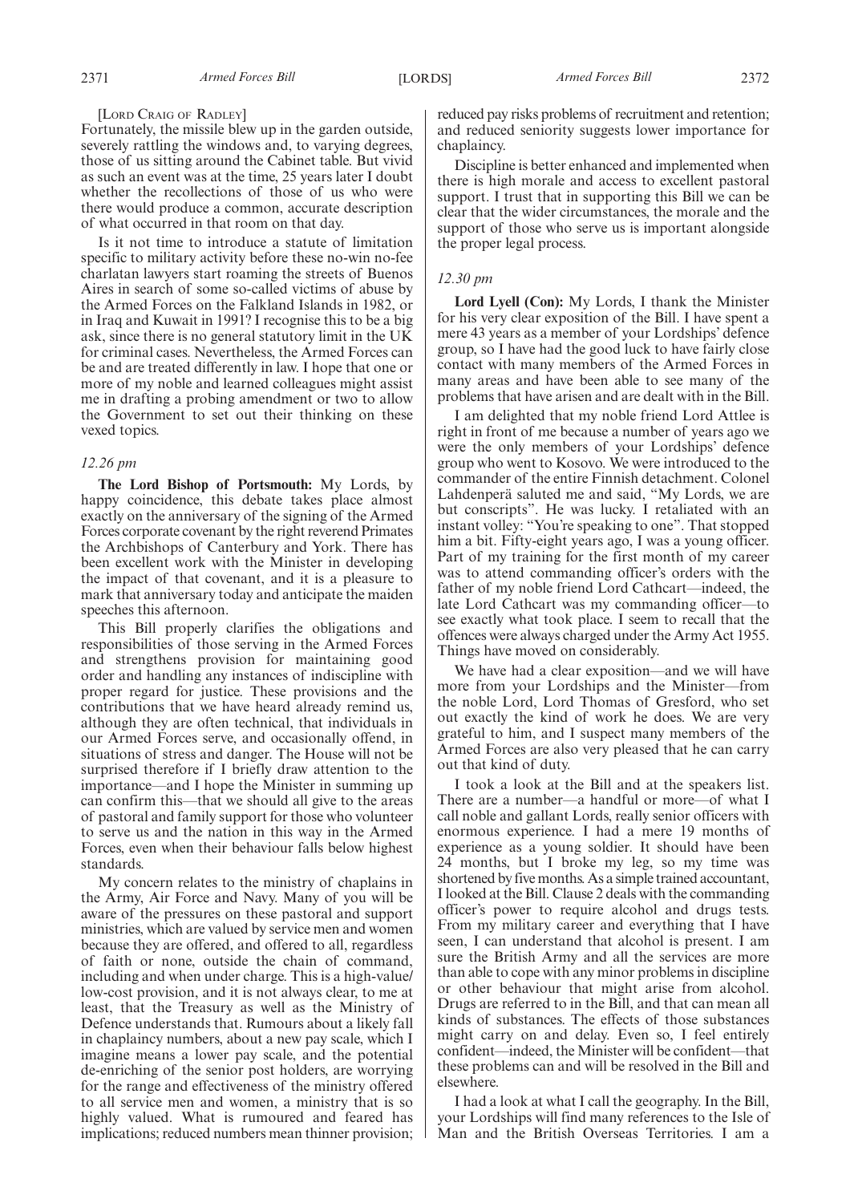[LORD CRAIG OF RADLEY]

Fortunately, the missile blew up in the garden outside, severely rattling the windows and, to varying degrees, those of us sitting around the Cabinet table. But vivid as such an event was at the time, 25 years later I doubt whether the recollections of those of us who were there would produce a common, accurate description of what occurred in that room on that day.

Is it not time to introduce a statute of limitation specific to military activity before these no-win no-fee charlatan lawyers start roaming the streets of Buenos Aires in search of some so-called victims of abuse by the Armed Forces on the Falkland Islands in 1982, or in Iraq and Kuwait in 1991? I recognise this to be a big ask, since there is no general statutory limit in the UK for criminal cases. Nevertheless, the Armed Forces can be and are treated differently in law. I hope that one or more of my noble and learned colleagues might assist me in drafting a probing amendment or two to allow the Government to set out their thinking on these vexed topics.

*12.26 pm*

**The Lord Bishop of Portsmouth:** My Lords, by happy coincidence, this debate takes place almost exactly on the anniversary of the signing of the Armed Forces corporate covenant by the right reverend Primates the Archbishops of Canterbury and York. There has been excellent work with the Minister in developing the impact of that covenant, and it is a pleasure to mark that anniversary today and anticipate the maiden speeches this afternoon.

This Bill properly clarifies the obligations and responsibilities of those serving in the Armed Forces and strengthens provision for maintaining good order and handling any instances of indiscipline with proper regard for justice. These provisions and the contributions that we have heard already remind us, although they are often technical, that individuals in our Armed Forces serve, and occasionally offend, in situations of stress and danger. The House will not be surprised therefore if I briefly draw attention to the importance—and I hope the Minister in summing up can confirm this—that we should all give to the areas of pastoral and family support for those who volunteer to serve us and the nation in this way in the Armed Forces, even when their behaviour falls below highest standards.

My concern relates to the ministry of chaplains in the Army, Air Force and Navy. Many of you will be aware of the pressures on these pastoral and support ministries, which are valued by service men and women because they are offered, and offered to all, regardless of faith or none, outside the chain of command, including and when under charge. This is a high-value/low-cost provision, and it is not always clear, to me at least, that the Treasury as well as the Ministry of Defence understands that. Rumours about a likely fall in chaplaincy numbers, about a new pay scale, which I imagine means a lower pay scale, and the potential de-enriching of the senior post holders, are worrying for the range and effectiveness of the ministry offered to all service men and women, a ministry that is so highly valued. What is rumoured and feared has implications; reduced numbers mean thinner provision; reduced pay risks problems of recruitment and retention; and reduced seniority suggests lower importance for chaplaincy.

Discipline is better enhanced and implemented when there is high morale and access to excellent pastoral support. I trust that in supporting this Bill we can be clear that the wider circumstances, the morale and the support of those who serve us is important alongside the proper legal process.

*12.30 pm*

**Lord Lyell (Con):** My Lords, I thank the Minister for his very clear exposition of the Bill. I have spent a mere 43 years as a member of your Lordships' defence group, so I have had the good luck to have fairly close contact with many members of the Armed Forces in many areas and have been able to see many of the problems that have arisen and are dealt with in the Bill.

I am delighted that my noble friend Lord Attlee is right in front of me because a number of years ago we were the only members of your Lordships' defence group who went to Kosovo. We were introduced to the commander of the entire Finnish detachment. Colonel Lahdenperä saluted me and said, "My Lords, we are but conscripts". He was lucky. I retaliated with an instant volley: "You're speaking to one". That stopped him a bit. Fifty-eight years ago, I was a young officer. Part of my training for the first month of my career was to attend commanding officer's orders with the father of my noble friend Lord Cathcart—indeed, the late Lord Cathcart was my commanding officer—to see exactly what took place. I seem to recall that the offences were always charged under the Army Act 1955. Things have moved on considerably.

We have had a clear exposition—and we will have more from your Lordships and the Minister—from the noble Lord, Lord Thomas of Gresford, who set out exactly the kind of work he does. We are very grateful to him, and I suspect many members of the Armed Forces are also very pleased that he can carry out that kind of duty.

I took a look at the Bill and at the speakers list. There are a number—a handful or more—of what I call noble and gallant Lords, really senior officers with enormous experience. I had a mere 19 months of experience as a young soldier. It should have been 24 months, but I broke my leg, so my time was shortened by five months. As a simple trained accountant, I looked at the Bill. Clause 2 deals with the commanding officer's power to require alcohol and drugs tests. From my military career and everything that I have seen, I can understand that alcohol is present. I am sure the British Army and all the services are more than able to cope with any minor problems in discipline or other behaviour that might arise from alcohol. Drugs are referred to in the Bill, and that can mean all kinds of substances. The effects of those substances might carry on and delay. Even so, I feel entirely confident—indeed, the Minister will be confident—that these problems can and will be resolved in the Bill and elsewhere.

I had a look at what I call the geography. In the Bill, your Lordships will find many references to the Isle of Man and the British Overseas Territories. I am a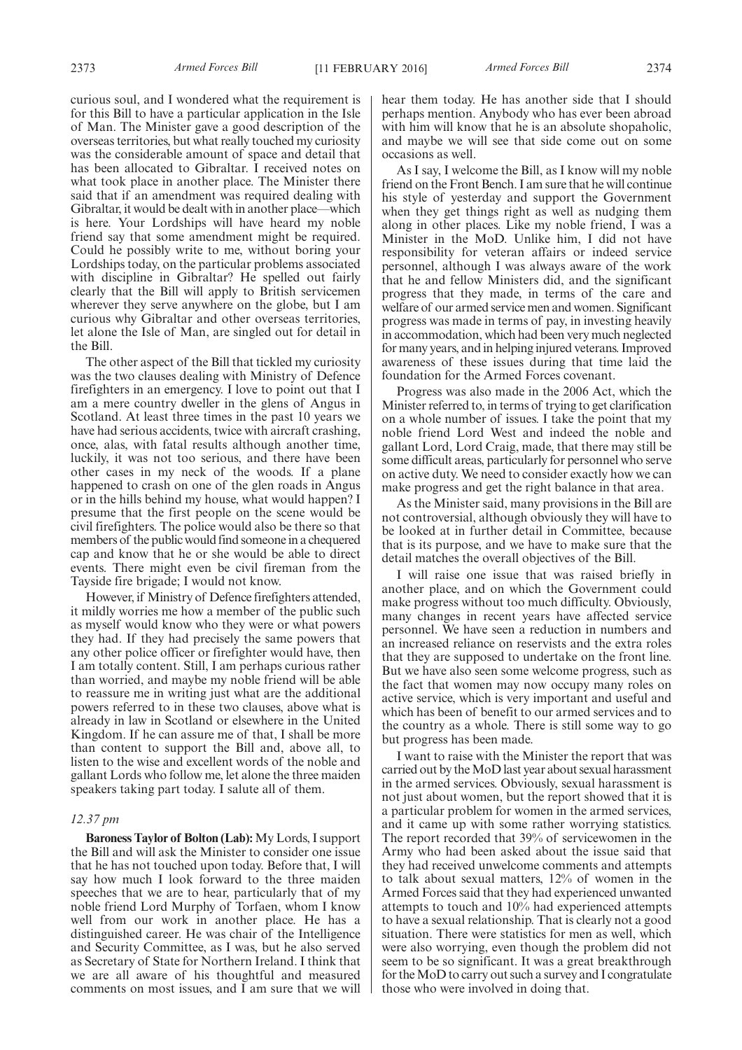curious soul, and I wondered what the requirement is for this Bill to have a particular application in the Isle of Man. The Minister gave a good description of the overseas territories, but what really touched my curiosity was the considerable amount of space and detail that has been allocated to Gibraltar. I received notes on what took place in another place. The Minister there said that if an amendment was required dealing with Gibraltar, it would be dealt with in another place—which is here. Your Lordships will have heard my noble friend say that some amendment might be required. Could he possibly write to me, without boring your Lordships today, on the particular problems associated with discipline in Gibraltar? He spelled out fairly clearly that the Bill will apply to British servicemen wherever they serve anywhere on the globe, but I am curious why Gibraltar and other overseas territories, let alone the Isle of Man, are singled out for detail in the Bill.

The other aspect of the Bill that tickled my curiosity was the two clauses dealing with Ministry of Defence firefighters in an emergency. I love to point out that I am a mere country dweller in the glens of Angus in Scotland. At least three times in the past 10 years we have had serious accidents, twice with aircraft crashing, once, alas, with fatal results although another time, luckily, it was not too serious, and there have been other cases in my neck of the woods. If a plane happened to crash on one of the glen roads in Angus or in the hills behind my house, what would happen? I presume that the first people on the scene would be civil firefighters. The police would also be there so that members of the public would find someone in a chequered cap and know that he or she would be able to direct events. There might even be civil fireman from the Tayside fire brigade; I would not know.

However, if Ministry of Defence firefighters attended, it mildly worries me how a member of the public such as myself would know who they were or what powers they had. If they had precisely the same powers that any other police officer or firefighter would have, then I am totally content. Still, I am perhaps curious rather than worried, and maybe my noble friend will be able to reassure me in writing just what are the additional powers referred to in these two clauses, above what is already in law in Scotland or elsewhere in the United Kingdom. If he can assure me of that, I shall be more than content to support the Bill and, above all, to listen to the wise and excellent words of the noble and gallant Lords who follow me, let alone the three maiden speakers taking part today. I salute all of them.

*12.37 pm*

**Baroness Taylor of Bolton (Lab):** My Lords, I support the Bill and will ask the Minister to consider one issue that he has not touched upon today. Before that, I will say how much I look forward to the three maiden speeches that we are to hear, particularly that of my noble friend Lord Murphy of Torfaen, whom I know well from our work in another place. He has a distinguished career. He was chair of the Intelligence and Security Committee, as I was, but he also served as Secretary of State for Northern Ireland. I think that we are all aware of his thoughtful and measured comments on most issues, and I am sure that we will hear them today. He has another side that I should perhaps mention. Anybody who has ever been abroad with him will know that he is an absolute shopaholic, and maybe we will see that side come out on some occasions as well.

As I say, I welcome the Bill, as I know will my noble friend on the Front Bench. I am sure that he will continue his style of yesterday and support the Government when they get things right as well as nudging them along in other places. Like my noble friend, I was a Minister in the MoD. Unlike him, I did not have responsibility for veteran affairs or indeed service personnel, although I was always aware of the work that he and fellow Ministers did, and the significant progress that they made, in terms of the care and welfare of our armed service men and women. Significant progress was made in terms of pay, in investing heavily in accommodation, which had been very much neglected for many years, and in helping injured veterans. Improved awareness of these issues during that time laid the foundation for the Armed Forces covenant.

Progress was also made in the 2006 Act, which the Minister referred to, in terms of trying to get clarification on a whole number of issues. I take the point that my noble friend Lord West and indeed the noble and gallant Lord, Lord Craig, made, that there may still be some difficult areas, particularly for personnel who serve on active duty. We need to consider exactly how we can make progress and get the right balance in that area.

As the Minister said, many provisions in the Bill are not controversial, although obviously they will have to be looked at in further detail in Committee, because that is its purpose, and we have to make sure that the detail matches the overall objectives of the Bill.

I will raise one issue that was raised briefly in another place, and on which the Government could make progress without too much difficulty. Obviously, many changes in recent years have affected service personnel. We have seen a reduction in numbers and an increased reliance on reservists and the extra roles that they are supposed to undertake on the front line. But we have also seen some welcome progress, such as the fact that women may now occupy many roles on active service, which is very important and useful and which has been of benefit to our armed services and to the country as a whole. There is still some way to go but progress has been made.

I want to raise with the Minister the report that was carried out by the MoD last year about sexual harassment in the armed services. Obviously, sexual harassment is not just about women, but the report showed that it is a particular problem for women in the armed services, and it came up with some rather worrying statistics. The report recorded that 39% of servicewomen in the Army who had been asked about the issue said that they had received unwelcome comments and attempts to talk about sexual matters, 12% of women in the Armed Forces said that they had experienced unwanted attempts to touch and 10% had experienced attempts to have a sexual relationship. That is clearly not a good situation. There were statistics for men as well, which were also worrying, even though the problem did not seem to be so significant. It was a great breakthrough for the MoD to carry out such a survey and I congratulate those who were involved in doing that.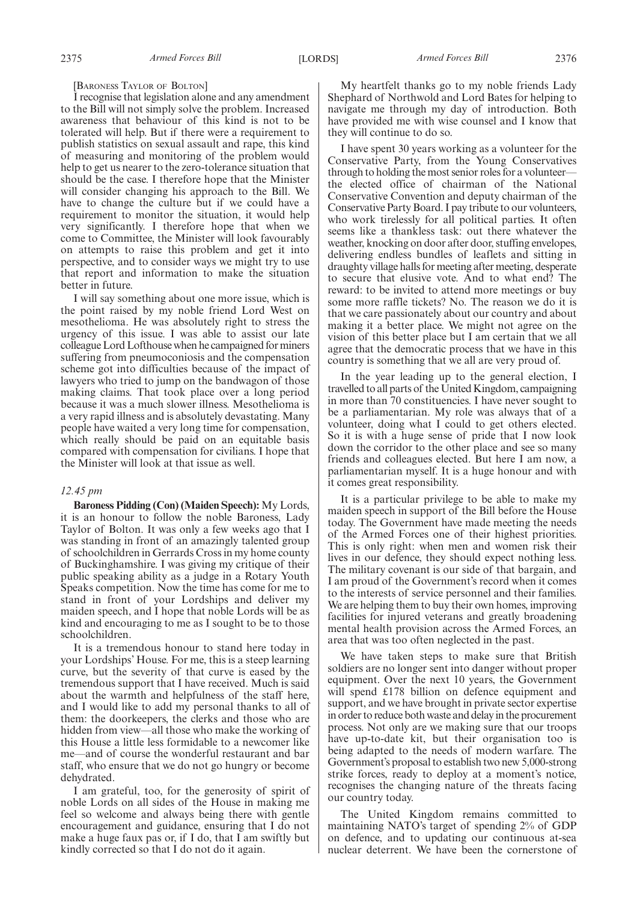[Baroness Taylor of Bolton]

I recognise that legislation alone and any amendment to the Bill will not simply solve the problem. Increased awareness that behaviour of this kind is not to be tolerated will help. But if there were a requirement to publish statistics on sexual assault and rape, this kind of measuring and monitoring of the problem would help to get us nearer to the zero-tolerance situation that should be the case. I therefore hope that the Minister will consider changing his approach to the Bill. We have to change the culture but if we could have a requirement to monitor the situation, it would help very significantly. I therefore hope that when we come to Committee, the Minister will look favourably on attempts to raise this problem and get it into perspective, and to consider ways we might try to use that report and information to make the situation better in future.

I will say something about one more issue, which is the point raised by my noble friend Lord West on mesothelioma. He was absolutely right to stress the urgency of this issue. I was able to assist our late colleague Lord Lofthouse when he campaigned for miners suffering from pneumoconiosis and the compensation scheme got into difficulties because of the impact of lawyers who tried to jump on the bandwagon of those making claims. That took place over a long period because it was a much slower illness. Mesothelioma is a very rapid illness and is absolutely devastating. Many people have waited a very long time for compensation, which really should be paid on an equitable basis compared with compensation for civilians. I hope that the Minister will look at that issue as well.

*12.45 pm*

**Baroness Pidding (Con) (Maiden Speech):** My Lords, it is an honour to follow the noble Baroness, Lady Taylor of Bolton. It was only a few weeks ago that I was standing in front of an amazingly talented group of schoolchildren in Gerrards Cross in my home county of Buckinghamshire. I was giving my critique of their public speaking ability as a judge in a Rotary Youth Speaks competition. Now the time has come for me to stand in front of your Lordships and deliver my maiden speech, and I hope that noble Lords will be as kind and encouraging to me as I sought to be to those schoolchildren.

It is a tremendous honour to stand here today in your Lordships' House. For me, this is a steep learning curve, but the severity of that curve is eased by the tremendous support that I have received. Much is said about the warmth and helpfulness of the staff here, and I would like to add my personal thanks to all of them: the doorkeepers, the clerks and those who are hidden from view—all those who make the working of this House a little less formidable to a newcomer like me—and of course the wonderful restaurant and bar staff, who ensure that we do not go hungry or become dehydrated.

I am grateful, too, for the generosity of spirit of noble Lords on all sides of the House in making me feel so welcome and always being there with gentle encouragement and guidance, ensuring that I do not make a huge faux pas or, if I do, that I am swiftly but kindly corrected so that I do not do it again.

My heartfelt thanks go to my noble friends Lady Shephard of Northwold and Lord Bates for helping to navigate me through my day of introduction. Both have provided me with wise counsel and I know that they will continue to do so.

I have spent 30 years working as a volunteer for the Conservative Party, from the Young Conservatives through to holding the most senior roles for a volunteer—the elected office of chairman of the National Conservative Convention and deputy chairman of the Conservative Party Board. I pay tribute to our volunteers, who work tirelessly for all political parties. It often seems like a thankless task: out there whatever the weather, knocking on door after door, stuffing envelopes, delivering endless bundles of leaflets and sitting in draughty village halls for meeting after meeting, desperate to secure that elusive vote. And to what end? The reward: to be invited to attend more meetings or buy some more raffle tickets? No. The reason we do it is that we care passionately about our country and about making it a better place. We might not agree on the vision of this better place but I am certain that we all agree that the democratic process that we have in this country is something that we all are very proud of.

In the year leading up to the general election, I travelled to all parts of the United Kingdom, campaigning in more than 70 constituencies. I have never sought to be a parliamentarian. My role was always that of a volunteer, doing what I could to get others elected. So it is with a huge sense of pride that I now look down the corridor to the other place and see so many friends and colleagues elected. But here I am now, a parliamentarian myself. It is a huge honour and with it comes great responsibility.

It is a particular privilege to be able to make my maiden speech in support of the Bill before the House today. The Government have made meeting the needs of the Armed Forces one of their highest priorities. This is only right: when men and women risk their lives in our defence, they should expect nothing less. The military covenant is our side of that bargain, and I am proud of the Government's record when it comes to the interests of service personnel and their families. We are helping them to buy their own homes, improving facilities for injured veterans and greatly broadening mental health provision across the Armed Forces, an area that was too often neglected in the past.

We have taken steps to make sure that British soldiers are no longer sent into danger without proper equipment. Over the next 10 years, the Government will spend £178 billion on defence equipment and support, and we have brought in private sector expertise in order to reduce both waste and delay in the procurement process. Not only are we making sure that our troops have up-to-date kit, but their organisation too is being adapted to the needs of modern warfare. The Government's proposal to establish two new 5,000-strong strike forces, ready to deploy at a moment's notice, recognises the changing nature of the threats facing our country today.

The United Kingdom remains committed to maintaining NATO's target of spending 2% of GDP on defence, and to updating our continuous at-sea nuclear deterrent. We have been the cornerstone of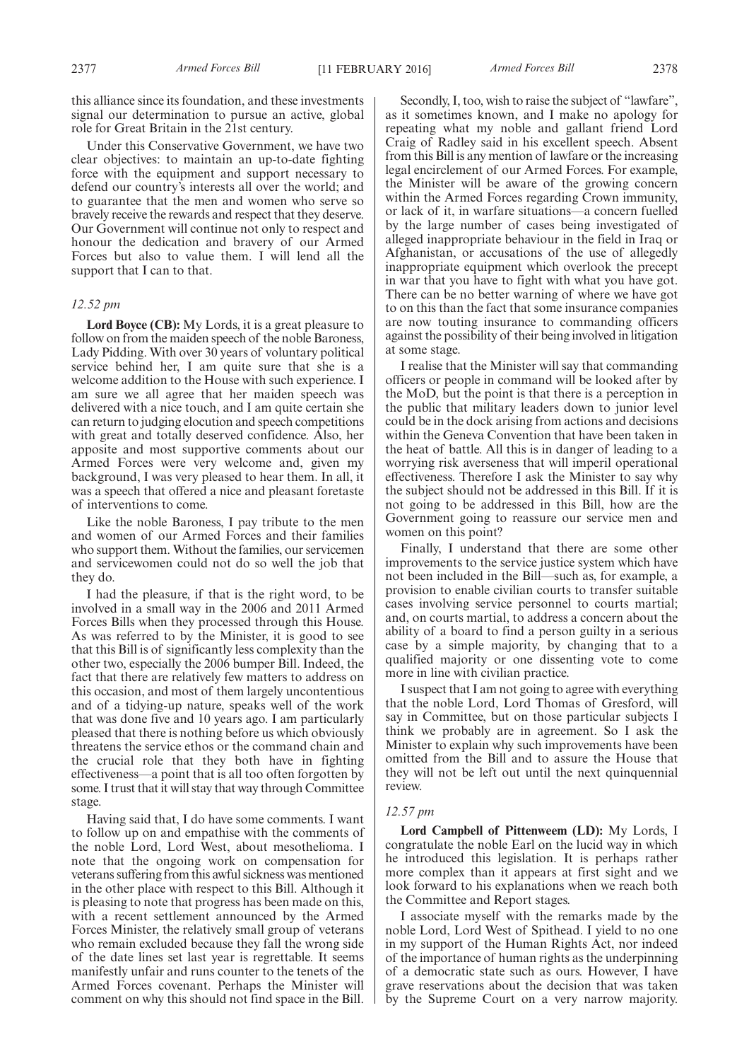this alliance since its foundation, and these investments signal our determination to pursue an active, global role for Great Britain in the 21st century.

Under this Conservative Government, we have two clear objectives: to maintain an up-to-date fighting force with the equipment and support necessary to defend our country's interests all over the world; and to guarantee that the men and women who serve so bravely receive the rewards and respect that they deserve. Our Government will continue not only to respect and honour the dedication and bravery of our Armed Forces but also to value them. I will lend all the support that I can to that.

*12.52 pm*

**Lord Boyce (CB):** My Lords, it is a great pleasure to follow on from the maiden speech of the noble Baroness, Lady Pidding. With over 30 years of voluntary political service behind her, I am quite sure that she is a welcome addition to the House with such experience. I am sure we all agree that her maiden speech was delivered with a nice touch, and I am quite certain she can return to judging elocution and speech competitions with great and totally deserved confidence. Also, her apposite and most supportive comments about our Armed Forces were very welcome and, given my background, I was very pleased to hear them. In all, it was a speech that offered a nice and pleasant foretaste of interventions to come.

Like the noble Baroness, I pay tribute to the men and women of our Armed Forces and their families who support them. Without the families, our servicemen and servicewomen could not do so well the job that they do.

I had the pleasure, if that is the right word, to be involved in a small way in the 2006 and 2011 Armed Forces Bills when they processed through this House. As was referred to by the Minister, it is good to see that this Bill is of significantly less complexity than the other two, especially the 2006 bumper Bill. Indeed, the fact that there are relatively few matters to address on this occasion, and most of them largely uncontentious and of a tidying-up nature, speaks well of the work that was done five and 10 years ago. I am particularly pleased that there is nothing before us which obviously threatens the service ethos or the command chain and the crucial role that they both have in fighting effectiveness—a point that is all too often forgotten by some. I trust that it will stay that way through Committee stage.

Having said that, I do have some comments. I want to follow up on and empathise with the comments of the noble Lord, Lord West, about mesothelioma. I note that the ongoing work on compensation for veterans suffering from this awful sickness was mentioned in the other place with respect to this Bill. Although it is pleasing to note that progress has been made on this, with a recent settlement announced by the Armed Forces Minister, the relatively small group of veterans who remain excluded because they fall the wrong side of the date lines set last year is regrettable. It seems manifestly unfair and runs counter to the tenets of the Armed Forces covenant. Perhaps the Minister will comment on why this should not find space in the Bill.

Secondly, I, too, wish to raise the subject of "lawfare", as it sometimes known, and I make no apology for repeating what my noble and gallant friend Lord Craig of Radley said in his excellent speech. Absent from this Bill is any mention of lawfare or the increasing legal encirclement of our Armed Forces. For example, the Minister will be aware of the growing concern within the Armed Forces regarding Crown immunity, or lack of it, in warfare situations—a concern fuelled by the large number of cases being investigated of alleged inappropriate behaviour in the field in Iraq or Afghanistan, or accusations of the use of allegedly inappropriate equipment which overlook the precept in war that you have to fight with what you have got. There can be no better warning of where we have got to on this than the fact that some insurance companies are now touting insurance to commanding officers against the possibility of their being involved in litigation at some stage.

I realise that the Minister will say that commanding officers or people in command will be looked after by the MoD, but the point is that there is a perception in the public that military leaders down to junior level could be in the dock arising from actions and decisions within the Geneva Convention that have been taken in the heat of battle. All this is in danger of leading to a worrying risk averseness that will imperil operational effectiveness. Therefore I ask the Minister to say why the subject should not be addressed in this Bill. If it is not going to be addressed in this Bill, how are the Government going to reassure our service men and women on this point?

Finally, I understand that there are some other improvements to the service justice system which have not been included in the Bill—such as, for example, a provision to enable civilian courts to transfer suitable cases involving service personnel to courts martial; and, on courts martial, to address a concern about the ability of a board to find a person guilty in a serious case by a simple majority, by changing that to a qualified majority or one dissenting vote to come more in line with civilian practice.

I suspect that I am not going to agree with everything that the noble Lord, Lord Thomas of Gresford, will say in Committee, but on those particular subjects I think we probably are in agreement. So I ask the Minister to explain why such improvements have been omitted from the Bill and to assure the House that they will not be left out until the next quinquennial review.

*12.57 pm*

**Lord Campbell of Pittenweem (LD):** My Lords, I congratulate the noble Earl on the lucid way in which he introduced this legislation. It is perhaps rather more complex than it appears at first sight and we look forward to his explanations when we reach both the Committee and Report stages.

I associate myself with the remarks made by the noble Lord, Lord West of Spithead. I yield to no one in my support of the Human Rights Act, nor indeed of the importance of human rights as the underpinning of a democratic state such as ours. However, I have grave reservations about the decision that was taken by the Supreme Court on a very narrow majority.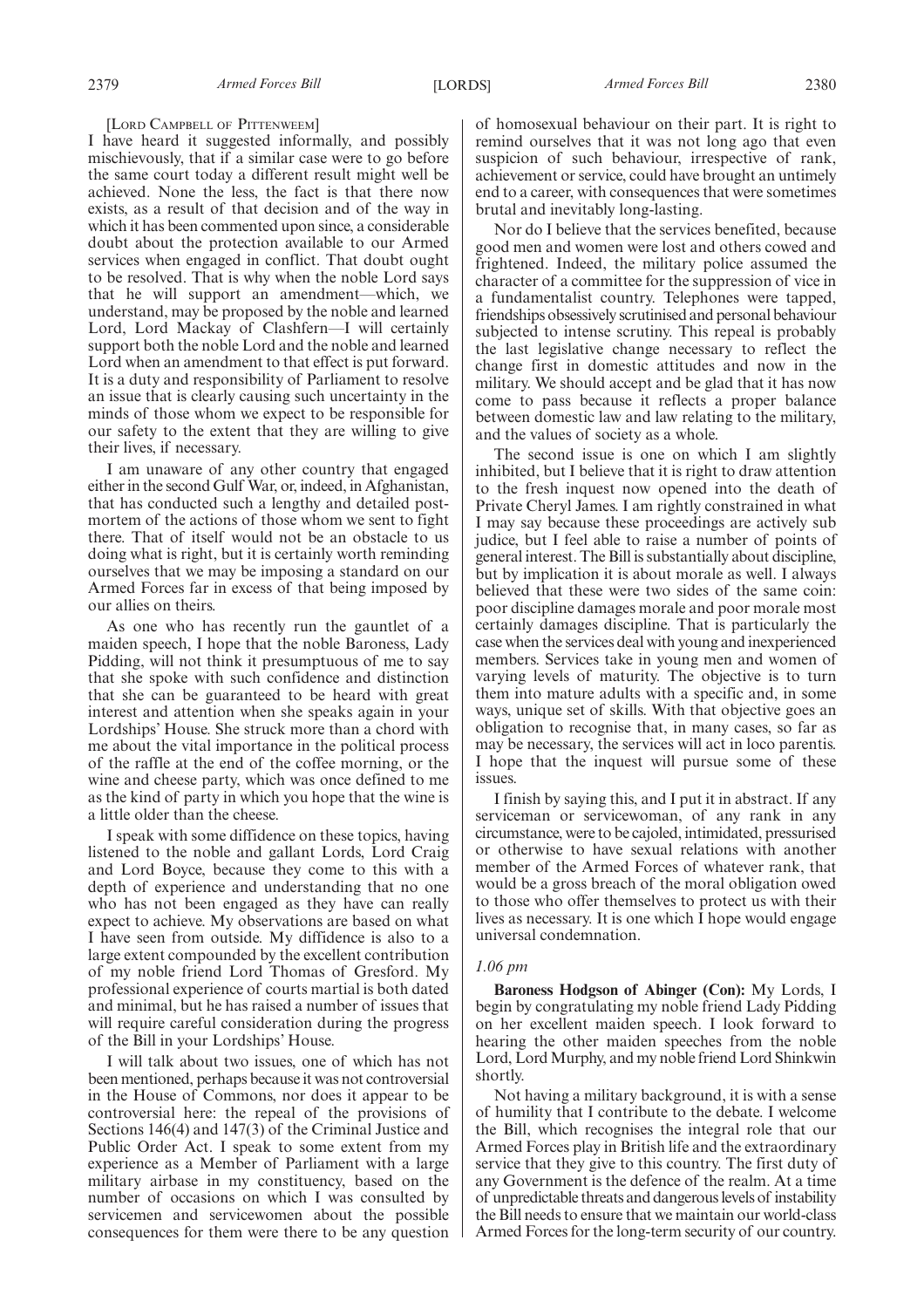[LORD CAMPBELL OF PITTENWEEM]

I have heard it suggested informally, and possibly mischievously, that if a similar case were to go before the same court today a different result might well be achieved. None the less, the fact is that there now exists, as a result of that decision and of the way in which it has been commented upon since, a considerable doubt about the protection available to our Armed services when engaged in conflict. That doubt ought to be resolved. That is why when the noble Lord says that he will support an amendment—which, we understand, may be proposed by the noble and learned Lord, Lord Mackay of Clashfern—I will certainly support both the noble Lord and the noble and learned Lord when an amendment to that effect is put forward. It is a duty and responsibility of Parliament to resolve an issue that is clearly causing such uncertainty in the minds of those whom we expect to be responsible for our safety to the extent that they are willing to give their lives, if necessary.

I am unaware of any other country that engaged either in the second Gulf War, or, indeed, in Afghanistan, that has conducted such a lengthy and detailed post-mortem of the actions of those whom we sent to fight there. That of itself would not be an obstacle to us doing what is right, but it is certainly worth reminding ourselves that we may be imposing a standard on our Armed Forces far in excess of that being imposed by our allies on theirs.

As one who has recently run the gauntlet of a maiden speech, I hope that the noble Baroness, Lady Pidding, will not think it presumptuous of me to say that she spoke with such confidence and distinction that she can be guaranteed to be heard with great interest and attention when she speaks again in your Lordships' House. She struck more than a chord with me about the vital importance in the political process of the raffle at the end of the coffee morning, or the wine and cheese party, which was once defined to me as the kind of party in which you hope that the wine is a little older than the cheese.

I speak with some diffidence on these topics, having listened to the noble and gallant Lords, Lord Craig and Lord Boyce, because they come to this with a depth of experience and understanding that no one who has not been engaged as they have can really expect to achieve. My observations are based on what I have seen from outside. My diffidence is also to a large extent compounded by the excellent contribution of my noble friend Lord Thomas of Gresford. My professional experience of courts martial is both dated and minimal, but he has raised a number of issues that will require careful consideration during the progress of the Bill in your Lordships' House.

I will talk about two issues, one of which has not been mentioned, perhaps because it was not controversial in the House of Commons, nor does it appear to be controversial here: the repeal of the provisions of Sections 146(4) and 147(3) of the Criminal Justice and Public Order Act. I speak to some extent from my experience as a Member of Parliament with a large military airbase in my constituency, based on the number of occasions on which I was consulted by servicemen and servicewomen about the possible consequences for them were there to be any question of homosexual behaviour on their part. It is right to remind ourselves that it was not long ago that even suspicion of such behaviour, irrespective of rank, achievement or service, could have brought an untimely end to a career, with consequences that were sometimes brutal and inevitably long-lasting.

Nor do I believe that the services benefited, because good men and women were lost and others cowed and frightened. Indeed, the military police assumed the character of a committee for the suppression of vice in a fundamentalist country. Telephones were tapped, friendships obsessively scrutinised and personal behaviour subjected to intense scrutiny. This repeal is probably the last legislative change necessary to reflect the change first in domestic attitudes and now in the military. We should accept and be glad that it has now come to pass because it reflects a proper balance between domestic law and law relating to the military, and the values of society as a whole.

The second issue is one on which I am slightly inhibited, but I believe that it is right to draw attention to the fresh inquest now opened into the death of Private Cheryl James. I am rightly constrained in what I may say because these proceedings are actively sub judice, but I feel able to raise a number of points of general interest. The Bill is substantially about discipline, but by implication it is about morale as well. I always believed that these were two sides of the same coin: poor discipline damages morale and poor morale most certainly damages discipline. That is particularly the case when the services deal with young and inexperienced members. Services take in young men and women of varying levels of maturity. The objective is to turn them into mature adults with a specific and, in some ways, unique set of skills. With that objective goes an obligation to recognise that, in many cases, so far as may be necessary, the services will act in loco parentis. I hope that the inquest will pursue some of these issues.

I finish by saying this, and I put it in abstract. If any serviceman or servicewoman, of any rank in any circumstance, were to be cajoled, intimidated, pressurised or otherwise to have sexual relations with another member of the Armed Forces of whatever rank, that would be a gross breach of the moral obligation owed to those who offer themselves to protect us with their lives as necessary. It is one which I hope would engage universal condemnation.

*1.06 pm*

**Baroness Hodgson of Abinger (Con):** My Lords, I begin by congratulating my noble friend Lady Pidding on her excellent maiden speech. I look forward to hearing the other maiden speeches from the noble Lord, Lord Murphy, and my noble friend Lord Shinkwin shortly.

Not having a military background, it is with a sense of humility that I contribute to the debate. I welcome the Bill, which recognises the integral role that our Armed Forces play in British life and the extraordinary service that they give to this country. The first duty of any Government is the defence of the realm. At a time of unpredictable threats and dangerous levels of instability the Bill needs to ensure that we maintain our world-class Armed Forces for the long-term security of our country.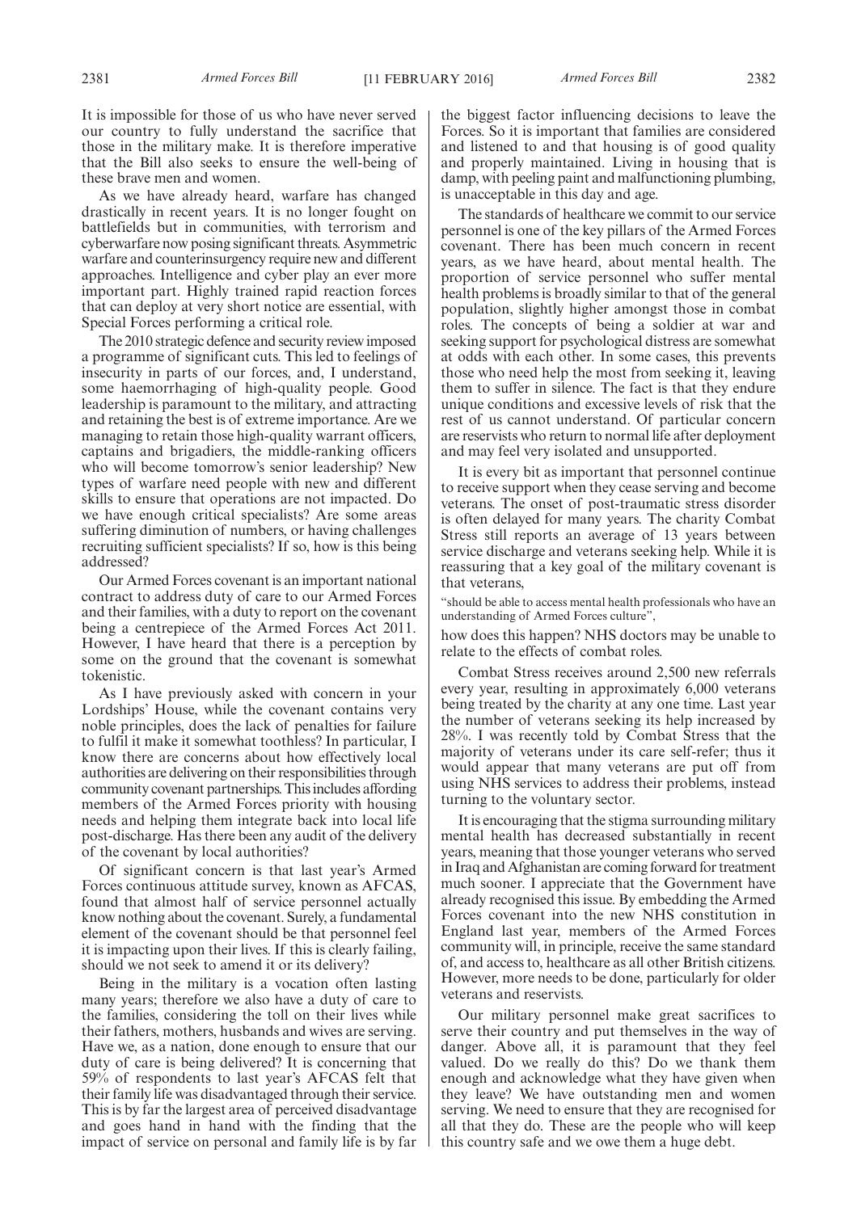It is impossible for those of us who have never served our country to fully understand the sacrifice that those in the military make. It is therefore imperative that the Bill also seeks to ensure the well-being of these brave men and women.

As we have already heard, warfare has changed drastically in recent years. It is no longer fought on battlefields but in communities, with terrorism and cyberwarfare now posing significant threats. Asymmetric warfare and counterinsurgency require new and different approaches. Intelligence and cyber play an ever more important part. Highly trained rapid reaction forces that can deploy at very short notice are essential, with Special Forces performing a critical role.

The 2010 strategic defence and security review imposed a programme of significant cuts. This led to feelings of insecurity in parts of our forces, and, I understand, some haemorrhaging of high-quality people. Good leadership is paramount to the military, and attracting and retaining the best is of extreme importance. Are we managing to retain those high-quality warrant officers, captains and brigadiers, the middle-ranking officers who will become tomorrow's senior leadership? New types of warfare need people with new and different skills to ensure that operations are not impacted. Do we have enough critical specialists? Are some areas suffering diminution of numbers, or having challenges recruiting sufficient specialists? If so, how is this being addressed?

Our Armed Forces covenant is an important national contract to address duty of care to our Armed Forces and their families, with a duty to report on the covenant being a centrepiece of the Armed Forces Act 2011. However, I have heard that there is a perception by some on the ground that the covenant is somewhat tokenistic.

As I have previously asked with concern in your Lordships' House, while the covenant contains very noble principles, does the lack of penalties for failure to fulfil it make it somewhat toothless? In particular, I know there are concerns about how effectively local authorities are delivering on their responsibilities through community covenant partnerships. This includes affording members of the Armed Forces priority with housing needs and helping them integrate back into local life post-discharge. Has there been any audit of the delivery of the covenant by local authorities?

Of significant concern is that last year's Armed Forces continuous attitude survey, known as AFCAS, found that almost half of service personnel actually know nothing about the covenant. Surely, a fundamental element of the covenant should be that personnel feel it is impacting upon their lives. If this is clearly failing, should we not seek to amend it or its delivery?

Being in the military is a vocation often lasting many years; therefore we also have a duty of care to the families, considering the toll on their lives while their fathers, mothers, husbands and wives are serving. Have we, as a nation, done enough to ensure that our duty of care is being delivered? It is concerning that 59% of respondents to last year's AFCAS felt that their family life was disadvantaged through their service. This is by far the largest area of perceived disadvantage and goes hand in hand with the finding that the impact of service on personal and family life is by far the biggest factor influencing decisions to leave the Forces. So it is important that families are considered and listened to and that housing is of good quality and properly maintained. Living in housing that is damp, with peeling paint and malfunctioning plumbing, is unacceptable in this day and age.

The standards of healthcare we commit to our service personnel is one of the key pillars of the Armed Forces covenant. There has been much concern in recent years, as we have heard, about mental health. The proportion of service personnel who suffer mental health problems is broadly similar to that of the general population, slightly higher amongst those in combat roles. The concepts of being a soldier at war and seeking support for psychological distress are somewhat at odds with each other. In some cases, this prevents those who need help the most from seeking it, leaving them to suffer in silence. The fact is that they endure unique conditions and excessive levels of risk that the rest of us cannot understand. Of particular concern are reservists who return to normal life after deployment and may feel very isolated and unsupported.

It is every bit as important that personnel continue to receive support when they cease serving and become veterans. The onset of post-traumatic stress disorder is often delayed for many years. The charity Combat Stress still reports an average of 13 years between service discharge and veterans seeking help. While it is reassuring that a key goal of the military covenant is that veterans,

"should be able to access mental health professionals who have an understanding of Armed Forces culture",

how does this happen? NHS doctors may be unable to relate to the effects of combat roles.

Combat Stress receives around 2,500 new referrals every year, resulting in approximately 6,000 veterans being treated by the charity at any one time. Last year the number of veterans seeking its help increased by 28%. I was recently told by Combat Stress that the majority of veterans under its care self-refer; thus it would appear that many veterans are put off from using NHS services to address their problems, instead turning to the voluntary sector.

It is encouraging that the stigma surrounding military mental health has decreased substantially in recent years, meaning that those younger veterans who served in Iraq and Afghanistan are coming forward for treatment much sooner. I appreciate that the Government have already recognised this issue. By embedding the Armed Forces covenant into the new NHS constitution in England last year, members of the Armed Forces community will, in principle, receive the same standard of, and access to, healthcare as all other British citizens. However, more needs to be done, particularly for older veterans and reservists.

Our military personnel make great sacrifices to serve their country and put themselves in the way of danger. Above all, it is paramount that they feel valued. Do we really do this? Do we thank them enough and acknowledge what they have given when they leave? We have outstanding men and women serving. We need to ensure that they are recognised for all that they do. These are the people who will keep this country safe and we owe them a huge debt.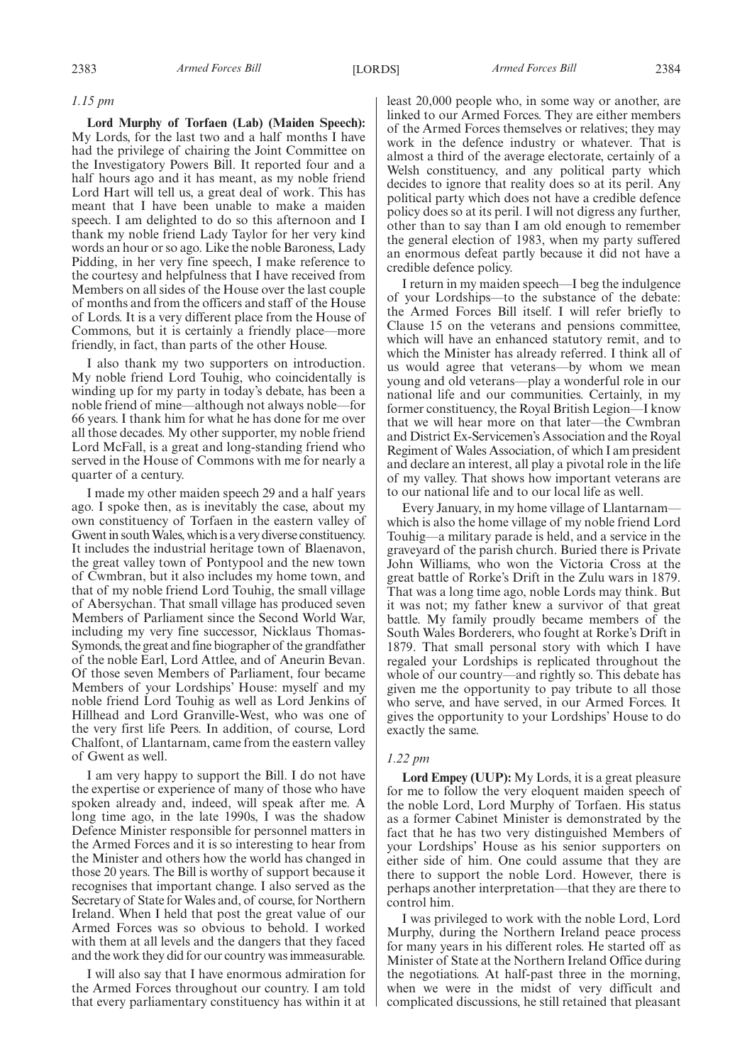*1.15 pm*

**Lord Murphy of Torfaen (Lab) (Maiden Speech):** My Lords, for the last two and a half months I have had the privilege of chairing the Joint Committee on the Investigatory Powers Bill. It reported four and a half hours ago and it has meant, as my noble friend Lord Hart will tell us, a great deal of work. This has meant that I have been unable to make a maiden speech. I am delighted to do so this afternoon and I thank my noble friend Lady Taylor for her very kind words an hour or so ago. Like the noble Baroness, Lady Pidding, in her very fine speech, I make reference to the courtesy and helpfulness that I have received from Members on all sides of the House over the last couple of months and from the officers and staff of the House of Lords. It is a very different place from the House of Commons, but it is certainly a friendly place—more friendly, in fact, than parts of the other House.

I also thank my two supporters on introduction. My noble friend Lord Touhig, who coincidentally is winding up for my party in today's debate, has been a noble friend of mine—although not always noble—for 66 years. I thank him for what he has done for me over all those decades. My other supporter, my noble friend Lord McFall, is a great and long-standing friend who served in the House of Commons with me for nearly a quarter of a century.

I made my other maiden speech 29 and a half years ago. I spoke then, as is inevitably the case, about my own constituency of Torfaen in the eastern valley of Gwent in south Wales, which is a very diverse constituency. It includes the industrial heritage town of Blaenavon, the great valley town of Pontypool and the new town of Cwmbran, but it also includes my home town, and that of my noble friend Lord Touhig, the small village of Abersychan. That small village has produced seven Members of Parliament since the Second World War, including my very fine successor, Nicklaus Thomas-Symonds, the great and fine biographer of the grandfather of the noble Earl, Lord Attlee, and of Aneurin Bevan. Of those seven Members of Parliament, four became Members of your Lordships' House: myself and my noble friend Lord Touhig as well as Lord Jenkins of Hillhead and Lord Granville-West, who was one of the very first life Peers. In addition, of course, Lord Chalfont, of Llantarnam, came from the eastern valley of Gwent as well.

I am very happy to support the Bill. I do not have the expertise or experience of many of those who have spoken already and, indeed, will speak after me. A long time ago, in the late 1990s, I was the shadow Defence Minister responsible for personnel matters in the Armed Forces and it is so interesting to hear from the Minister and others how the world has changed in those 20 years. The Bill is worthy of support because it recognises that important change. I also served as the Secretary of State for Wales and, of course, for Northern Ireland. When I held that post the great value of our Armed Forces was so obvious to behold. I worked with them at all levels and the dangers that they faced and the work they did for our country was immeasurable.

I will also say that I have enormous admiration for the Armed Forces throughout our country. I am told that every parliamentary constituency has within it at least 20,000 people who, in some way or another, are linked to our Armed Forces. They are either members of the Armed Forces themselves or relatives; they may work in the defence industry or whatever. That is almost a third of the average electorate, certainly of a Welsh constituency, and any political party which decides to ignore that reality does so at its peril. Any political party which does not have a credible defence policy does so at its peril. I will not digress any further, other than to say than I am old enough to remember the general election of 1983, when my party suffered an enormous defeat partly because it did not have a credible defence policy.

I return in my maiden speech—I beg the indulgence of your Lordships—to the substance of the debate: the Armed Forces Bill itself. I will refer briefly to Clause 15 on the veterans and pensions committee, which will have an enhanced statutory remit, and to which the Minister has already referred. I think all of us would agree that veterans—by whom we mean young and old veterans—play a wonderful role in our national life and our communities. Certainly, in my former constituency, the Royal British Legion—I know that we will hear more on that later—the Cwmbran and District Ex-Servicemen's Association and the Royal Regiment of Wales Association, of which I am president and declare an interest, all play a pivotal role in the life of my valley. That shows how important veterans are to our national life and to our local life as well.

Every January, in my home village of Llantarnam—which is also the home village of my noble friend Lord Touhig—a military parade is held, and a service in the graveyard of the parish church. Buried there is Private John Williams, who won the Victoria Cross at the great battle of Rorke's Drift in the Zulu wars in 1879. That was a long time ago, noble Lords may think. But it was not; my father knew a survivor of that great battle. My family proudly became members of the South Wales Borderers, who fought at Rorke's Drift in 1879. That small personal story with which I have regaled your Lordships is replicated throughout the whole of our country—and rightly so. This debate has given me the opportunity to pay tribute to all those who serve, and have served, in our Armed Forces. It gives the opportunity to your Lordships' House to do exactly the same.

*1.22 pm*

**Lord Empey (UUP):** My Lords, it is a great pleasure for me to follow the very eloquent maiden speech of the noble Lord, Lord Murphy of Torfaen. His status as a former Cabinet Minister is demonstrated by the fact that he has two very distinguished Members of your Lordships' House as his senior supporters on either side of him. One could assume that they are there to support the noble Lord. However, there is perhaps another interpretation—that they are there to control him.

I was privileged to work with the noble Lord, Lord Murphy, during the Northern Ireland peace process for many years in his different roles. He started off as Minister of State at the Northern Ireland Office during the negotiations. At half-past three in the morning, when we were in the midst of very difficult and complicated discussions, he still retained that pleasant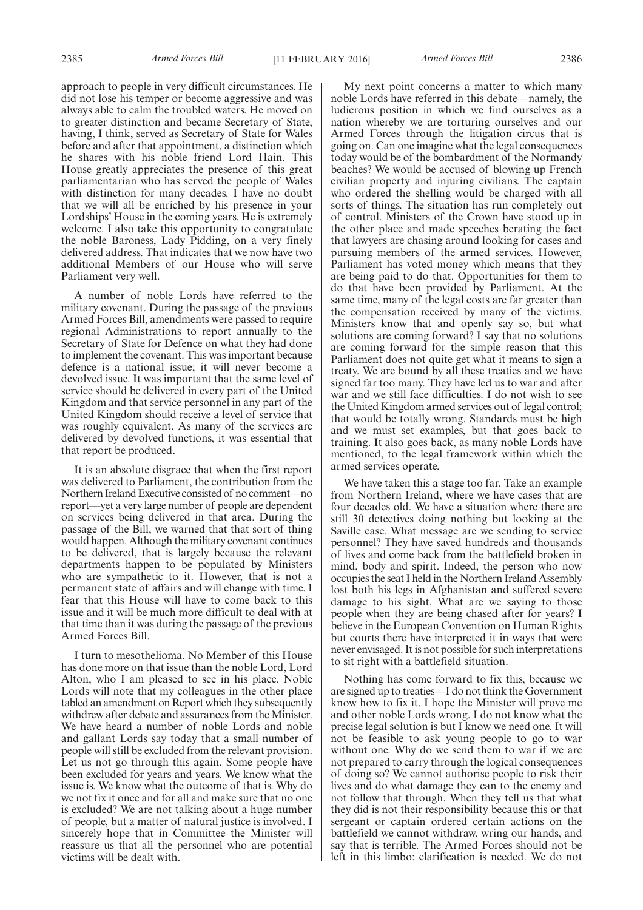approach to people in very difficult circumstances. He did not lose his temper or become aggressive and was always able to calm the troubled waters. He moved on to greater distinction and became Secretary of State, having, I think, served as Secretary of State for Wales before and after that appointment, a distinction which he shares with his noble friend Lord Hain. This House greatly appreciates the presence of this great parliamentarian who has served the people of Wales with distinction for many decades. I have no doubt that we will all be enriched by his presence in your Lordships' House in the coming years. He is extremely welcome. I also take this opportunity to congratulate the noble Baroness, Lady Pidding, on a very finely delivered address. That indicates that we now have two additional Members of our House who will serve Parliament very well.

A number of noble Lords have referred to the military covenant. During the passage of the previous Armed Forces Bill, amendments were passed to require regional Administrations to report annually to the Secretary of State for Defence on what they had done to implement the covenant. This was important because defence is a national issue; it will never become a devolved issue. It was important that the same level of service should be delivered in every part of the United Kingdom and that service personnel in any part of the United Kingdom should receive a level of service that was roughly equivalent. As many of the services are delivered by devolved functions, it was essential that that report be produced.

It is an absolute disgrace that when the first report was delivered to Parliament, the contribution from the Northern Ireland Executive consisted of no comment—no report—yet a very large number of people are dependent on services being delivered in that area. During the passage of the Bill, we warned that that sort of thing would happen. Although the military covenant continues to be delivered, that is largely because the relevant departments happen to be populated by Ministers who are sympathetic to it. However, that is not a permanent state of affairs and will change with time. I fear that this House will have to come back to this issue and it will be much more difficult to deal with at that time than it was during the passage of the previous Armed Forces Bill.

I turn to mesothelioma. No Member of this House has done more on that issue than the noble Lord, Lord Alton, who I am pleased to see in his place. Noble Lords will note that my colleagues in the other place tabled an amendment on Report which they subsequently withdrew after debate and assurances from the Minister. We have heard a number of noble Lords and noble and gallant Lords say today that a small number of people will still be excluded from the relevant provision. Let us not go through this again. Some people have been excluded for years and years. We know what the issue is. We know what the outcome of that is. Why do we not fix it once and for all and make sure that no one is excluded? We are not talking about a huge number of people, but a matter of natural justice is involved. I sincerely hope that in Committee the Minister will reassure us that all the personnel who are potential victims will be dealt with.

My next point concerns a matter to which many noble Lords have referred in this debate—namely, the ludicrous position in which we find ourselves as a nation whereby we are torturing ourselves and our Armed Forces through the litigation circus that is going on. Can one imagine what the legal consequences today would be of the bombardment of the Normandy beaches? We would be accused of blowing up French civilian property and injuring civilians. The captain who ordered the shelling would be charged with all sorts of things. The situation has run completely out of control. Ministers of the Crown have stood up in the other place and made speeches berating the fact that lawyers are chasing around looking for cases and pursuing members of the armed services. However, Parliament has voted money which means that they are being paid to do that. Opportunities for them to do that have been provided by Parliament. At the same time, many of the legal costs are far greater than the compensation received by many of the victims. Ministers know that and openly say so, but what solutions are coming forward? I say that no solutions are coming forward for the simple reason that this Parliament does not quite get what it means to sign a treaty. We are bound by all these treaties and we have signed far too many. They have led us to war and after war and we still face difficulties. I do not wish to see the United Kingdom armed services out of legal control; that would be totally wrong. Standards must be high and we must set examples, but that goes back to training. It also goes back, as many noble Lords have mentioned, to the legal framework within which the armed services operate.

We have taken this a stage too far. Take an example from Northern Ireland, where we have cases that are four decades old. We have a situation where there are still 30 detectives doing nothing but looking at the Saville case. What message are we sending to service personnel? They have saved hundreds and thousands of lives and come back from the battlefield broken in mind, body and spirit. Indeed, the person who now occupies the seat I held in the Northern Ireland Assembly lost both his legs in Afghanistan and suffered severe damage to his sight. What are we saying to those people when they are being chased after for years? I believe in the European Convention on Human Rights but courts there have interpreted it in ways that were never envisaged. It is not possible for such interpretations to sit right with a battlefield situation.

Nothing has come forward to fix this, because we are signed up to treaties—I do not think the Government know how to fix it. I hope the Minister will prove me and other noble Lords wrong. I do not know what the precise legal solution is but I know we need one. It will not be feasible to ask young people to go to war without one. Why do we send them to war if we are not prepared to carry through the logical consequences of doing so? We cannot authorise people to risk their lives and do what damage they can to the enemy and not follow that through. When they tell us that what they did is not their responsibility because this or that sergeant or captain ordered certain actions on the battlefield we cannot withdraw, wring our hands, and say that is terrible. The Armed Forces should not be left in this limbo: clarification is needed. We do not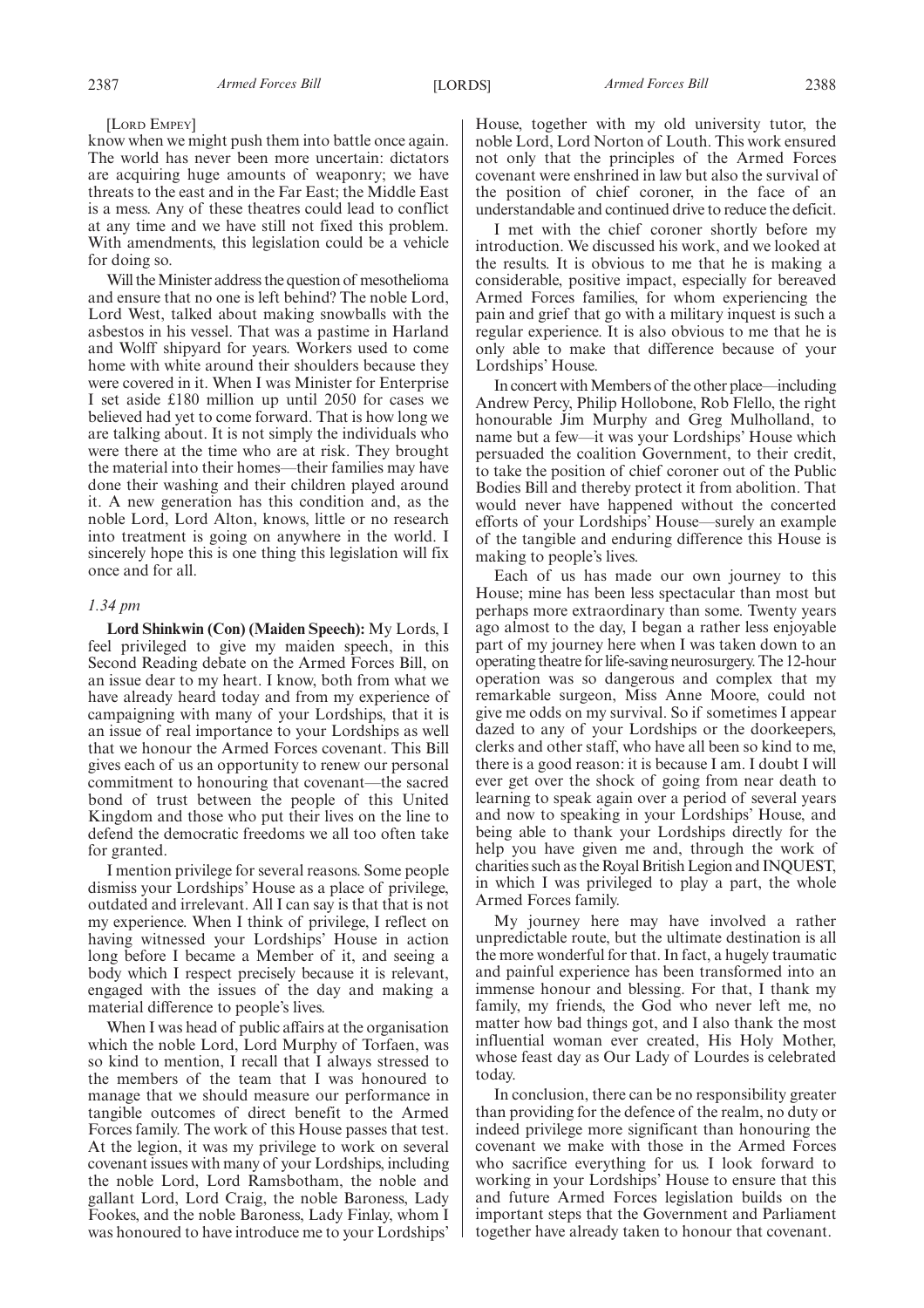[Lord Empey]

know when we might push them into battle once again. The world has never been more uncertain: dictators are acquiring huge amounts of weaponry; we have threats to the east and in the Far East; the Middle East is a mess. Any of these theatres could lead to conflict at any time and we have still not fixed this problem. With amendments, this legislation could be a vehicle for doing so.

Will the Minister address the question of mesothelioma and ensure that no one is left behind? The noble Lord, Lord West, talked about making snowballs with the asbestos in his vessel. That was a pastime in Harland and Wolff shipyard for years. Workers used to come home with white around their shoulders because they were covered in it. When I was Minister for Enterprise I set aside £180 million up until 2050 for cases we believed had yet to come forward. That is how long we are talking about. It is not simply the individuals who were there at the time who are at risk. They brought the material into their homes—their families may have done their washing and their children played around it. A new generation has this condition and, as the noble Lord, Lord Alton, knows, little or no research into treatment is going on anywhere in the world. I sincerely hope this is one thing this legislation will fix once and for all.

*1.34 pm*

**Lord Shinkwin (Con) (Maiden Speech):** My Lords, I feel privileged to give my maiden speech, in this Second Reading debate on the Armed Forces Bill, on an issue dear to my heart. I know, both from what we have already heard today and from my experience of campaigning with many of your Lordships, that it is an issue of real importance to your Lordships as well that we honour the Armed Forces covenant. This Bill gives each of us an opportunity to renew our personal commitment to honouring that covenant—the sacred bond of trust between the people of this United Kingdom and those who put their lives on the line to defend the democratic freedoms we all too often take for granted.

I mention privilege for several reasons. Some people dismiss your Lordships' House as a place of privilege, outdated and irrelevant. All I can say is that that is not my experience. When I think of privilege, I reflect on having witnessed your Lordships' House in action long before I became a Member of it, and seeing a body which I respect precisely because it is relevant, engaged with the issues of the day and making a material difference to people's lives.

When I was head of public affairs at the organisation which the noble Lord, Lord Murphy of Torfaen, was so kind to mention, I recall that I always stressed to the members of the team that I was honoured to manage that we should measure our performance in tangible outcomes of direct benefit to the Armed Forces family. The work of this House passes that test. At the legion, it was my privilege to work on several covenant issues with many of your Lordships, including the noble Lord, Lord Ramsbotham, the noble and gallant Lord, Lord Craig, the noble Baroness, Lady Fookes, and the noble Baroness, Lady Finlay, whom I was honoured to have introduce me to your Lordships' House, together with my old university tutor, the noble Lord, Lord Norton of Louth. This work ensured not only that the principles of the Armed Forces covenant were enshrined in law but also the survival of the position of chief coroner, in the face of an understandable and continued drive to reduce the deficit.

I met with the chief coroner shortly before my introduction. We discussed his work, and we looked at the results. It is obvious to me that he is making a considerable, positive impact, especially for bereaved Armed Forces families, for whom experiencing the pain and grief that go with a military inquest is such a regular experience. It is also obvious to me that he is only able to make that difference because of your Lordships' House.

In concert with Members of the other place—including Andrew Percy, Philip Hollobone, Rob Flello, the right honourable Jim Murphy and Greg Mulholland, to name but a few—it was your Lordships' House which persuaded the coalition Government, to their credit, to take the position of chief coroner out of the Public Bodies Bill and thereby protect it from abolition. That would never have happened without the concerted efforts of your Lordships' House—surely an example of the tangible and enduring difference this House is making to people's lives.

Each of us has made our own journey to this House; mine has been less spectacular than most but perhaps more extraordinary than some. Twenty years ago almost to the day, I began a rather less enjoyable part of my journey here when I was taken down to an operating theatre for life-saving neurosurgery. The 12-hour operation was so dangerous and complex that my remarkable surgeon, Miss Anne Moore, could not give me odds on my survival. So if sometimes I appear dazed to any of your Lordships or the doorkeepers, clerks and other staff, who have all been so kind to me, there is a good reason: it is because I am. I doubt I will ever get over the shock of going from near death to learning to speak again over a period of several years and now to speaking in your Lordships' House, and being able to thank your Lordships directly for the help you have given me and, through the work of charities such as the Royal British Legion and INQUEST, in which I was privileged to play a part, the whole Armed Forces family.

My journey here may have involved a rather unpredictable route, but the ultimate destination is all the more wonderful for that. In fact, a hugely traumatic and painful experience has been transformed into an immense honour and blessing. For that, I thank my family, my friends, the God who never left me, no matter how bad things got, and I also thank the most influential woman ever created, His Holy Mother, whose feast day as Our Lady of Lourdes is celebrated today.

In conclusion, there can be no responsibility greater than providing for the defence of the realm, no duty or indeed privilege more significant than honouring the covenant we make with those in the Armed Forces who sacrifice everything for us. I look forward to working in your Lordships' House to ensure that this and future Armed Forces legislation builds on the important steps that the Government and Parliament together have already taken to honour that covenant.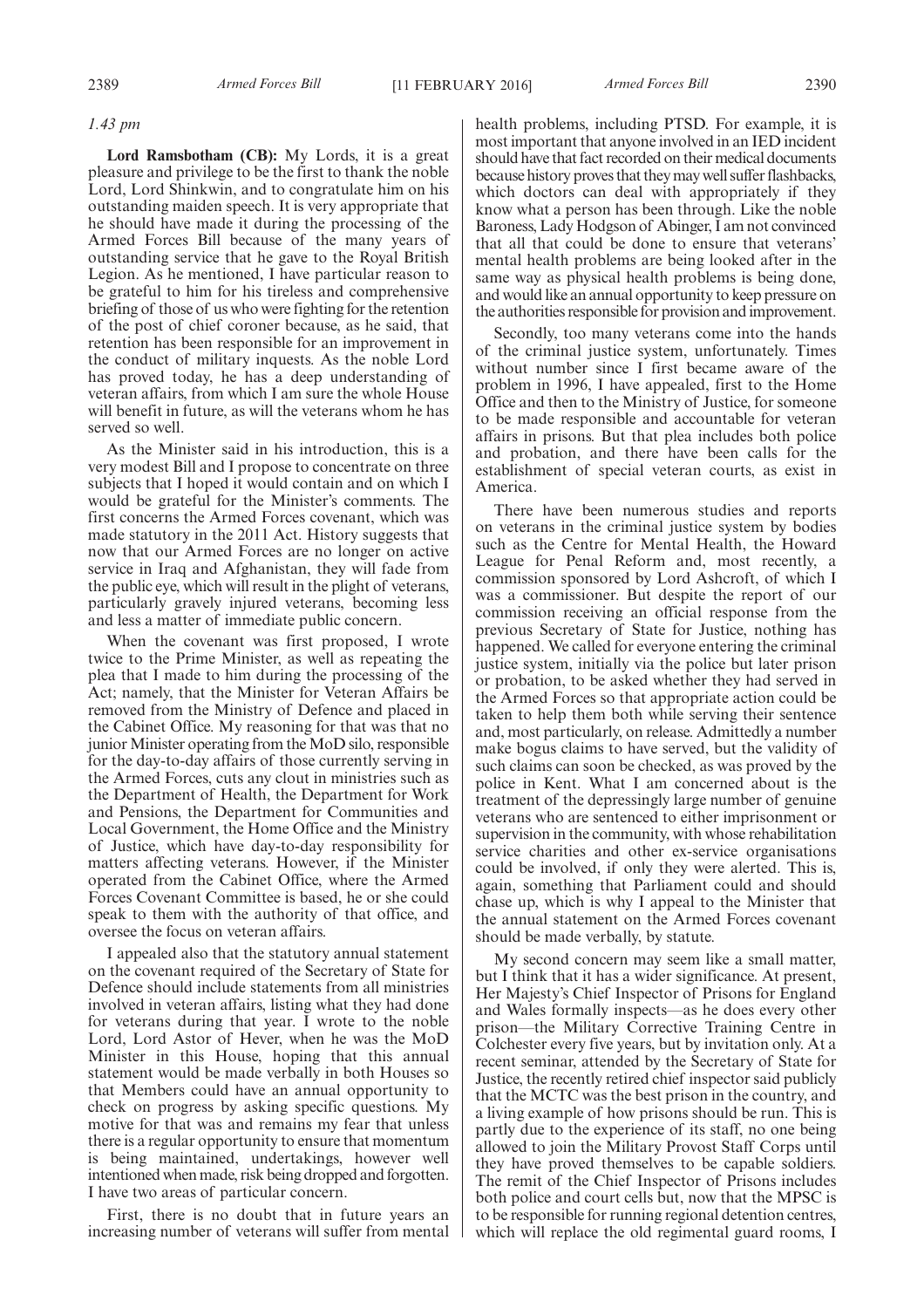*1.43 pm*

**Lord Ramsbotham (CB):** My Lords, it is a great pleasure and privilege to be the first to thank the noble Lord, Lord Shinkwin, and to congratulate him on his outstanding maiden speech. It is very appropriate that he should have made it during the processing of the Armed Forces Bill because of the many years of outstanding service that he gave to the Royal British Legion. As he mentioned, I have particular reason to be grateful to him for his tireless and comprehensive briefing of those of us who were fighting for the retention of the post of chief coroner because, as he said, that retention has been responsible for an improvement in the conduct of military inquests. As the noble Lord has proved today, he has a deep understanding of veteran affairs, from which I am sure the whole House will benefit in future, as will the veterans whom he has served so well.

As the Minister said in his introduction, this is a very modest Bill and I propose to concentrate on three subjects that I hoped it would contain and on which I would be grateful for the Minister's comments. The first concerns the Armed Forces covenant, which was made statutory in the 2011 Act. History suggests that now that our Armed Forces are no longer on active service in Iraq and Afghanistan, they will fade from the public eye, which will result in the plight of veterans, particularly gravely injured veterans, becoming less and less a matter of immediate public concern.

When the covenant was first proposed, I wrote twice to the Prime Minister, as well as repeating the plea that I made to him during the processing of the Act; namely, that the Minister for Veteran Affairs be removed from the Ministry of Defence and placed in the Cabinet Office. My reasoning for that was that no junior Minister operating from the MoD silo, responsible for the day-to-day affairs of those currently serving in the Armed Forces, cuts any clout in ministries such as the Department of Health, the Department for Work and Pensions, the Department for Communities and Local Government, the Home Office and the Ministry of Justice, which have day-to-day responsibility for matters affecting veterans. However, if the Minister operated from the Cabinet Office, where the Armed Forces Covenant Committee is based, he or she could speak to them with the authority of that office, and oversee the focus on veteran affairs.

I appealed also that the statutory annual statement on the covenant required of the Secretary of State for Defence should include statements from all ministries involved in veteran affairs, listing what they had done for veterans during that year. I wrote to the noble Lord, Lord Astor of Hever, when he was the MoD Minister in this House, hoping that this annual statement would be made verbally in both Houses so that Members could have an annual opportunity to check on progress by asking specific questions. My motive for that was and remains my fear that unless there is a regular opportunity to ensure that momentum is being maintained, undertakings, however well intentioned when made, risk being dropped and forgotten. I have two areas of particular concern.

First, there is no doubt that in future years an increasing number of veterans will suffer from mental health problems, including PTSD. For example, it is most important that anyone involved in an IED incident should have that fact recorded on their medical documents because history proves that they may well suffer flashbacks, which doctors can deal with appropriately if they know what a person has been through. Like the noble Baroness, Lady Hodgson of Abinger, I am not convinced that all that could be done to ensure that veterans' mental health problems are being looked after in the same way as physical health problems is being done, and would like an annual opportunity to keep pressure on the authorities responsible for provision and improvement.

Secondly, too many veterans come into the hands of the criminal justice system, unfortunately. Times without number since I first became aware of the problem in 1996, I have appealed, first to the Home Office and then to the Ministry of Justice, for someone to be made responsible and accountable for veteran affairs in prisons. But that plea includes both police and probation, and there have been calls for the establishment of special veteran courts, as exist in America.

There have been numerous studies and reports on veterans in the criminal justice system by bodies such as the Centre for Mental Health, the Howard League for Penal Reform and, most recently, a commission sponsored by Lord Ashcroft, of which I was a commissioner. But despite the report of our commission receiving an official response from the previous Secretary of State for Justice, nothing has happened. We called for everyone entering the criminal justice system, initially via the police but later prison or probation, to be asked whether they had served in the Armed Forces so that appropriate action could be taken to help them both while serving their sentence and, most particularly, on release. Admittedly a number make bogus claims to have served, but the validity of such claims can soon be checked, as was proved by the police in Kent. What I am concerned about is the treatment of the depressingly large number of genuine veterans who are sentenced to either imprisonment or supervision in the community, with whose rehabilitation service charities and other ex-service organisations could be involved, if only they were alerted. This is, again, something that Parliament could and should chase up, which is why I appeal to the Minister that the annual statement on the Armed Forces covenant should be made verbally, by statute.

My second concern may seem like a small matter, but I think that it has a wider significance. At present, Her Majesty's Chief Inspector of Prisons for England and Wales formally inspects—as he does every other prison—the Military Corrective Training Centre in Colchester every five years, but by invitation only. At a recent seminar, attended by the Secretary of State for Justice, the recently retired chief inspector said publicly that the MCTC was the best prison in the country, and a living example of how prisons should be run. This is partly due to the experience of its staff, no one being allowed to join the Military Provost Staff Corps until they have proved themselves to be capable soldiers. The remit of the Chief Inspector of Prisons includes both police and court cells but, now that the MPSC is to be responsible for running regional detention centres, which will replace the old regimental guard rooms, I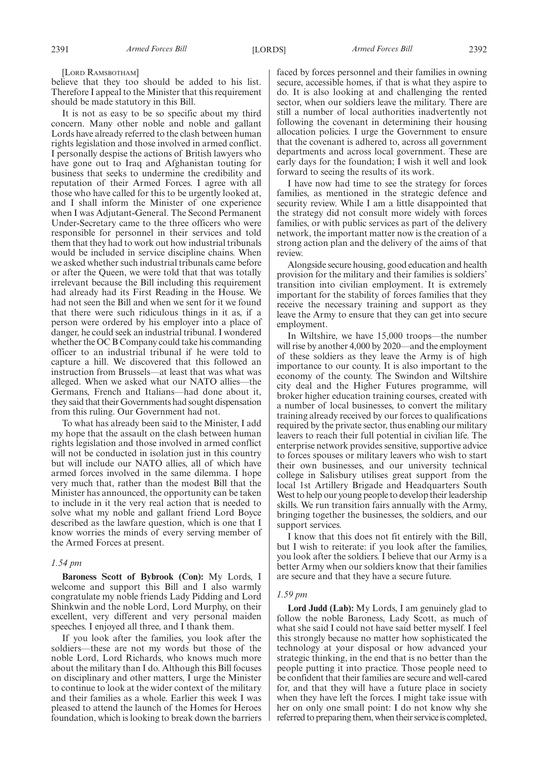[LORD RAMSBOTHAM]

believe that they too should be added to his list. Therefore I appeal to the Minister that this requirement should be made statutory in this Bill.

It is not as easy to be so specific about my third concern. Many other noble and noble and gallant Lords have already referred to the clash between human rights legislation and those involved in armed conflict. I personally despise the actions of British lawyers who have gone out to Iraq and Afghanistan touting for business that seeks to undermine the credibility and reputation of their Armed Forces. I agree with all those who have called for this to be urgently looked at, and I shall inform the Minister of one experience when I was Adjutant-General. The Second Permanent Under-Secretary came to the three officers who were responsible for personnel in their services and told them that they had to work out how industrial tribunals would be included in service discipline chains. When we asked whether such industrial tribunals came before or after the Queen, we were told that that was totally irrelevant because the Bill including this requirement had already had its First Reading in the House. We had not seen the Bill and when we sent for it we found that there were such ridiculous things in it as, if a person were ordered by his employer into a place of danger, he could seek an industrial tribunal. I wondered whether the OC B Company could take his commanding officer to an industrial tribunal if he were told to capture a hill. We discovered that this followed an instruction from Brussels—at least that was what was alleged. When we asked what our NATO allies—the Germans, French and Italians—had done about it, they said that their Governments had sought dispensation from this ruling. Our Government had not.

To what has already been said to the Minister, I add my hope that the assault on the clash between human rights legislation and those involved in armed conflict will not be conducted in isolation just in this country but will include our NATO allies, all of which have armed forces involved in the same dilemma. I hope very much that, rather than the modest Bill that the Minister has announced, the opportunity can be taken to include in it the very real action that is needed to solve what my noble and gallant friend Lord Boyce described as the lawfare question, which is one that I know worries the minds of every serving member of the Armed Forces at present.

*1.54 pm*

**Baroness Scott of Bybrook (Con):** My Lords, I welcome and support this Bill and I also warmly congratulate my noble friends Lady Pidding and Lord Shinkwin and the noble Lord, Lord Murphy, on their excellent, very different and very personal maiden speeches. I enjoyed all three, and I thank them.

If you look after the families, you look after the soldiers—these are not my words but those of the noble Lord, Lord Richards, who knows much more about the military than I do. Although this Bill focuses on disciplinary and other matters, I urge the Minister to continue to look at the wider context of the military and their families as a whole. Earlier this week I was pleased to attend the launch of the Homes for Heroes foundation, which is looking to break down the barriers faced by forces personnel and their families in owning secure, accessible homes, if that is what they aspire to do. It is also looking at and challenging the rented sector, when our soldiers leave the military. There are still a number of local authorities inadvertently not following the covenant in determining their housing allocation policies. I urge the Government to ensure that the covenant is adhered to, across all government departments and across local government. These are early days for the foundation; I wish it well and look forward to seeing the results of its work.

I have now had time to see the strategy for forces families, as mentioned in the strategic defence and security review. While I am a little disappointed that the strategy did not consult more widely with forces families, or with public services as part of the delivery network, the important matter now is the creation of a strong action plan and the delivery of the aims of that review.

Alongside secure housing, good education and health provision for the military and their families is soldiers' transition into civilian employment. It is extremely important for the stability of forces families that they receive the necessary training and support as they leave the Army to ensure that they can get into secure employment.

In Wiltshire, we have 15,000 troops—the number will rise by another 4,000 by 2020—and the employment of these soldiers as they leave the Army is of high importance to our county. It is also important to the economy of the county. The Swindon and Wiltshire city deal and the Higher Futures programme, will broker higher education training courses, created with a number of local businesses, to convert the military training already received by our forces to qualifications required by the private sector, thus enabling our military leavers to reach their full potential in civilian life. The enterprise network provides sensitive, supportive advice to forces spouses or military leavers who wish to start their own businesses, and our university technical college in Salisbury utilises great support from the local 1st Artillery Brigade and Headquarters South West to help our young people to develop their leadership skills. We run transition fairs annually with the Army, bringing together the businesses, the soldiers, and our support services.

I know that this does not fit entirely with the Bill, but I wish to reiterate: if you look after the families, you look after the soldiers. I believe that our Army is a better Army when our soldiers know that their families are secure and that they have a secure future.

*1.59 pm*

**Lord Judd (Lab):** My Lords, I am genuinely glad to follow the noble Baroness, Lady Scott, as much of what she said I could not have said better myself. I feel this strongly because no matter how sophisticated the technology at your disposal or how advanced your strategic thinking, in the end that is no better than the people putting it into practice. Those people need to be confident that their families are secure and well-cared for, and that they will have a future place in society when they have left the forces. I might take issue with her on only one small point: I do not know why she referred to preparing them, when their service is completed,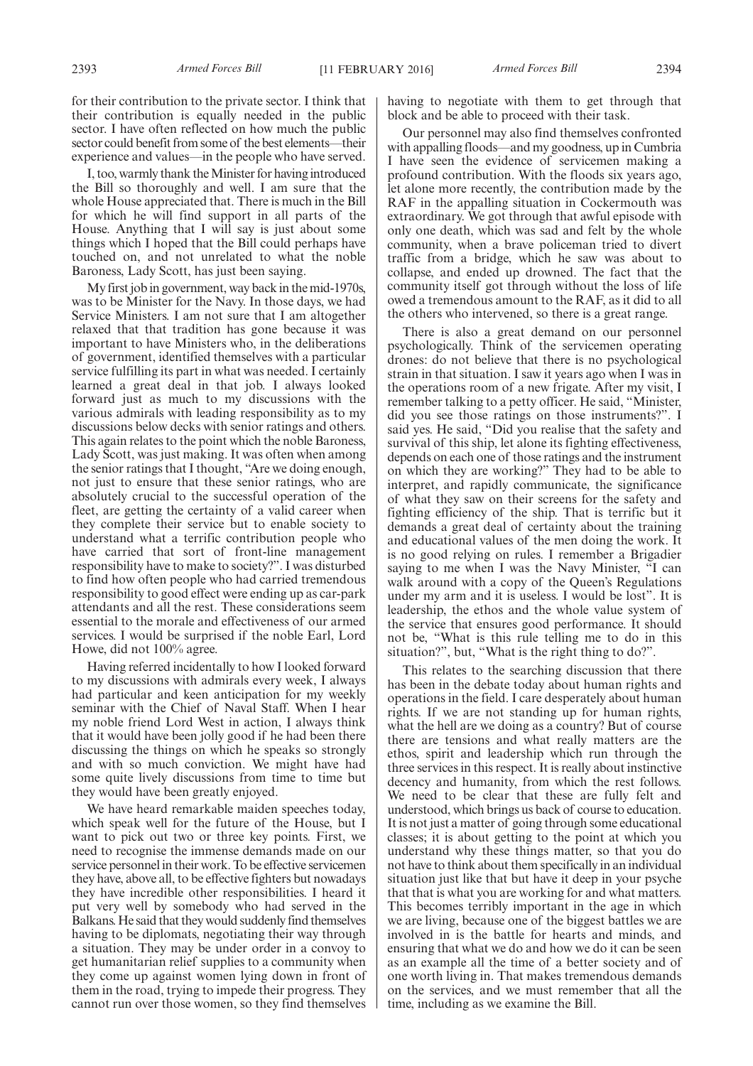for their contribution to the private sector. I think that their contribution is equally needed in the public sector. I have often reflected on how much the public sector could benefit from some of the best elements—their experience and values—in the people who have served.

I, too, warmly thank the Minister for having introduced the Bill so thoroughly and well. I am sure that the whole House appreciated that. There is much in the Bill for which he will find support in all parts of the House. Anything that I will say is just about some things which I hoped that the Bill could perhaps have touched on, and not unrelated to what the noble Baroness, Lady Scott, has just been saying.

My first job in government, way back in the mid-1970s, was to be Minister for the Navy. In those days, we had Service Ministers. I am not sure that I am altogether relaxed that that tradition has gone because it was important to have Ministers who, in the deliberations of government, identified themselves with a particular service fulfilling its part in what was needed. I certainly learned a great deal in that job. I always looked forward just as much to my discussions with the various admirals with leading responsibility as to my discussions below decks with senior ratings and others. This again relates to the point which the noble Baroness, Lady Scott, was just making. It was often when among the senior ratings that I thought, "Are we doing enough, not just to ensure that these senior ratings, who are absolutely crucial to the successful operation of the fleet, are getting the certainty of a valid career when they complete their service but to enable society to understand what a terrific contribution people who have carried that sort of front-line management responsibility have to make to society?". I was disturbed to find how often people who had carried tremendous responsibility to good effect were ending up as car-park attendants and all the rest. These considerations seem essential to the morale and effectiveness of our armed services. I would be surprised if the noble Earl, Lord Howe, did not 100% agree.

Having referred incidentally to how I looked forward to my discussions with admirals every week, I always had particular and keen anticipation for my weekly seminar with the Chief of Naval Staff. When I hear my noble friend Lord West in action, I always think that it would have been jolly good if he had been there discussing the things on which he speaks so strongly and with so much conviction. We might have had some quite lively discussions from time to time but they would have been greatly enjoyed.

We have heard remarkable maiden speeches today, which speak well for the future of the House, but I want to pick out two or three key points. First, we need to recognise the immense demands made on our service personnel in their work. To be effective servicemen they have, above all, to be effective fighters but nowadays they have incredible other responsibilities. I heard it put very well by somebody who had served in the Balkans. He said that they would suddenly find themselves having to be diplomats, negotiating their way through a situation. They may be under order in a convoy to get humanitarian relief supplies to a community when they come up against women lying down in front of them in the road, trying to impede their progress. They cannot run over those women, so they find themselves having to negotiate with them to get through that block and be able to proceed with their task.

Our personnel may also find themselves confronted with appalling floods—and my goodness, up in Cumbria I have seen the evidence of servicemen making a profound contribution. With the floods six years ago, let alone more recently, the contribution made by the RAF in the appalling situation in Cockermouth was extraordinary. We got through that awful episode with only one death, which was sad and felt by the whole community, when a brave policeman tried to divert traffic from a bridge, which he saw was about to collapse, and ended up drowned. The fact that the community itself got through without the loss of life owed a tremendous amount to the RAF, as it did to all the others who intervened, so there is a great range.

There is also a great demand on our personnel psychologically. Think of the servicemen operating drones: do not believe that there is no psychological strain in that situation. I saw it years ago when I was in the operations room of a new frigate. After my visit, I remember talking to a petty officer. He said, "Minister, did you see those ratings on those instruments?". I said yes. He said, "Did you realise that the safety and survival of this ship, let alone its fighting effectiveness, depends on each one of those ratings and the instrument on which they are working?" They had to be able to interpret, and rapidly communicate, the significance of what they saw on their screens for the safety and fighting efficiency of the ship. That is terrific but it demands a great deal of certainty about the training and educational values of the men doing the work. It is no good relying on rules. I remember a Brigadier saying to me when I was the Navy Minister, "I can walk around with a copy of the Queen's Regulations under my arm and it is useless. I would be lost". It is leadership, the ethos and the whole value system of the service that ensures good performance. It should not be, "What is this rule telling me to do in this situation?", but, "What is the right thing to do?".

This relates to the searching discussion that there has been in the debate today about human rights and operations in the field. I care desperately about human rights. If we are not standing up for human rights, what the hell are we doing as a country? But of course there are tensions and what really matters are the ethos, spirit and leadership which run through the three services in this respect. It is really about instinctive decency and humanity, from which the rest follows. We need to be clear that these are fully felt and understood, which brings us back of course to education. It is not just a matter of going through some educational classes; it is about getting to the point at which you understand why these things matter, so that you do not have to think about them specifically in an individual situation just like that but have it deep in your psyche that that is what you are working for and what matters. This becomes terribly important in the age in which we are living, because one of the biggest battles we are involved in is the battle for hearts and minds, and ensuring that what we do and how we do it can be seen as an example all the time of a better society and of one worth living in. That makes tremendous demands on the services, and we must remember that all the time, including as we examine the Bill.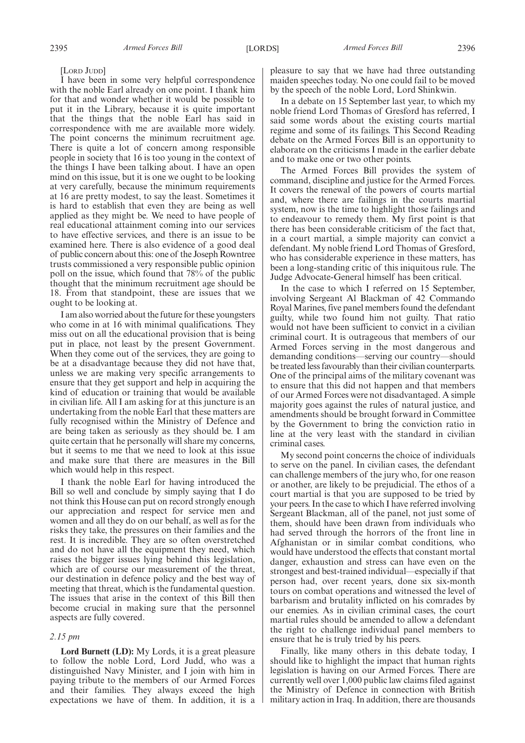[LORD JUDD]

I have been in some very helpful correspondence with the noble Earl already on one point. I thank him for that and wonder whether it would be possible to put it in the Library, because it is quite important that the things that the noble Earl has said in correspondence with me are available more widely. The point concerns the minimum recruitment age. There is quite a lot of concern among responsible people in society that 16 is too young in the context of the things I have been talking about. I have an open mind on this issue, but it is one we ought to be looking at very carefully, because the minimum requirements at 16 are pretty modest, to say the least. Sometimes it is hard to establish that even they are being as well applied as they might be. We need to have people of real educational attainment coming into our services to have effective services, and there is an issue to be examined here. There is also evidence of a good deal of public concern about this: one of the Joseph Rowntree trusts commissioned a very responsible public opinion poll on the issue, which found that 78% of the public thought that the minimum recruitment age should be 18. From that standpoint, these are issues that we ought to be looking at.

I am also worried about the future for these youngsters who come in at 16 with minimal qualifications. They miss out on all the educational provision that is being put in place, not least by the present Government. When they come out of the services, they are going to be at a disadvantage because they did not have that, unless we are making very specific arrangements to ensure that they get support and help in acquiring the kind of education or training that would be available in civilian life. All I am asking for at this juncture is an undertaking from the noble Earl that these matters are fully recognised within the Ministry of Defence and are being taken as seriously as they should be. I am quite certain that he personally will share my concerns, but it seems to me that we need to look at this issue and make sure that there are measures in the Bill which would help in this respect.

I thank the noble Earl for having introduced the Bill so well and conclude by simply saying that I do not think this House can put on record strongly enough our appreciation and respect for service men and women and all they do on our behalf, as well as for the risks they take, the pressures on their families and the rest. It is incredible. They are so often overstretched and do not have all the equipment they need, which raises the bigger issues lying behind this legislation, which are of course our measurement of the threat, our destination in defence policy and the best way of meeting that threat, which is the fundamental question. The issues that arise in the context of this Bill then become crucial in making sure that the personnel aspects are fully covered.

*2.15 pm*

**Lord Burnett (LD):** My Lords, it is a great pleasure to follow the noble Lord, Lord Judd, who was a distinguished Navy Minister, and I join with him in paying tribute to the members of our Armed Forces and their families. They always exceed the high expectations we have of them. In addition, it is a pleasure to say that we have had three outstanding maiden speeches today. No one could fail to be moved by the speech of the noble Lord, Lord Shinkwin.

In a debate on 15 September last year, to which my noble friend Lord Thomas of Gresford has referred, I said some words about the existing courts martial regime and some of its failings. This Second Reading debate on the Armed Forces Bill is an opportunity to elaborate on the criticisms I made in the earlier debate and to make one or two other points.

The Armed Forces Bill provides the system of command, discipline and justice for the Armed Forces. It covers the renewal of the powers of courts martial and, where there are failings in the courts martial system, now is the time to highlight those failings and to endeavour to remedy them. My first point is that there has been considerable criticism of the fact that, in a court martial, a simple majority can convict a defendant. My noble friend Lord Thomas of Gresford, who has considerable experience in these matters, has been a long-standing critic of this iniquitous rule. The Judge Advocate-General himself has been critical.

In the case to which I referred on 15 September, involving Sergeant Al Blackman of 42 Commando Royal Marines, five panel members found the defendant guilty, while two found him not guilty. That ratio would not have been sufficient to convict in a civilian criminal court. It is outrageous that members of our Armed Forces serving in the most dangerous and demanding conditions—serving our country—should be treated less favourably than their civilian counterparts. One of the principal aims of the military covenant was to ensure that this did not happen and that members of our Armed Forces were not disadvantaged. A simple majority goes against the rules of natural justice, and amendments should be brought forward in Committee by the Government to bring the conviction ratio in line at the very least with the standard in civilian criminal cases.

My second point concerns the choice of individuals to serve on the panel. In civilian cases, the defendant can challenge members of the jury who, for one reason or another, are likely to be prejudicial. The ethos of a court martial is that you are supposed to be tried by your peers. In the case to which I have referred involving Sergeant Blackman, all of the panel, not just some of them, should have been drawn from individuals who had served through the horrors of the front line in Afghanistan or in similar combat conditions, who would have understood the effects that constant mortal danger, exhaustion and stress can have even on the strongest and best-trained individual—especially if that person had, over recent years, done six six-month tours on combat operations and witnessed the level of barbarism and brutality inflicted on his comrades by our enemies. As in civilian criminal cases, the court martial rules should be amended to allow a defendant the right to challenge individual panel members to ensure that he is truly tried by his peers.

Finally, like many others in this debate today, I should like to highlight the impact that human rights legislation is having on our Armed Forces. There are currently well over 1,000 public law claims filed against the Ministry of Defence in connection with British military action in Iraq. In addition, there are thousands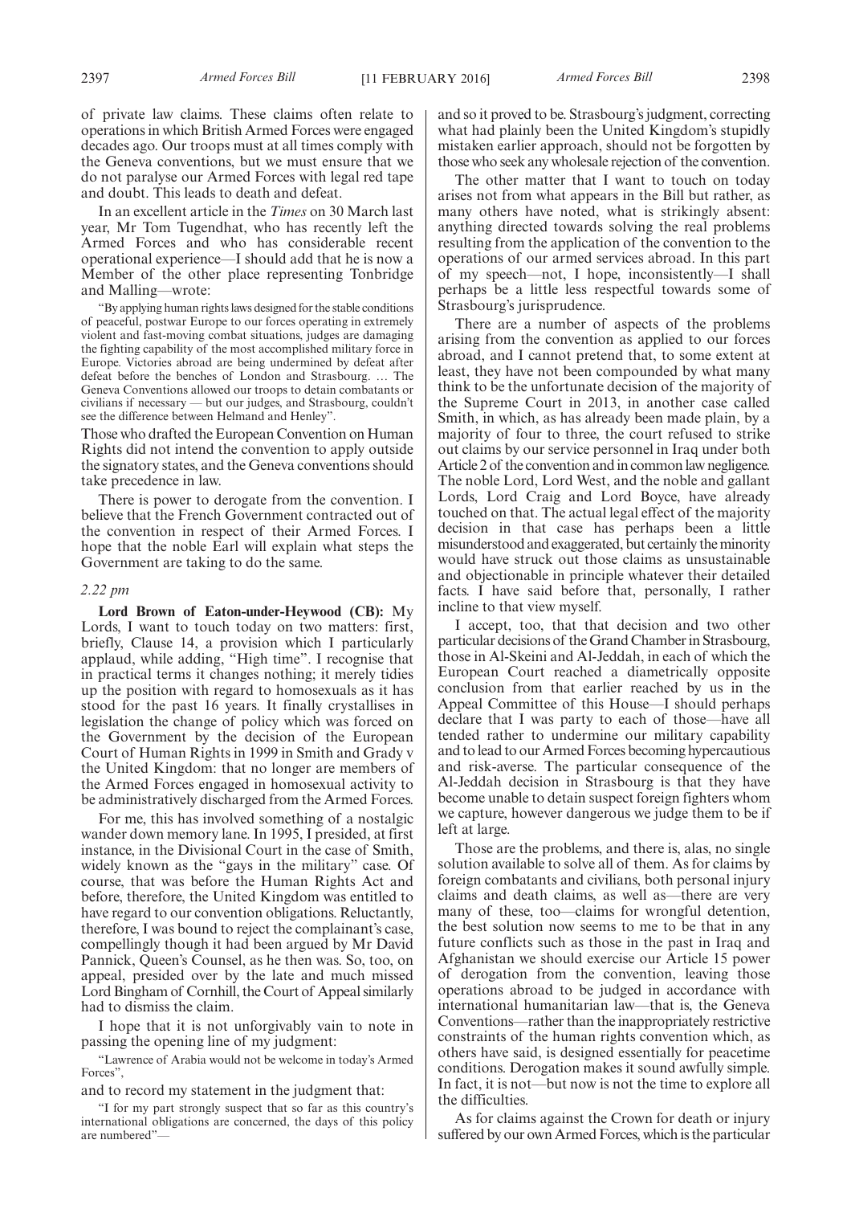of private law claims. These claims often relate to operations in which British Armed Forces were engaged decades ago. Our troops must at all times comply with the Geneva conventions, but we must ensure that we do not paralyse our Armed Forces with legal red tape and doubt. This leads to death and defeat.

In an excellent article in the *Times* on 30 March last year, Mr Tom Tugendhat, who has recently left the Armed Forces and who has considerable recent operational experience—I should add that he is now a Member of the other place representing Tonbridge and Malling—wrote:

> "By applying human rights laws designed for the stable conditions of peaceful, postwar Europe to our forces operating in extremely violent and fast-moving combat situations, judges are damaging the fighting capability of the most accomplished military force in Europe. Victories abroad are being undermined by defeat after defeat before the benches of London and Strasbourg. … The Geneva Conventions allowed our troops to detain combatants or civilians if necessary — but our judges, and Strasbourg, couldn't see the difference between Helmand and Henley".

Those who drafted the European Convention on Human Rights did not intend the convention to apply outside the signatory states, and the Geneva conventions should take precedence in law.

There is power to derogate from the convention. I believe that the French Government contracted out of the convention in respect of their Armed Forces. I hope that the noble Earl will explain what steps the Government are taking to do the same.

*2.22 pm*

**Lord Brown of Eaton-under-Heywood (CB):** My Lords, I want to touch today on two matters: first, briefly, Clause 14, a provision which I particularly applaud, while adding, "High time". I recognise that in practical terms it changes nothing; it merely tidies up the position with regard to homosexuals as it has stood for the past 16 years. It finally crystallises in legislation the change of policy which was forced on the Government by the decision of the European Court of Human Rights in 1999 in Smith and Grady v the United Kingdom: that no longer are members of the Armed Forces engaged in homosexual activity to be administratively discharged from the Armed Forces.

For me, this has involved something of a nostalgic wander down memory lane. In 1995, I presided, at first instance, in the Divisional Court in the case of Smith, widely known as the "gays in the military" case. Of course, that was before the Human Rights Act and before, therefore, the United Kingdom was entitled to have regard to our convention obligations. Reluctantly, therefore, I was bound to reject the complainant's case, compellingly though it had been argued by Mr David Pannick, Queen's Counsel, as he then was. So, too, on appeal, presided over by the late and much missed Lord Bingham of Cornhill, the Court of Appeal similarly had to dismiss the claim.

I hope that it is not unforgivably vain to note in passing the opening line of my judgment:

> "Lawrence of Arabia would not be welcome in today's Armed Forces",

and to record my statement in the judgment that:

> "I for my part strongly suspect that so far as this country's international obligations are concerned, the days of this policy are numbered"—

and so it proved to be. Strasbourg's judgment, correcting what had plainly been the United Kingdom's stupidly mistaken earlier approach, should not be forgotten by those who seek any wholesale rejection of the convention.

The other matter that I want to touch on today arises not from what appears in the Bill but rather, as many others have noted, what is strikingly absent: anything directed towards solving the real problems resulting from the application of the convention to the operations of our armed services abroad. In this part of my speech—not, I hope, inconsistently—I shall perhaps be a little less respectful towards some of Strasbourg's jurisprudence.

There are a number of aspects of the problems arising from the convention as applied to our forces abroad, and I cannot pretend that, to some extent at least, they have not been compounded by what many think to be the unfortunate decision of the majority of the Supreme Court in 2013, in another case called Smith, in which, as has already been made plain, by a majority of four to three, the court refused to strike out claims by our service personnel in Iraq under both Article 2 of the convention and in common law negligence. The noble Lord, Lord West, and the noble and gallant Lords, Lord Craig and Lord Boyce, have already touched on that. The actual legal effect of the majority decision in that case has perhaps been a little misunderstood and exaggerated, but certainly the minority would have struck out those claims as unsustainable and objectionable in principle whatever their detailed facts. I have said before that, personally, I rather incline to that view myself.

I accept, too, that that decision and two other particular decisions of the Grand Chamber in Strasbourg, those in Al-Skeini and Al-Jeddah, in each of which the European Court reached a diametrically opposite conclusion from that earlier reached by us in the Appeal Committee of this House—I should perhaps declare that I was party to each of those—have all tended rather to undermine our military capability and to lead to our Armed Forces becoming hypercautious and risk-averse. The particular consequence of the Al-Jeddah decision in Strasbourg is that they have become unable to detain suspect foreign fighters whom we capture, however dangerous we judge them to be if left at large.

Those are the problems, and there is, alas, no single solution available to solve all of them. As for claims by foreign combatants and civilians, both personal injury claims and death claims, as well as—there are very many of these, too—claims for wrongful detention, the best solution now seems to me to be that in any future conflicts such as those in the past in Iraq and Afghanistan we should exercise our Article 15 power of derogation from the convention, leaving those operations abroad to be judged in accordance with international humanitarian law—that is, the Geneva Conventions—rather than the inappropriately restrictive constraints of the human rights convention which, as others have said, is designed essentially for peacetime conditions. Derogation makes it sound awfully simple. In fact, it is not—but now is not the time to explore all the difficulties.

As for claims against the Crown for death or injury suffered by our own Armed Forces, which is the particular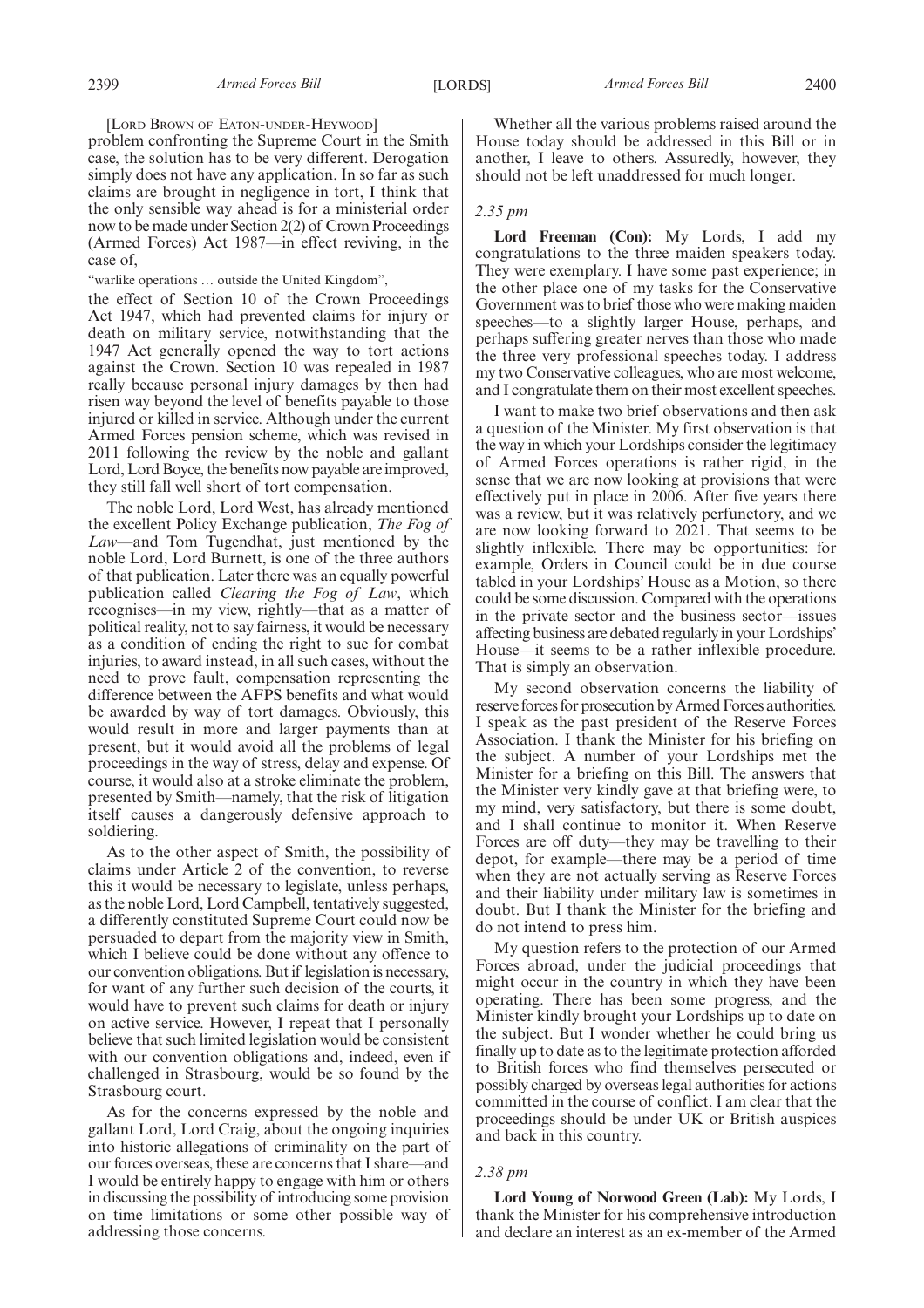[Lord Brown of Eaton-under-Heywood]

problem confronting the Supreme Court in the Smith case, the solution has to be very different. Derogation simply does not have any application. In so far as such claims are brought in negligence in tort, I think that the only sensible way ahead is for a ministerial order now to be made under Section 2(2) of Crown Proceedings (Armed Forces) Act 1987—in effect reviving, in the case of,

"warlike operations … outside the United Kingdom",

the effect of Section 10 of the Crown Proceedings Act 1947, which had prevented claims for injury or death on military service, notwithstanding that the 1947 Act generally opened the way to tort actions against the Crown. Section 10 was repealed in 1987 really because personal injury damages by then had risen way beyond the level of benefits payable to those injured or killed in service. Although under the current Armed Forces pension scheme, which was revised in 2011 following the review by the noble and gallant Lord, Lord Boyce, the benefits now payable are improved, they still fall well short of tort compensation.

The noble Lord, Lord West, has already mentioned the excellent Policy Exchange publication, *The Fog of Law*—and Tom Tugendhat, just mentioned by the noble Lord, Lord Burnett, is one of the three authors of that publication. Later there was an equally powerful publication called *Clearing the Fog of Law*, which recognises—in my view, rightly—that as a matter of political reality, not to say fairness, it would be necessary as a condition of ending the right to sue for combat injuries, to award instead, in all such cases, without the need to prove fault, compensation representing the difference between the AFPS benefits and what would be awarded by way of tort damages. Obviously, this would result in more and larger payments than at present, but it would avoid all the problems of legal proceedings in the way of stress, delay and expense. Of course, it would also at a stroke eliminate the problem, presented by Smith—namely, that the risk of litigation itself causes a dangerously defensive approach to soldiering.

As to the other aspect of Smith, the possibility of claims under Article 2 of the convention, to reverse this it would be necessary to legislate, unless perhaps, as the noble Lord, Lord Campbell, tentatively suggested, a differently constituted Supreme Court could now be persuaded to depart from the majority view in Smith, which I believe could be done without any offence to our convention obligations. But if legislation is necessary, for want of any further such decision of the courts, it would have to prevent such claims for death or injury on active service. However, I repeat that I personally believe that such limited legislation would be consistent with our convention obligations and, indeed, even if challenged in Strasbourg, would be so found by the Strasbourg court.

As for the concerns expressed by the noble and gallant Lord, Lord Craig, about the ongoing inquiries into historic allegations of criminality on the part of our forces overseas, these are concerns that I share—and I would be entirely happy to engage with him or others in discussing the possibility of introducing some provision on time limitations or some other possible way of addressing those concerns.

Whether all the various problems raised around the House today should be addressed in this Bill or in another, I leave to others. Assuredly, however, they should not be left unaddressed for much longer.

*2.35 pm*

**Lord Freeman (Con):** My Lords, I add my congratulations to the three maiden speakers today. They were exemplary. I have some past experience; in the other place one of my tasks for the Conservative Government was to brief those who were making maiden speeches—to a slightly larger House, perhaps, and perhaps suffering greater nerves than those who made the three very professional speeches today. I address my two Conservative colleagues, who are most welcome, and I congratulate them on their most excellent speeches.

I want to make two brief observations and then ask a question of the Minister. My first observation is that the way in which your Lordships consider the legitimacy of Armed Forces operations is rather rigid, in the sense that we are now looking at provisions that were effectively put in place in 2006. After five years there was a review, but it was relatively perfunctory, and we are now looking forward to 2021. That seems to be slightly inflexible. There may be opportunities: for example, Orders in Council could be in due course tabled in your Lordships' House as a Motion, so there could be some discussion. Compared with the operations in the private sector and the business sector—issues affecting business are debated regularly in your Lordships' House—it seems to be a rather inflexible procedure. That is simply an observation.

My second observation concerns the liability of reserve forces for prosecution by Armed Forces authorities. I speak as the past president of the Reserve Forces Association. I thank the Minister for his briefing on the subject. A number of your Lordships met the Minister for a briefing on this Bill. The answers that the Minister very kindly gave at that briefing were, to my mind, very satisfactory, but there is some doubt, and I shall continue to monitor it. When Reserve Forces are off duty—they may be travelling to their depot, for example—there may be a period of time when they are not actually serving as Reserve Forces and their liability under military law is sometimes in doubt. But I thank the Minister for the briefing and do not intend to press him.

My question refers to the protection of our Armed Forces abroad, under the judicial proceedings that might occur in the country in which they have been operating. There has been some progress, and the Minister kindly brought your Lordships up to date on the subject. But I wonder whether he could bring us finally up to date as to the legitimate protection afforded to British forces who find themselves persecuted or possibly charged by overseas legal authorities for actions committed in the course of conflict. I am clear that the proceedings should be under UK or British auspices and back in this country.

*2.38 pm*

**Lord Young of Norwood Green (Lab):** My Lords, I thank the Minister for his comprehensive introduction and declare an interest as an ex-member of the Armed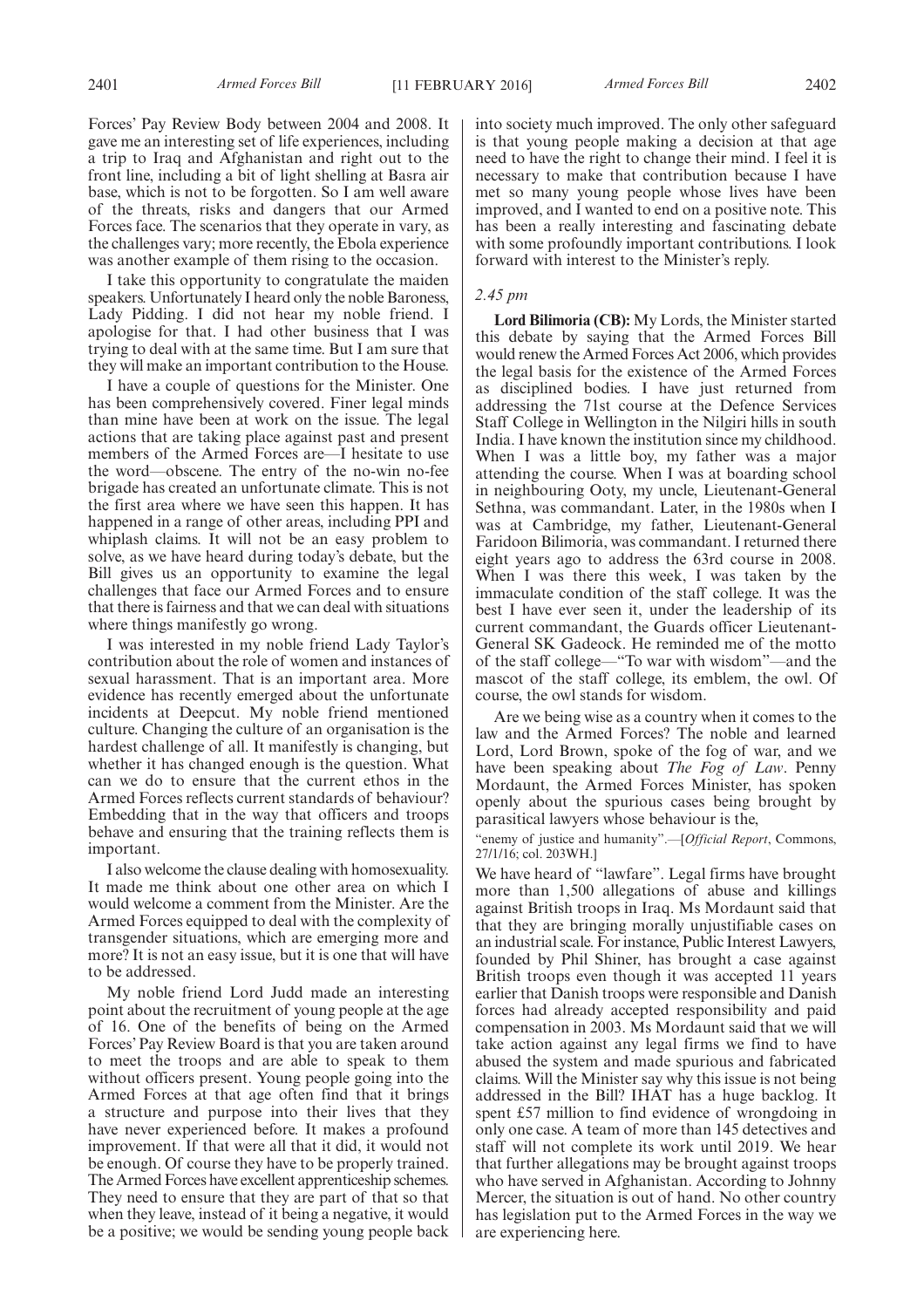Forces' Pay Review Body between 2004 and 2008. It gave me an interesting set of life experiences, including a trip to Iraq and Afghanistan and right out to the front line, including a bit of light shelling at Basra air base, which is not to be forgotten. So I am well aware of the threats, risks and dangers that our Armed Forces face. The scenarios that they operate in vary, as the challenges vary; more recently, the Ebola experience was another example of them rising to the occasion.

I take this opportunity to congratulate the maiden speakers. Unfortunately I heard only the noble Baroness, Lady Pidding. I did not hear my noble friend. I apologise for that. I had other business that I was trying to deal with at the same time. But I am sure that they will make an important contribution to the House.

I have a couple of questions for the Minister. One has been comprehensively covered. Finer legal minds than mine have been at work on the issue. The legal actions that are taking place against past and present members of the Armed Forces are—I hesitate to use the word—obscene. The entry of the no-win no-fee brigade has created an unfortunate climate. This is not the first area where we have seen this happen. It has happened in a range of other areas, including PPI and whiplash claims. It will not be an easy problem to solve, as we have heard during today's debate, but the Bill gives us an opportunity to examine the legal challenges that face our Armed Forces and to ensure that there is fairness and that we can deal with situations where things manifestly go wrong.

I was interested in my noble friend Lady Taylor's contribution about the role of women and instances of sexual harassment. That is an important area. More evidence has recently emerged about the unfortunate incidents at Deepcut. My noble friend mentioned culture. Changing the culture of an organisation is the hardest challenge of all. It manifestly is changing, but whether it has changed enough is the question. What can we do to ensure that the current ethos in the Armed Forces reflects current standards of behaviour? Embedding that in the way that officers and troops behave and ensuring that the training reflects them is important.

I also welcome the clause dealing with homosexuality. It made me think about one other area on which I would welcome a comment from the Minister. Are the Armed Forces equipped to deal with the complexity of transgender situations, which are emerging more and more? It is not an easy issue, but it is one that will have to be addressed.

My noble friend Lord Judd made an interesting point about the recruitment of young people at the age of 16. One of the benefits of being on the Armed Forces' Pay Review Board is that you are taken around to meet the troops and are able to speak to them without officers present. Young people going into the Armed Forces at that age often find that it brings a structure and purpose into their lives that they have never experienced before. It makes a profound improvement. If that were all that it did, it would not be enough. Of course they have to be properly trained. The Armed Forces have excellent apprenticeship schemes. They need to ensure that they are part of that so that when they leave, instead of it being a negative, it would be a positive; we would be sending young people back into society much improved. The only other safeguard is that young people making a decision at that age need to have the right to change their mind. I feel it is necessary to make that contribution because I have met so many young people whose lives have been improved, and I wanted to end on a positive note. This has been a really interesting and fascinating debate with some profoundly important contributions. I look forward with interest to the Minister's reply.

*2.45 pm*

**Lord Bilimoria (CB):** My Lords, the Minister started this debate by saying that the Armed Forces Bill would renew the Armed Forces Act 2006, which provides the legal basis for the existence of the Armed Forces as disciplined bodies. I have just returned from addressing the 71st course at the Defence Services Staff College in Wellington in the Nilgiri hills in south India. I have known the institution since my childhood. When I was a little boy, my father was a major attending the course. When I was at boarding school in neighbouring Ooty, my uncle, Lieutenant-General Sethna, was commandant. Later, in the 1980s when I was at Cambridge, my father, Lieutenant-General Faridoon Bilimoria, was commandant. I returned there eight years ago to address the 63rd course in 2008. When I was there this week, I was taken by the immaculate condition of the staff college. It was the best I have ever seen it, under the leadership of its current commandant, the Guards officer Lieutenant-General SK Gadeock. He reminded me of the motto of the staff college—"To war with wisdom"—and the mascot of the staff college, its emblem, the owl. Of course, the owl stands for wisdom.

Are we being wise as a country when it comes to the law and the Armed Forces? The noble and learned Lord, Lord Brown, spoke of the fog of war, and we have been speaking about *The Fog of Law*. Penny Mordaunt, the Armed Forces Minister, has spoken openly about the spurious cases being brought by parasitical lawyers whose behaviour is the,

"enemy of justice and humanity".—[*Official Report*, Commons, 27/1/16; col. 203WH.]

We have heard of "lawfare". Legal firms have brought more than 1,500 allegations of abuse and killings against British troops in Iraq. Ms Mordaunt said that that they are bringing morally unjustifiable cases on an industrial scale. For instance, Public Interest Lawyers, founded by Phil Shiner, has brought a case against British troops even though it was accepted 11 years earlier that Danish troops were responsible and Danish forces had already accepted responsibility and paid compensation in 2003. Ms Mordaunt said that we will take action against any legal firms we find to have abused the system and made spurious and fabricated claims. Will the Minister say why this issue is not being addressed in the Bill? IHAT has a huge backlog. It spent £57 million to find evidence of wrongdoing in only one case. A team of more than 145 detectives and staff will not complete its work until 2019. We hear that further allegations may be brought against troops who have served in Afghanistan. According to Johnny Mercer, the situation is out of hand. No other country has legislation put to the Armed Forces in the way we are experiencing here.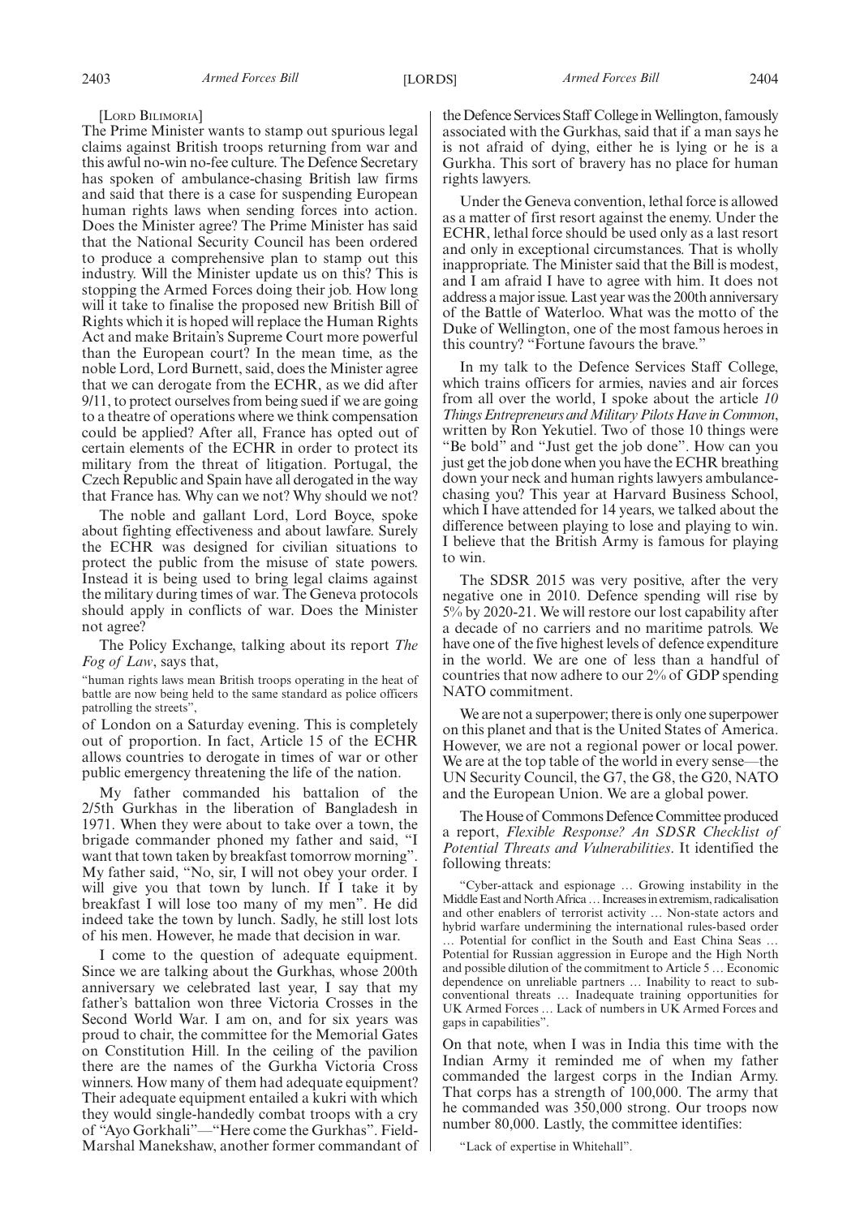[Lord Bilimoria]

The Prime Minister wants to stamp out spurious legal claims against British troops returning from war and this awful no-win no-fee culture. The Defence Secretary has spoken of ambulance-chasing British law firms and said that there is a case for suspending European human rights laws when sending forces into action. Does the Minister agree? The Prime Minister has said that the National Security Council has been ordered to produce a comprehensive plan to stamp out this industry. Will the Minister update us on this? This is stopping the Armed Forces doing their job. How long will it take to finalise the proposed new British Bill of Rights which it is hoped will replace the Human Rights Act and make Britain's Supreme Court more powerful than the European court? In the mean time, as the noble Lord, Lord Burnett, said, does the Minister agree that we can derogate from the ECHR, as we did after 9/11, to protect ourselves from being sued if we are going to a theatre of operations where we think compensation could be applied? After all, France has opted out of certain elements of the ECHR in order to protect its military from the threat of litigation. Portugal, the Czech Republic and Spain have all derogated in the way that France has. Why can we not? Why should we not?

The noble and gallant Lord, Lord Boyce, spoke about fighting effectiveness and about lawfare. Surely the ECHR was designed for civilian situations to protect the public from the misuse of state powers. Instead it is being used to bring legal claims against the military during times of war. The Geneva protocols should apply in conflicts of war. Does the Minister not agree?

The Policy Exchange, talking about its report *The Fog of Law*, says that,

"human rights laws mean British troops operating in the heat of battle are now being held to the same standard as police officers patrolling the streets",

of London on a Saturday evening. This is completely out of proportion. In fact, Article 15 of the ECHR allows countries to derogate in times of war or other public emergency threatening the life of the nation.

My father commanded his battalion of the 2/5th Gurkhas in the liberation of Bangladesh in 1971. When they were about to take over a town, the brigade commander phoned my father and said, "I want that town taken by breakfast tomorrow morning". My father said, "No, sir, I will not obey your order. I will give you that town by lunch. If I take it by breakfast I will lose too many of my men". He did indeed take the town by lunch. Sadly, he still lost lots of his men. However, he made that decision in war.

I come to the question of adequate equipment. Since we are talking about the Gurkhas, whose 200th anniversary we celebrated last year, I say that my father's battalion won three Victoria Crosses in the Second World War. I am on, and for six years was proud to chair, the committee for the Memorial Gates on Constitution Hill. In the ceiling of the pavilion there are the names of the Gurkha Victoria Cross winners. How many of them had adequate equipment? Their adequate equipment entailed a kukri with which they would single-handedly combat troops with a cry of "Ayo Gorkhali"—"Here come the Gurkhas". Field-Marshal Manekshaw, another former commandant of the Defence Services Staff College in Wellington, famously associated with the Gurkhas, said that if a man says he is not afraid of dying, either he is lying or he is a Gurkha. This sort of bravery has no place for human rights lawyers.

Under the Geneva convention, lethal force is allowed as a matter of first resort against the enemy. Under the ECHR, lethal force should be used only as a last resort and only in exceptional circumstances. That is wholly inappropriate. The Minister said that the Bill is modest, and I am afraid I have to agree with him. It does not address a major issue. Last year was the 200th anniversary of the Battle of Waterloo. What was the motto of the Duke of Wellington, one of the most famous heroes in this country? "Fortune favours the brave."

In my talk to the Defence Services Staff College, which trains officers for armies, navies and air forces from all over the world, I spoke about the article *10 Things Entrepreneurs and Military Pilots Have in Common*, written by Ron Yekutiel. Two of those 10 things were "Be bold" and "Just get the job done". How can you just get the job done when you have the ECHR breathing down your neck and human rights lawyers ambulance-chasing you? This year at Harvard Business School, which I have attended for 14 years, we talked about the difference between playing to lose and playing to win. I believe that the British Army is famous for playing to win.

The SDSR 2015 was very positive, after the very negative one in 2010. Defence spending will rise by 5% by 2020-21. We will restore our lost capability after a decade of no carriers and no maritime patrols. We have one of the five highest levels of defence expenditure in the world. We are one of less than a handful of countries that now adhere to our 2% of GDP spending NATO commitment.

We are not a superpower; there is only one superpower on this planet and that is the United States of America. However, we are not a regional power or local power. We are at the top table of the world in every sense—the UN Security Council, the G7, the G8, the G20, NATO and the European Union. We are a global power.

The House of Commons Defence Committee produced a report, *Flexible Response? An SDSR Checklist of Potential Threats and Vulnerabilities*. It identified the following threats:

"Cyber-attack and espionage … Growing instability in the Middle East and North Africa … Increases in extremism, radicalisation and other enablers of terrorist activity … Non-state actors and hybrid warfare undermining the international rules-based order … Potential for conflict in the South and East China Seas … Potential for Russian aggression in Europe and the High North and possible dilution of the commitment to Article 5 … Economic dependence on unreliable partners … Inability to react to sub-conventional threats … Inadequate training opportunities for UK Armed Forces … Lack of numbers in UK Armed Forces and gaps in capabilities".

On that note, when I was in India this time with the Indian Army it reminded me of when my father commanded the largest corps in the Indian Army. That corps has a strength of 100,000. The army that he commanded was 350,000 strong. Our troops now number 80,000. Lastly, the committee identifies:

"Lack of expertise in Whitehall".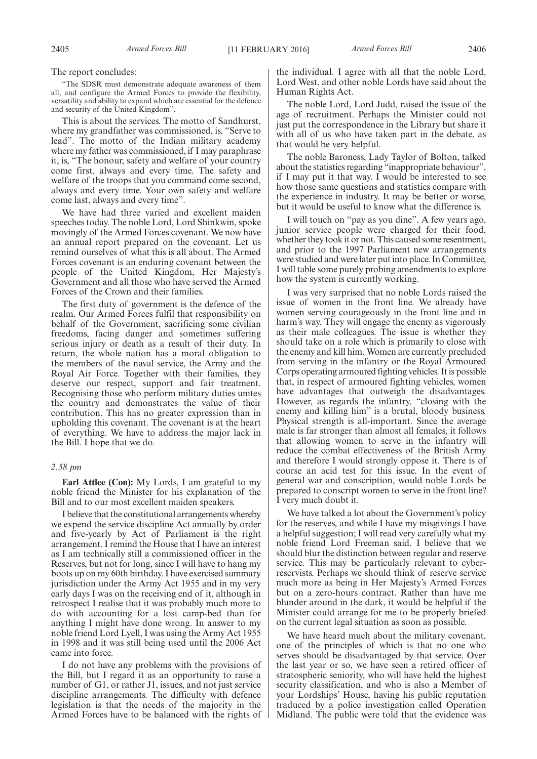The report concludes:

"The SDSR must demonstrate adequate awareness of them all, and configure the Armed Forces to provide the flexibility, versatility and ability to expand which are essential for the defence and security of the United Kingdom".

This is about the services. The motto of Sandhurst, where my grandfather was commissioned, is, "Serve to lead". The motto of the Indian military academy where my father was commissioned, if I may paraphrase it, is, "The honour, safety and welfare of your country come first, always and every time. The safety and welfare of the troops that you command come second, always and every time. Your own safety and welfare come last, always and every time".

We have had three varied and excellent maiden speeches today. The noble Lord, Lord Shinkwin, spoke movingly of the Armed Forces covenant. We now have an annual report prepared on the covenant. Let us remind ourselves of what this is all about. The Armed Forces covenant is an enduring covenant between the people of the United Kingdom, Her Majesty's Government and all those who have served the Armed Forces of the Crown and their families.

The first duty of government is the defence of the realm. Our Armed Forces fulfil that responsibility on behalf of the Government, sacrificing some civilian freedoms, facing danger and sometimes suffering serious injury or death as a result of their duty. In return, the whole nation has a moral obligation to the members of the naval service, the Army and the Royal Air Force. Together with their families, they deserve our respect, support and fair treatment. Recognising those who perform military duties unites the country and demonstrates the value of their contribution. This has no greater expression than in upholding this covenant. The covenant is at the heart of everything. We have to address the major lack in the Bill. I hope that we do.

*2.58 pm*

**Earl Attlee (Con):** My Lords, I am grateful to my noble friend the Minister for his explanation of the Bill and to our most excellent maiden speakers.

I believe that the constitutional arrangements whereby we expend the service discipline Act annually by order and five-yearly by Act of Parliament is the right arrangement. I remind the House that I have an interest as I am technically still a commissioned officer in the Reserves, but not for long, since I will have to hang my boots up on my 60th birthday. I have exercised summary jurisdiction under the Army Act 1955 and in my very early days I was on the receiving end of it, although in retrospect I realise that it was probably much more to do with accounting for a lost camp-bed than for anything I might have done wrong. In answer to my noble friend Lord Lyell, I was using the Army Act 1955 in 1998 and it was still being used until the 2006 Act came into force.

I do not have any problems with the provisions of the Bill, but I regard it as an opportunity to raise a number of G1, or rather J1, issues, and not just service discipline arrangements. The difficulty with defence legislation is that the needs of the majority in the Armed Forces have to be balanced with the rights of the individual. I agree with all that the noble Lord, Lord West, and other noble Lords have said about the Human Rights Act.

The noble Lord, Lord Judd, raised the issue of the age of recruitment. Perhaps the Minister could not just put the correspondence in the Library but share it with all of us who have taken part in the debate, as that would be very helpful.

The noble Baroness, Lady Taylor of Bolton, talked about the statistics regarding "inappropriate behaviour", if I may put it that way. I would be interested to see how those same questions and statistics compare with the experience in industry. It may be better or worse, but it would be useful to know what the difference is.

I will touch on "pay as you dine". A few years ago, junior service people were charged for their food, whether they took it or not. This caused some resentment, and prior to the 1997 Parliament new arrangements were studied and were later put into place. In Committee, I will table some purely probing amendments to explore how the system is currently working.

I was very surprised that no noble Lords raised the issue of women in the front line. We already have women serving courageously in the front line and in harm's way. They will engage the enemy as vigorously as their male colleagues. The issue is whether they should take on a role which is primarily to close with the enemy and kill him. Women are currently precluded from serving in the infantry or the Royal Armoured Corps operating armoured fighting vehicles. It is possible that, in respect of armoured fighting vehicles, women have advantages that outweigh the disadvantages. However, as regards the infantry, "closing with the enemy and killing him" is a brutal, bloody business. Physical strength is all-important. Since the average male is far stronger than almost all females, it follows that allowing women to serve in the infantry will reduce the combat effectiveness of the British Army and therefore I would strongly oppose it. There is of course an acid test for this issue. In the event of general war and conscription, would noble Lords be prepared to conscript women to serve in the front line? I very much doubt it.

We have talked a lot about the Government's policy for the reserves, and while I have my misgivings I have a helpful suggestion; I will read very carefully what my noble friend Lord Freeman said. I believe that we should blur the distinction between regular and reserve service. This may be particularly relevant to cyber-reservists. Perhaps we should think of reserve service much more as being in Her Majesty's Armed Forces but on a zero-hours contract. Rather than have me blunder around in the dark, it would be helpful if the Minister could arrange for me to be properly briefed on the current legal situation as soon as possible.

We have heard much about the military covenant, one of the principles of which is that no one who serves should be disadvantaged by that service. Over the last year or so, we have seen a retired officer of stratospheric seniority, who will have held the highest security classification, and who is also a Member of your Lordships' House, having his public reputation traduced by a police investigation called Operation Midland. The public were told that the evidence was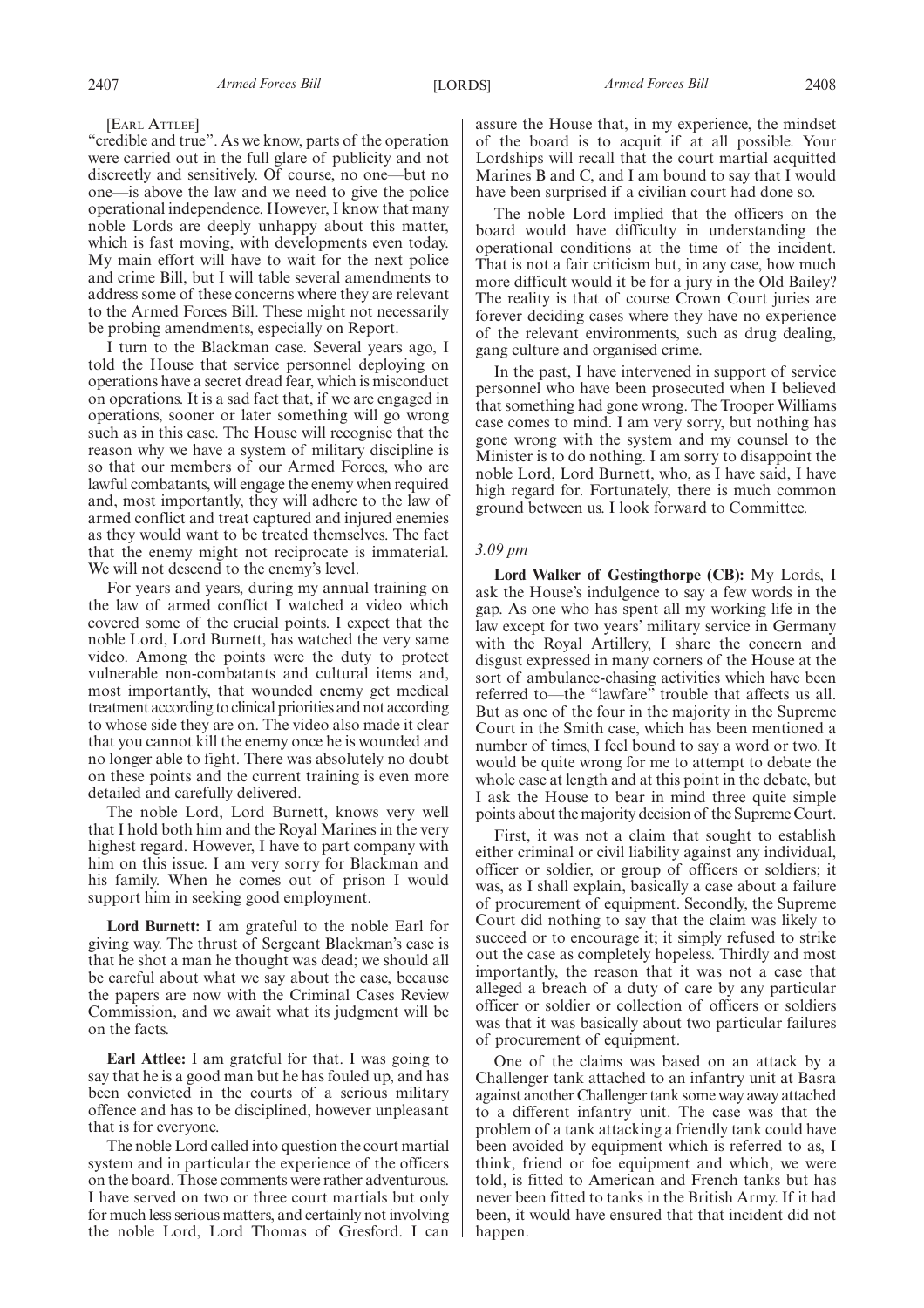[Earl Attlee]

"credible and true". As we know, parts of the operation were carried out in the full glare of publicity and not discreetly and sensitively. Of course, no one—but no one—is above the law and we need to give the police operational independence. However, I know that many noble Lords are deeply unhappy about this matter, which is fast moving, with developments even today. My main effort will have to wait for the next police and crime Bill, but I will table several amendments to address some of these concerns where they are relevant to the Armed Forces Bill. These might not necessarily be probing amendments, especially on Report.

I turn to the Blackman case. Several years ago, I told the House that service personnel deploying on operations have a secret dread fear, which is misconduct on operations. It is a sad fact that, if we are engaged in operations, sooner or later something will go wrong such as in this case. The House will recognise that the reason why we have a system of military discipline is so that our members of our Armed Forces, who are lawful combatants, will engage the enemy when required and, most importantly, they will adhere to the law of armed conflict and treat captured and injured enemies as they would want to be treated themselves. The fact that the enemy might not reciprocate is immaterial. We will not descend to the enemy's level.

For years and years, during my annual training on the law of armed conflict I watched a video which covered some of the crucial points. I expect that the noble Lord, Lord Burnett, has watched the very same video. Among the points were the duty to protect vulnerable non-combatants and cultural items and, most importantly, that wounded enemy get medical treatment according to clinical priorities and not according to whose side they are on. The video also made it clear that you cannot kill the enemy once he is wounded and no longer able to fight. There was absolutely no doubt on these points and the current training is even more detailed and carefully delivered.

The noble Lord, Lord Burnett, knows very well that I hold both him and the Royal Marines in the very highest regard. However, I have to part company with him on this issue. I am very sorry for Blackman and his family. When he comes out of prison I would support him in seeking good employment.

**Lord Burnett:** I am grateful to the noble Earl for giving way. The thrust of Sergeant Blackman's case is that he shot a man he thought was dead; we should all be careful about what we say about the case, because the papers are now with the Criminal Cases Review Commission, and we await what its judgment will be on the facts.

**Earl Attlee:** I am grateful for that. I was going to say that he is a good man but he has fouled up, and has been convicted in the courts of a serious military offence and has to be disciplined, however unpleasant that is for everyone.

The noble Lord called into question the court martial system and in particular the experience of the officers on the board. Those comments were rather adventurous. I have served on two or three court martials but only for much less serious matters, and certainly not involving the noble Lord, Lord Thomas of Gresford. I can assure the House that, in my experience, the mindset of the board is to acquit if at all possible. Your Lordships will recall that the court martial acquitted Marines B and C, and I am bound to say that I would have been surprised if a civilian court had done so.

The noble Lord implied that the officers on the board would have difficulty in understanding the operational conditions at the time of the incident. That is not a fair criticism but, in any case, how much more difficult would it be for a jury in the Old Bailey? The reality is that of course Crown Court juries are forever deciding cases where they have no experience of the relevant environments, such as drug dealing, gang culture and organised crime.

In the past, I have intervened in support of service personnel who have been prosecuted when I believed that something had gone wrong. The Trooper Williams case comes to mind. I am very sorry, but nothing has gone wrong with the system and my counsel to the Minister is to do nothing. I am sorry to disappoint the noble Lord, Lord Burnett, who, as I have said, I have high regard for. Fortunately, there is much common ground between us. I look forward to Committee.

*3.09 pm*

**Lord Walker of Gestingthorpe (CB):** My Lords, I ask the House's indulgence to say a few words in the gap. As one who has spent all my working life in the law except for two years' military service in Germany with the Royal Artillery, I share the concern and disgust expressed in many corners of the House at the sort of ambulance-chasing activities which have been referred to—the "lawfare" trouble that affects us all. But as one of the four in the majority in the Supreme Court in the Smith case, which has been mentioned a number of times, I feel bound to say a word or two. It would be quite wrong for me to attempt to debate the whole case at length and at this point in the debate, but I ask the House to bear in mind three quite simple points about the majority decision of the Supreme Court.

First, it was not a claim that sought to establish either criminal or civil liability against any individual, officer or soldier, or group of officers or soldiers; it was, as I shall explain, basically a case about a failure of procurement of equipment. Secondly, the Supreme Court did nothing to say that the claim was likely to succeed or to encourage it; it simply refused to strike out the case as completely hopeless. Thirdly and most importantly, the reason that it was not a case that alleged a breach of a duty of care by any particular officer or soldier or collection of officers or soldiers was that it was basically about two particular failures of procurement of equipment.

One of the claims was based on an attack by a Challenger tank attached to an infantry unit at Basra against another Challenger tank some way away attached to a different infantry unit. The case was that the problem of a tank attacking a friendly tank could have been avoided by equipment which is referred to as, I think, friend or foe equipment and which, we were told, is fitted to American and French tanks but has never been fitted to tanks in the British Army. If it had been, it would have ensured that that incident did not happen.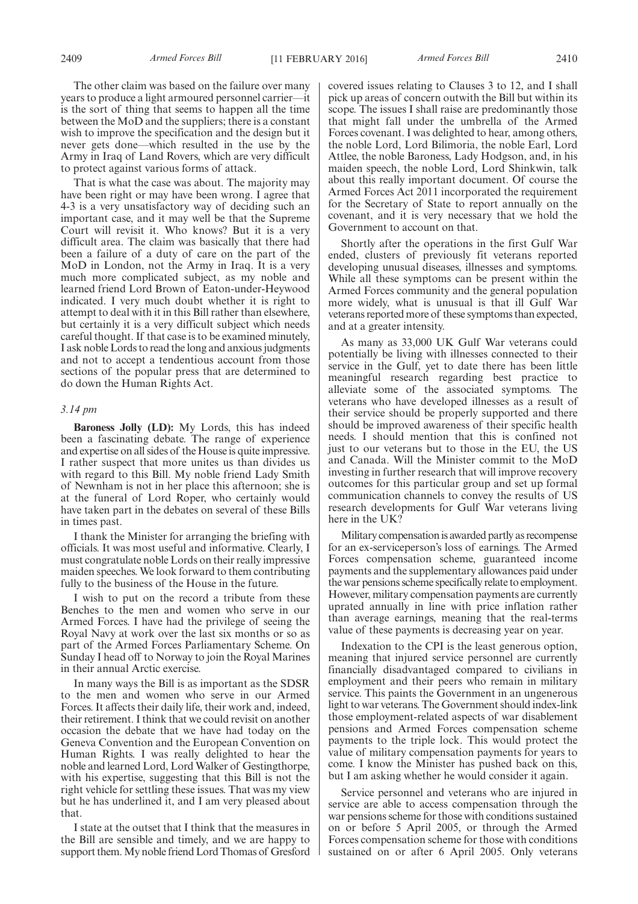The other claim was based on the failure over many years to produce a light armoured personnel carrier—it is the sort of thing that seems to happen all the time between the MoD and the suppliers; there is a constant wish to improve the specification and the design but it never gets done—which resulted in the use by the Army in Iraq of Land Rovers, which are very difficult to protect against various forms of attack.

That is what the case was about. The majority may have been right or may have been wrong. I agree that 4-3 is a very unsatisfactory way of deciding such an important case, and it may well be that the Supreme Court will revisit it. Who knows? But it is a very difficult area. The claim was basically that there had been a failure of a duty of care on the part of the MoD in London, not the Army in Iraq. It is a very much more complicated subject, as my noble and learned friend Lord Brown of Eaton-under-Heywood indicated. I very much doubt whether it is right to attempt to deal with it in this Bill rather than elsewhere, but certainly it is a very difficult subject which needs careful thought. If that case is to be examined minutely, I ask noble Lords to read the long and anxious judgments and not to accept a tendentious account from those sections of the popular press that are determined to do down the Human Rights Act.

*3.14 pm*

**Baroness Jolly (LD):** My Lords, this has indeed been a fascinating debate. The range of experience and expertise on all sides of the House is quite impressive. I rather suspect that more unites us than divides us with regard to this Bill. My noble friend Lady Smith of Newnham is not in her place this afternoon; she is at the funeral of Lord Roper, who certainly would have taken part in the debates on several of these Bills in times past.

I thank the Minister for arranging the briefing with officials. It was most useful and informative. Clearly, I must congratulate noble Lords on their really impressive maiden speeches. We look forward to them contributing fully to the business of the House in the future.

I wish to put on the record a tribute from these Benches to the men and women who serve in our Armed Forces. I have had the privilege of seeing the Royal Navy at work over the last six months or so as part of the Armed Forces Parliamentary Scheme. On Sunday I head off to Norway to join the Royal Marines in their annual Arctic exercise.

In many ways the Bill is as important as the SDSR to the men and women who serve in our Armed Forces. It affects their daily life, their work and, indeed, their retirement. I think that we could revisit on another occasion the debate that we have had today on the Geneva Convention and the European Convention on Human Rights. I was really delighted to hear the noble and learned Lord, Lord Walker of Gestingthorpe, with his expertise, suggesting that this Bill is not the right vehicle for settling these issues. That was my view but he has underlined it, and I am very pleased about that.

I state at the outset that I think that the measures in the Bill are sensible and timely, and we are happy to support them. My noble friend Lord Thomas of Gresford covered issues relating to Clauses 3 to 12, and I shall pick up areas of concern outwith the Bill but within its scope. The issues I shall raise are predominantly those that might fall under the umbrella of the Armed Forces covenant. I was delighted to hear, among others, the noble Lord, Lord Bilimoria, the noble Earl, Lord Attlee, the noble Baroness, Lady Hodgson, and, in his maiden speech, the noble Lord, Lord Shinkwin, talk about this really important document. Of course the Armed Forces Act 2011 incorporated the requirement for the Secretary of State to report annually on the covenant, and it is very necessary that we hold the Government to account on that.

Shortly after the operations in the first Gulf War ended, clusters of previously fit veterans reported developing unusual diseases, illnesses and symptoms. While all these symptoms can be present within the Armed Forces community and the general population more widely, what is unusual is that ill Gulf War veterans reported more of these symptoms than expected, and at a greater intensity.

As many as 33,000 UK Gulf War veterans could potentially be living with illnesses connected to their service in the Gulf, yet to date there has been little meaningful research regarding best practice to alleviate some of the associated symptoms. The veterans who have developed illnesses as a result of their service should be properly supported and there should be improved awareness of their specific health needs. I should mention that this is confined not just to our veterans but to those in the EU, the US and Canada. Will the Minister commit to the MoD investing in further research that will improve recovery outcomes for this particular group and set up formal communication channels to convey the results of US research developments for Gulf War veterans living here in the UK?

Military compensation is awarded partly as recompense for an ex-serviceperson's loss of earnings. The Armed Forces compensation scheme, guaranteed income payments and the supplementary allowances paid under the war pensions scheme specifically relate to employment. However, military compensation payments are currently uprated annually in line with price inflation rather than average earnings, meaning that the real-terms value of these payments is decreasing year on year.

Indexation to the CPI is the least generous option, meaning that injured service personnel are currently financially disadvantaged compared to civilians in employment and their peers who remain in military service. This paints the Government in an ungenerous light to war veterans. The Government should index-link those employment-related aspects of war disablement pensions and Armed Forces compensation scheme payments to the triple lock. This would protect the value of military compensation payments for years to come. I know the Minister has pushed back on this, but I am asking whether he would consider it again.

Service personnel and veterans who are injured in service are able to access compensation through the war pensions scheme for those with conditions sustained on or before 5 April 2005, or through the Armed Forces compensation scheme for those with conditions sustained on or after 6 April 2005. Only veterans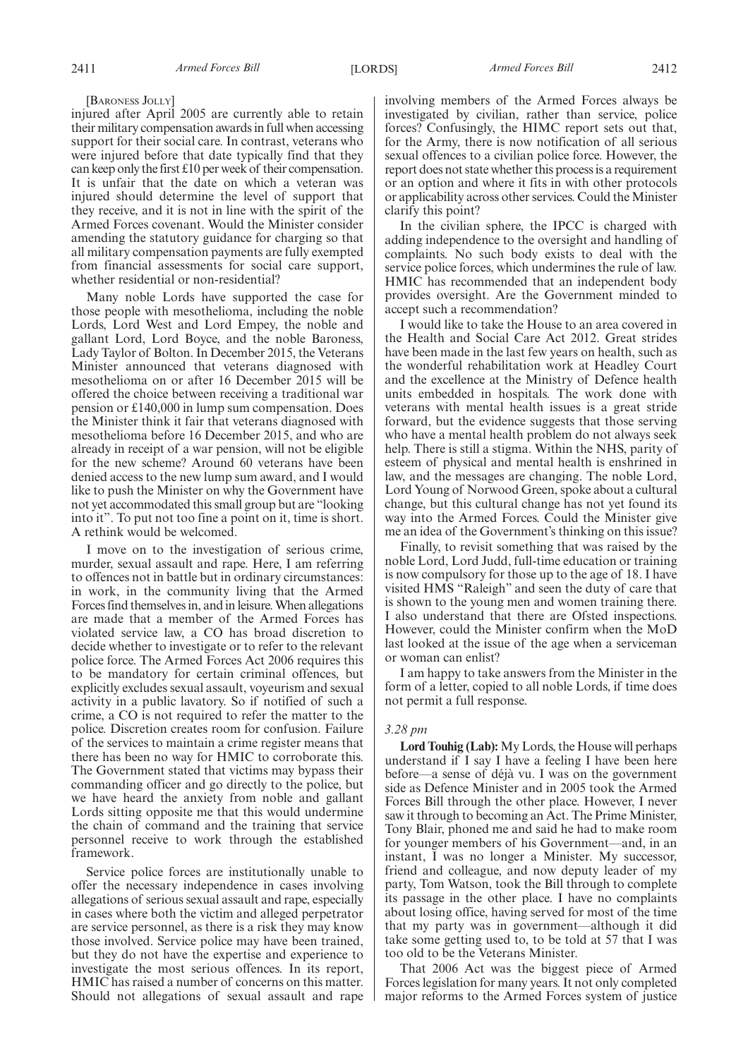[BARONESS JOLLY]

injured after April 2005 are currently able to retain their military compensation awards in full when accessing support for their social care. In contrast, veterans who were injured before that date typically find that they can keep only the first £10 per week of their compensation. It is unfair that the date on which a veteran was injured should determine the level of support that they receive, and it is not in line with the spirit of the Armed Forces covenant. Would the Minister consider amending the statutory guidance for charging so that all military compensation payments are fully exempted from financial assessments for social care support, whether residential or non-residential?

Many noble Lords have supported the case for those people with mesothelioma, including the noble Lords, Lord West and Lord Empey, the noble and gallant Lord, Lord Boyce, and the noble Baroness, Lady Taylor of Bolton. In December 2015, the Veterans Minister announced that veterans diagnosed with mesothelioma on or after 16 December 2015 will be offered the choice between receiving a traditional war pension or £140,000 in lump sum compensation. Does the Minister think it fair that veterans diagnosed with mesothelioma before 16 December 2015, and who are already in receipt of a war pension, will not be eligible for the new scheme? Around 60 veterans have been denied access to the new lump sum award, and I would like to push the Minister on why the Government have not yet accommodated this small group but are "looking into it". To put not too fine a point on it, time is short. A rethink would be welcomed.

I move on to the investigation of serious crime, murder, sexual assault and rape. Here, I am referring to offences not in battle but in ordinary circumstances: in work, in the community living that the Armed Forces find themselves in, and in leisure. When allegations are made that a member of the Armed Forces has violated service law, a CO has broad discretion to decide whether to investigate or to refer to the relevant police force. The Armed Forces Act 2006 requires this to be mandatory for certain criminal offences, but explicitly excludes sexual assault, voyeurism and sexual activity in a public lavatory. So if notified of such a crime, a CO is not required to refer the matter to the police. Discretion creates room for confusion. Failure of the services to maintain a crime register means that there has been no way for HMIC to corroborate this. The Government stated that victims may bypass their commanding officer and go directly to the police, but we have heard the anxiety from noble and gallant Lords sitting opposite me that this would undermine the chain of command and the training that service personnel receive to work through the established framework.

Service police forces are institutionally unable to offer the necessary independence in cases involving allegations of serious sexual assault and rape, especially in cases where both the victim and alleged perpetrator are service personnel, as there is a risk they may know those involved. Service police may have been trained, but they do not have the expertise and experience to investigate the most serious offences. In its report, HMIC has raised a number of concerns on this matter. Should not allegations of sexual assault and rape involving members of the Armed Forces always be investigated by civilian, rather than service, police forces? Confusingly, the HIMC report sets out that, for the Army, there is now notification of all serious sexual offences to a civilian police force. However, the report does not state whether this process is a requirement or an option and where it fits in with other protocols or applicability across other services. Could the Minister clarify this point?

In the civilian sphere, the IPCC is charged with adding independence to the oversight and handling of complaints. No such body exists to deal with the service police forces, which undermines the rule of law. HMIC has recommended that an independent body provides oversight. Are the Government minded to accept such a recommendation?

I would like to take the House to an area covered in the Health and Social Care Act 2012. Great strides have been made in the last few years on health, such as the wonderful rehabilitation work at Headley Court and the excellence at the Ministry of Defence health units embedded in hospitals. The work done with veterans with mental health issues is a great stride forward, but the evidence suggests that those serving who have a mental health problem do not always seek help. There is still a stigma. Within the NHS, parity of esteem of physical and mental health is enshrined in law, and the messages are changing. The noble Lord, Lord Young of Norwood Green, spoke about a cultural change, but this cultural change has not yet found its way into the Armed Forces. Could the Minister give me an idea of the Government's thinking on this issue?

Finally, to revisit something that was raised by the noble Lord, Lord Judd, full-time education or training is now compulsory for those up to the age of 18. I have visited HMS "Raleigh" and seen the duty of care that is shown to the young men and women training there. I also understand that there are Ofsted inspections. However, could the Minister confirm when the MoD last looked at the issue of the age when a serviceman or woman can enlist?

I am happy to take answers from the Minister in the form of a letter, copied to all noble Lords, if time does not permit a full response.

*3.28 pm*

**Lord Touhig (Lab):** My Lords, the House will perhaps understand if I say I have a feeling I have been here before—a sense of déjà vu. I was on the government side as Defence Minister and in 2005 took the Armed Forces Bill through the other place. However, I never saw it through to becoming an Act. The Prime Minister, Tony Blair, phoned me and said he had to make room for younger members of his Government—and, in an instant, I was no longer a Minister. My successor, friend and colleague, and now deputy leader of my party, Tom Watson, took the Bill through to complete its passage in the other place. I have no complaints about losing office, having served for most of the time that my party was in government—although it did take some getting used to, to be told at 57 that I was too old to be the Veterans Minister.

That 2006 Act was the biggest piece of Armed Forces legislation for many years. It not only completed major reforms to the Armed Forces system of justice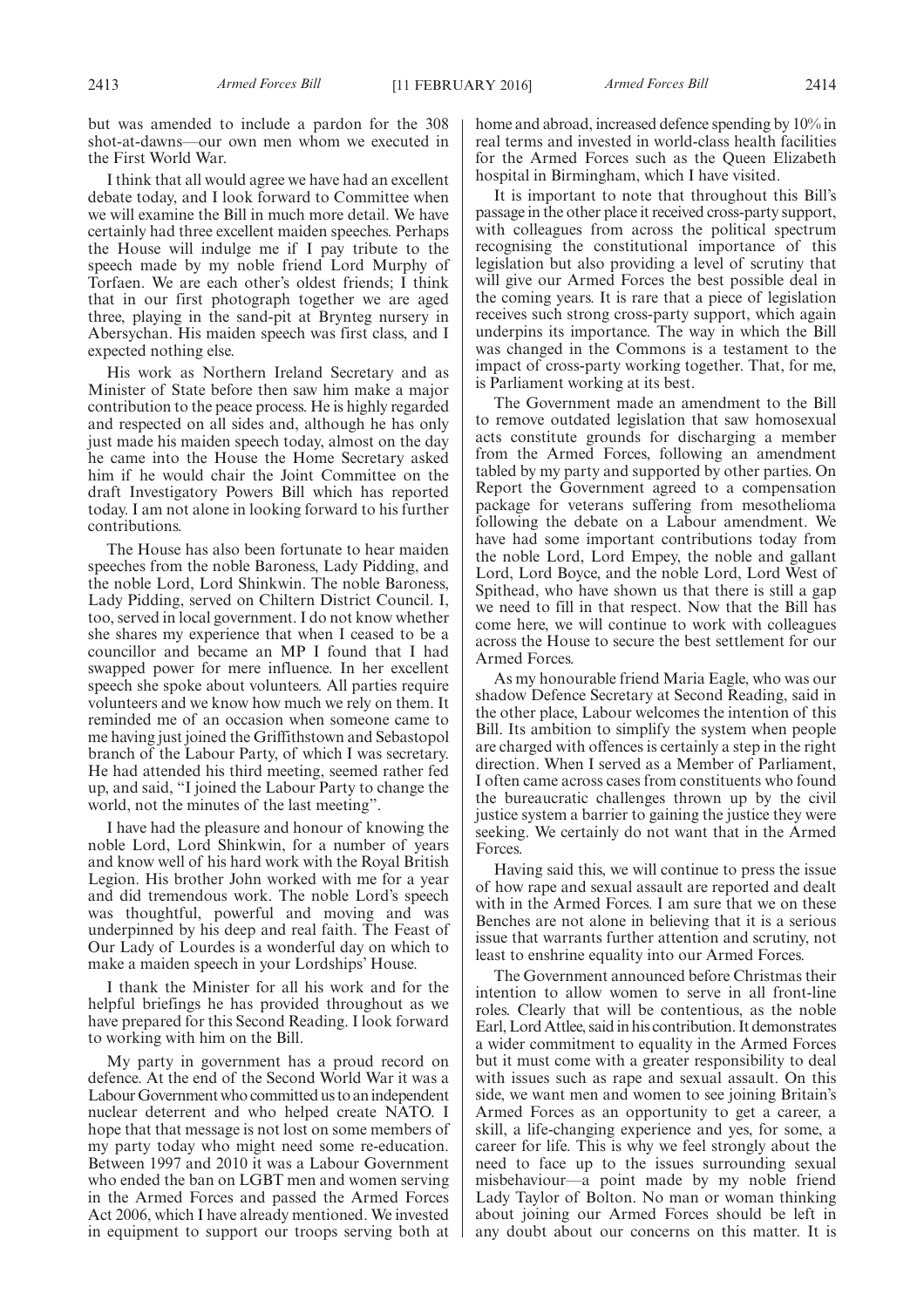but was amended to include a pardon for the 308 shot-at-dawns—our own men whom we executed in the First World War.

I think that all would agree we have had an excellent debate today, and I look forward to Committee when we will examine the Bill in much more detail. We have certainly had three excellent maiden speeches. Perhaps the House will indulge me if I pay tribute to the speech made by my noble friend Lord Murphy of Torfaen. We are each other's oldest friends; I think that in our first photograph together we are aged three, playing in the sand-pit at Brynteg nursery in Abersychan. His maiden speech was first class, and I expected nothing else.

His work as Northern Ireland Secretary and as Minister of State before then saw him make a major contribution to the peace process. He is highly regarded and respected on all sides and, although he has only just made his maiden speech today, almost on the day he came into the House the Home Secretary asked him if he would chair the Joint Committee on the draft Investigatory Powers Bill which has reported today. I am not alone in looking forward to his further contributions.

The House has also been fortunate to hear maiden speeches from the noble Baroness, Lady Pidding, and the noble Lord, Lord Shinkwin. The noble Baroness, Lady Pidding, served on Chiltern District Council. I, too, served in local government. I do not know whether she shares my experience that when I ceased to be a councillor and became an MP I found that I had swapped power for mere influence. In her excellent speech she spoke about volunteers. All parties require volunteers and we know how much we rely on them. It reminded me of an occasion when someone came to me having just joined the Griffithstown and Sebastopol branch of the Labour Party, of which I was secretary. He had attended his third meeting, seemed rather fed up, and said, "I joined the Labour Party to change the world, not the minutes of the last meeting".

I have had the pleasure and honour of knowing the noble Lord, Lord Shinkwin, for a number of years and know well of his hard work with the Royal British Legion. His brother John worked with me for a year and did tremendous work. The noble Lord's speech was thoughtful, powerful and moving and was underpinned by his deep and real faith. The Feast of Our Lady of Lourdes is a wonderful day on which to make a maiden speech in your Lordships' House.

I thank the Minister for all his work and for the helpful briefings he has provided throughout as we have prepared for this Second Reading. I look forward to working with him on the Bill.

My party in government has a proud record on defence. At the end of the Second World War it was a Labour Government who committed us to an independent nuclear deterrent and who helped create NATO. I hope that that message is not lost on some members of my party today who might need some re-education. Between 1997 and 2010 it was a Labour Government who ended the ban on LGBT men and women serving in the Armed Forces and passed the Armed Forces Act 2006, which I have already mentioned. We invested in equipment to support our troops serving both at home and abroad, increased defence spending by 10% in real terms and invested in world-class health facilities for the Armed Forces such as the Queen Elizabeth hospital in Birmingham, which I have visited.

It is important to note that throughout this Bill's passage in the other place it received cross-party support, with colleagues from across the political spectrum recognising the constitutional importance of this legislation but also providing a level of scrutiny that will give our Armed Forces the best possible deal in the coming years. It is rare that a piece of legislation receives such strong cross-party support, which again underpins its importance. The way in which the Bill was changed in the Commons is a testament to the impact of cross-party working together. That, for me, is Parliament working at its best.

The Government made an amendment to the Bill to remove outdated legislation that saw homosexual acts constitute grounds for discharging a member from the Armed Forces, following an amendment tabled by my party and supported by other parties. On Report the Government agreed to a compensation package for veterans suffering from mesothelioma following the debate on a Labour amendment. We have had some important contributions today from the noble Lord, Lord Empey, the noble and gallant Lord, Lord Boyce, and the noble Lord, Lord West of Spithead, who have shown us that there is still a gap we need to fill in that respect. Now that the Bill has come here, we will continue to work with colleagues across the House to secure the best settlement for our Armed Forces.

As my honourable friend Maria Eagle, who was our shadow Defence Secretary at Second Reading, said in the other place, Labour welcomes the intention of this Bill. Its ambition to simplify the system when people are charged with offences is certainly a step in the right direction. When I served as a Member of Parliament, I often came across cases from constituents who found the bureaucratic challenges thrown up by the civil justice system a barrier to gaining the justice they were seeking. We certainly do not want that in the Armed Forces.

Having said this, we will continue to press the issue of how rape and sexual assault are reported and dealt with in the Armed Forces. I am sure that we on these Benches are not alone in believing that it is a serious issue that warrants further attention and scrutiny, not least to enshrine equality into our Armed Forces.

The Government announced before Christmas their intention to allow women to serve in all front-line roles. Clearly that will be contentious, as the noble Earl, Lord Attlee, said in his contribution. It demonstrates a wider commitment to equality in the Armed Forces but it must come with a greater responsibility to deal with issues such as rape and sexual assault. On this side, we want men and women to see joining Britain's Armed Forces as an opportunity to get a career, a skill, a life-changing experience and yes, for some, a career for life. This is why we feel strongly about the need to face up to the issues surrounding sexual misbehaviour—a point made by my noble friend Lady Taylor of Bolton. No man or woman thinking about joining our Armed Forces should be left in any doubt about our concerns on this matter. It is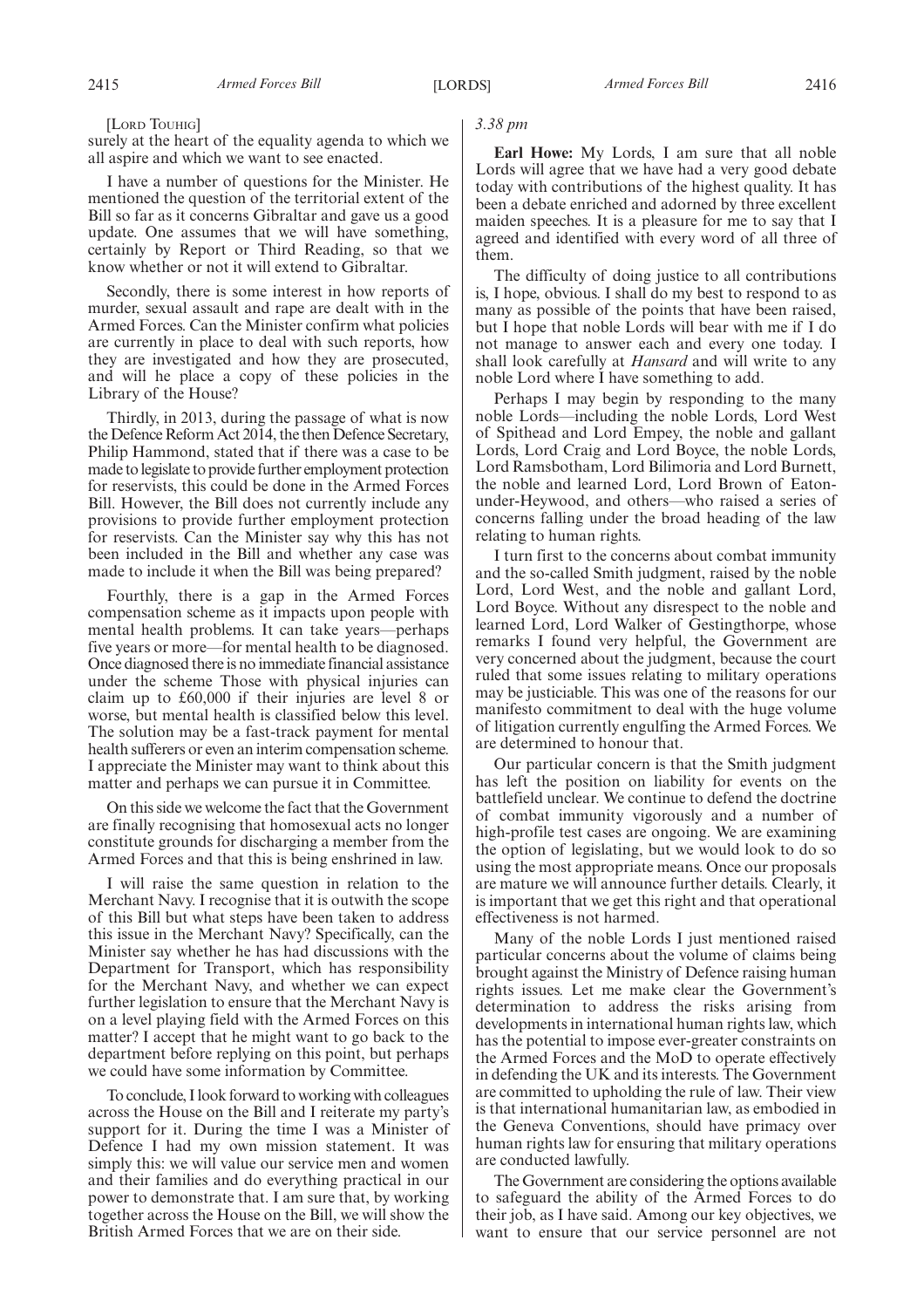[Lord Touhig]

surely at the heart of the equality agenda to which we all aspire and which we want to see enacted.

I have a number of questions for the Minister. He mentioned the question of the territorial extent of the Bill so far as it concerns Gibraltar and gave us a good update. One assumes that we will have something, certainly by Report or Third Reading, so that we know whether or not it will extend to Gibraltar.

Secondly, there is some interest in how reports of murder, sexual assault and rape are dealt with in the Armed Forces. Can the Minister confirm what policies are currently in place to deal with such reports, how they are investigated and how they are prosecuted, and will he place a copy of these policies in the Library of the House?

Thirdly, in 2013, during the passage of what is now the Defence Reform Act 2014, the then Defence Secretary, Philip Hammond, stated that if there was a case to be made to legislate to provide further employment protection for reservists, this could be done in the Armed Forces Bill. However, the Bill does not currently include any provisions to provide further employment protection for reservists. Can the Minister say why this has not been included in the Bill and whether any case was made to include it when the Bill was being prepared?

Fourthly, there is a gap in the Armed Forces compensation scheme as it impacts upon people with mental health problems. It can take years—perhaps five years or more—for mental health to be diagnosed. Once diagnosed there is no immediate financial assistance under the scheme Those with physical injuries can claim up to £60,000 if their injuries are level 8 or worse, but mental health is classified below this level. The solution may be a fast-track payment for mental health sufferers or even an interim compensation scheme. I appreciate the Minister may want to think about this matter and perhaps we can pursue it in Committee.

On this side we welcome the fact that the Government are finally recognising that homosexual acts no longer constitute grounds for discharging a member from the Armed Forces and that this is being enshrined in law.

I will raise the same question in relation to the Merchant Navy. I recognise that it is outwith the scope of this Bill but what steps have been taken to address this issue in the Merchant Navy? Specifically, can the Minister say whether he has had discussions with the Department for Transport, which has responsibility for the Merchant Navy, and whether we can expect further legislation to ensure that the Merchant Navy is on a level playing field with the Armed Forces on this matter? I accept that he might want to go back to the department before replying on this point, but perhaps we could have some information by Committee.

To conclude, I look forward to working with colleagues across the House on the Bill and I reiterate my party's support for it. During the time I was a Minister of Defence I had my own mission statement. It was simply this: we will value our service men and women and their families and do everything practical in our power to demonstrate that. I am sure that, by working together across the House on the Bill, we will show the British Armed Forces that we are on their side.

*3.38 pm*

**Earl Howe:** My Lords, I am sure that all noble Lords will agree that we have had a very good debate today with contributions of the highest quality. It has been a debate enriched and adorned by three excellent maiden speeches. It is a pleasure for me to say that I agreed and identified with every word of all three of them.

The difficulty of doing justice to all contributions is, I hope, obvious. I shall do my best to respond to as many as possible of the points that have been raised, but I hope that noble Lords will bear with me if I do not manage to answer each and every one today. I shall look carefully at *Hansard* and will write to any noble Lord where I have something to add.

Perhaps I may begin by responding to the many noble Lords—including the noble Lords, Lord West of Spithead and Lord Empey, the noble and gallant Lords, Lord Craig and Lord Boyce, the noble Lords, Lord Ramsbotham, Lord Bilimoria and Lord Burnett, the noble and learned Lord, Lord Brown of Eaton-under-Heywood, and others—who raised a series of concerns falling under the broad heading of the law relating to human rights.

I turn first to the concerns about combat immunity and the so-called Smith judgment, raised by the noble Lord, Lord West, and the noble and gallant Lord, Lord Boyce. Without any disrespect to the noble and learned Lord, Lord Walker of Gestingthorpe, whose remarks I found very helpful, the Government are very concerned about the judgment, because the court ruled that some issues relating to military operations may be justiciable. This was one of the reasons for our manifesto commitment to deal with the huge volume of litigation currently engulfing the Armed Forces. We are determined to honour that.

Our particular concern is that the Smith judgment has left the position on liability for events on the battlefield unclear. We continue to defend the doctrine of combat immunity vigorously and a number of high-profile test cases are ongoing. We are examining the option of legislating, but we would look to do so using the most appropriate means. Once our proposals are mature we will announce further details. Clearly, it is important that we get this right and that operational effectiveness is not harmed.

Many of the noble Lords I just mentioned raised particular concerns about the volume of claims being brought against the Ministry of Defence raising human rights issues. Let me make clear the Government's determination to address the risks arising from developments in international human rights law, which has the potential to impose ever-greater constraints on the Armed Forces and the MoD to operate effectively in defending the UK and its interests. The Government are committed to upholding the rule of law. Their view is that international humanitarian law, as embodied in the Geneva Conventions, should have primacy over human rights law for ensuring that military operations are conducted lawfully.

The Government are considering the options available to safeguard the ability of the Armed Forces to do their job, as I have said. Among our key objectives, we want to ensure that our service personnel are not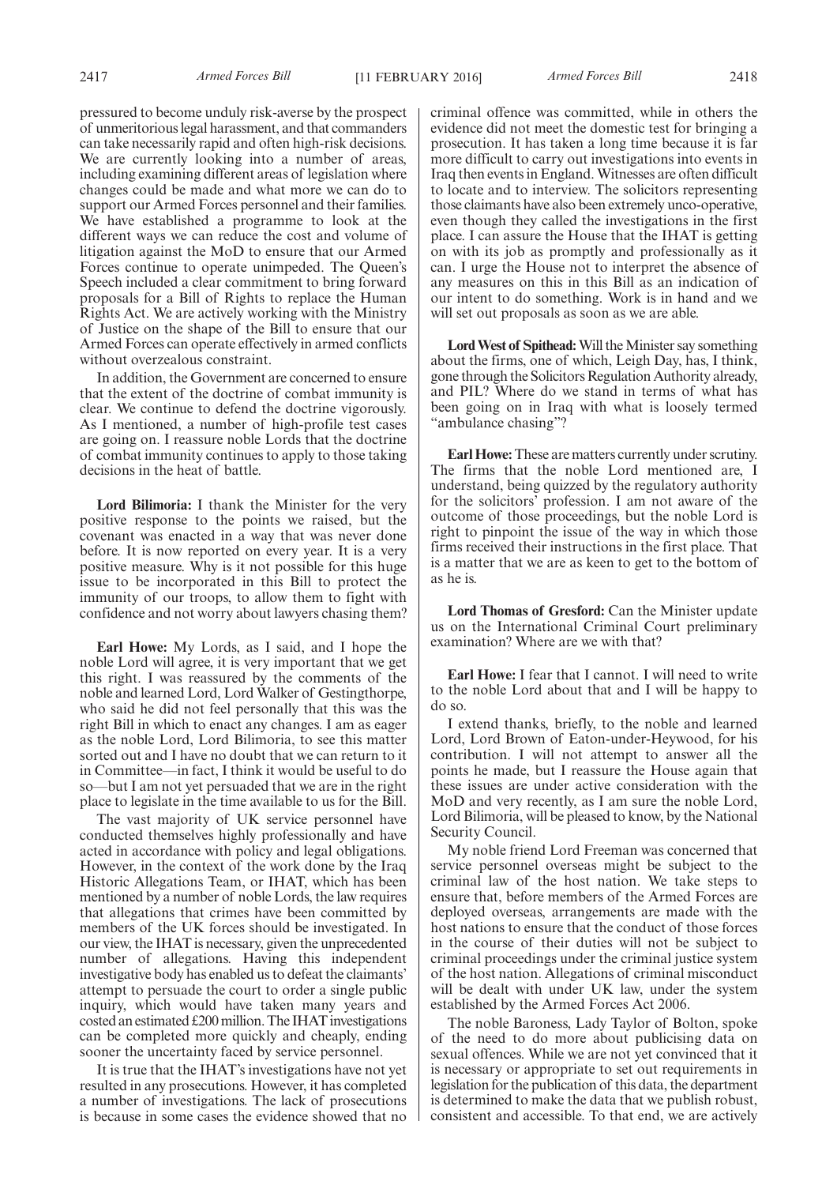pressured to become unduly risk-averse by the prospect of unmeritorious legal harassment, and that commanders can take necessarily rapid and often high-risk decisions. We are currently looking into a number of areas, including examining different areas of legislation where changes could be made and what more we can do to support our Armed Forces personnel and their families. We have established a programme to look at the different ways we can reduce the cost and volume of litigation against the MoD to ensure that our Armed Forces continue to operate unimpeded. The Queen's Speech included a clear commitment to bring forward proposals for a Bill of Rights to replace the Human Rights Act. We are actively working with the Ministry of Justice on the shape of the Bill to ensure that our Armed Forces can operate effectively in armed conflicts without overzealous constraint.

In addition, the Government are concerned to ensure that the extent of the doctrine of combat immunity is clear. We continue to defend the doctrine vigorously. As I mentioned, a number of high-profile test cases are going on. I reassure noble Lords that the doctrine of combat immunity continues to apply to those taking decisions in the heat of battle.

**Lord Bilimoria:** I thank the Minister for the very positive response to the points we raised, but the covenant was enacted in a way that was never done before. It is now reported on every year. It is a very positive measure. Why is it not possible for this huge issue to be incorporated in this Bill to protect the immunity of our troops, to allow them to fight with confidence and not worry about lawyers chasing them?

**Earl Howe:** My Lords, as I said, and I hope the noble Lord will agree, it is very important that we get this right. I was reassured by the comments of the noble and learned Lord, Lord Walker of Gestingthorpe, who said he did not feel personally that this was the right Bill in which to enact any changes. I am as eager as the noble Lord, Lord Bilimoria, to see this matter sorted out and I have no doubt that we can return to it in Committee—in fact, I think it would be useful to do so—but I am not yet persuaded that we are in the right place to legislate in the time available to us for the Bill.

The vast majority of UK service personnel have conducted themselves highly professionally and have acted in accordance with policy and legal obligations. However, in the context of the work done by the Iraq Historic Allegations Team, or IHAT, which has been mentioned by a number of noble Lords, the law requires that allegations that crimes have been committed by members of the UK forces should be investigated. In our view, the IHAT is necessary, given the unprecedented number of allegations. Having this independent investigative body has enabled us to defeat the claimants' attempt to persuade the court to order a single public inquiry, which would have taken many years and costed an estimated £200 million. The IHAT investigations can be completed more quickly and cheaply, ending sooner the uncertainty faced by service personnel.

It is true that the IHAT's investigations have not yet resulted in any prosecutions. However, it has completed a number of investigations. The lack of prosecutions is because in some cases the evidence showed that no criminal offence was committed, while in others the evidence did not meet the domestic test for bringing a prosecution. It has taken a long time because it is far more difficult to carry out investigations into events in Iraq then events in England. Witnesses are often difficult to locate and to interview. The solicitors representing those claimants have also been extremely unco-operative, even though they called the investigations in the first place. I can assure the House that the IHAT is getting on with its job as promptly and professionally as it can. I urge the House not to interpret the absence of any measures on this in this Bill as an indication of our intent to do something. Work is in hand and we will set out proposals as soon as we are able.

**Lord West of Spithead:** Will the Minister say something about the firms, one of which, Leigh Day, has, I think, gone through the Solicitors Regulation Authority already, and PIL? Where do we stand in terms of what has been going on in Iraq with what is loosely termed "ambulance chasing"?

**Earl Howe:** These are matters currently under scrutiny. The firms that the noble Lord mentioned are, I understand, being quizzed by the regulatory authority for the solicitors' profession. I am not aware of the outcome of those proceedings, but the noble Lord is right to pinpoint the issue of the way in which those firms received their instructions in the first place. That is a matter that we are as keen to get to the bottom of as he is.

**Lord Thomas of Gresford:** Can the Minister update us on the International Criminal Court preliminary examination? Where are we with that?

**Earl Howe:** I fear that I cannot. I will need to write to the noble Lord about that and I will be happy to do so.

I extend thanks, briefly, to the noble and learned Lord, Lord Brown of Eaton-under-Heywood, for his contribution. I will not attempt to answer all the points he made, but I reassure the House again that these issues are under active consideration with the MoD and very recently, as I am sure the noble Lord, Lord Bilimoria, will be pleased to know, by the National Security Council.

My noble friend Lord Freeman was concerned that service personnel overseas might be subject to the criminal law of the host nation. We take steps to ensure that, before members of the Armed Forces are deployed overseas, arrangements are made with the host nations to ensure that the conduct of those forces in the course of their duties will not be subject to criminal proceedings under the criminal justice system of the host nation. Allegations of criminal misconduct will be dealt with under UK law, under the system established by the Armed Forces Act 2006.

The noble Baroness, Lady Taylor of Bolton, spoke of the need to do more about publicising data on sexual offences. While we are not yet convinced that it is necessary or appropriate to set out requirements in legislation for the publication of this data, the department is determined to make the data that we publish robust, consistent and accessible. To that end, we are actively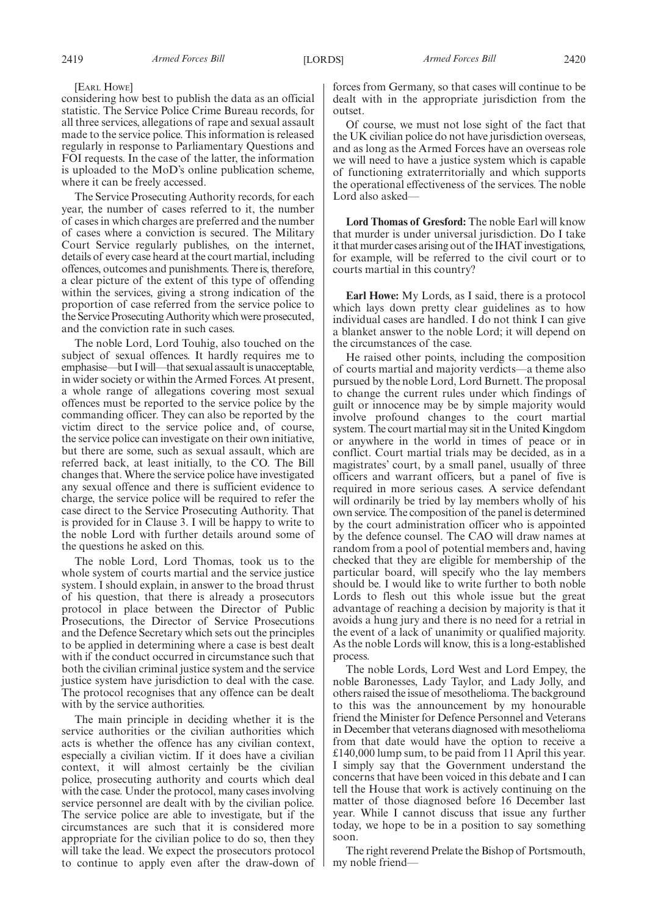[EARL HOWE]

considering how best to publish the data as an official statistic. The Service Police Crime Bureau records, for all three services, allegations of rape and sexual assault made to the service police. This information is released regularly in response to Parliamentary Questions and FOI requests. In the case of the latter, the information is uploaded to the MoD's online publication scheme, where it can be freely accessed.

The Service Prosecuting Authority records, for each year, the number of cases referred to it, the number of cases in which charges are preferred and the number of cases where a conviction is secured. The Military Court Service regularly publishes, on the internet, details of every case heard at the court martial, including offences, outcomes and punishments. There is, therefore, a clear picture of the extent of this type of offending within the services, giving a strong indication of the proportion of case referred from the service police to the Service Prosecuting Authority which were prosecuted, and the conviction rate in such cases.

The noble Lord, Lord Touhig, also touched on the subject of sexual offences. It hardly requires me to emphasise—but I will—that sexual assault is unacceptable, in wider society or within the Armed Forces. At present, a whole range of allegations covering most sexual offences must be reported to the service police by the commanding officer. They can also be reported by the victim direct to the service police and, of course, the service police can investigate on their own initiative, but there are some, such as sexual assault, which are referred back, at least initially, to the CO. The Bill changes that. Where the service police have investigated any sexual offence and there is sufficient evidence to charge, the service police will be required to refer the case direct to the Service Prosecuting Authority. That is provided for in Clause 3. I will be happy to write to the noble Lord with further details around some of the questions he asked on this.

The noble Lord, Lord Thomas, took us to the whole system of courts martial and the service justice system. I should explain, in answer to the broad thrust of his question, that there is already a prosecutors protocol in place between the Director of Public Prosecutions, the Director of Service Prosecutions and the Defence Secretary which sets out the principles to be applied in determining where a case is best dealt with if the conduct occurred in circumstance such that both the civilian criminal justice system and the service justice system have jurisdiction to deal with the case. The protocol recognises that any offence can be dealt with by the service authorities.

The main principle in deciding whether it is the service authorities or the civilian authorities which acts is whether the offence has any civilian context, especially a civilian victim. If it does have a civilian context, it will almost certainly be the civilian police, prosecuting authority and courts which deal with the case. Under the protocol, many cases involving service personnel are dealt with by the civilian police. The service police are able to investigate, but if the circumstances are such that it is considered more appropriate for the civilian police to do so, then they will take the lead. We expect the prosecutors protocol to continue to apply even after the draw-down of forces from Germany, so that cases will continue to be dealt with in the appropriate jurisdiction from the outset.

Of course, we must not lose sight of the fact that the UK civilian police do not have jurisdiction overseas, and as long as the Armed Forces have an overseas role we will need to have a justice system which is capable of functioning extraterritorially and which supports the operational effectiveness of the services. The noble Lord also asked—

**Lord Thomas of Gresford:** The noble Earl will know that murder is under universal jurisdiction. Do I take it that murder cases arising out of the IHAT investigations, for example, will be referred to the civil court or to courts martial in this country?

**Earl Howe:** My Lords, as I said, there is a protocol which lays down pretty clear guidelines as to how individual cases are handled. I do not think I can give a blanket answer to the noble Lord; it will depend on the circumstances of the case.

He raised other points, including the composition of courts martial and majority verdicts—a theme also pursued by the noble Lord, Lord Burnett. The proposal to change the current rules under which findings of guilt or innocence may be by simple majority would involve profound changes to the court martial system. The court martial may sit in the United Kingdom or anywhere in the world in times of peace or in conflict. Court martial trials may be decided, as in a magistrates' court, by a small panel, usually of three officers and warrant officers, but a panel of five is required in more serious cases. A service defendant will ordinarily be tried by lay members wholly of his own service. The composition of the panel is determined by the court administration officer who is appointed by the defence counsel. The CAO will draw names at random from a pool of potential members and, having checked that they are eligible for membership of the particular board, will specify who the lay members should be. I would like to write further to both noble Lords to flesh out this whole issue but the great advantage of reaching a decision by majority is that it avoids a hung jury and there is no need for a retrial in the event of a lack of unanimity or qualified majority. As the noble Lords will know, this is a long-established process.

The noble Lords, Lord West and Lord Empey, the noble Baronesses, Lady Taylor, and Lady Jolly, and others raised the issue of mesothelioma. The background to this was the announcement by my honourable friend the Minister for Defence Personnel and Veterans in December that veterans diagnosed with mesothelioma from that date would have the option to receive a £140,000 lump sum, to be paid from 11 April this year. I simply say that the Government understand the concerns that have been voiced in this debate and I can tell the House that work is actively continuing on the matter of those diagnosed before 16 December last year. While I cannot discuss that issue any further today, we hope to be in a position to say something soon.

The right reverend Prelate the Bishop of Portsmouth, my noble friend—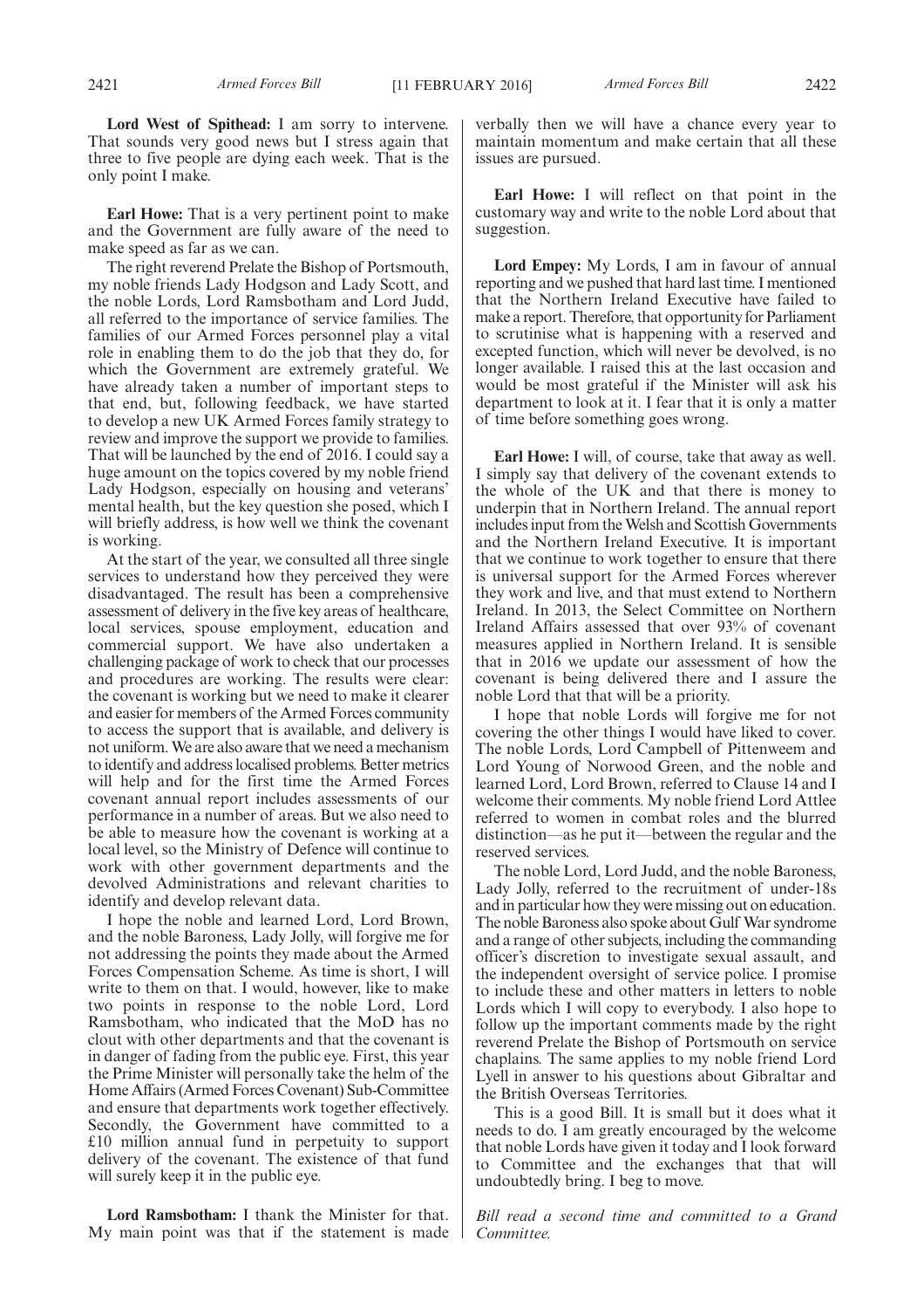**Lord West of Spithead:** I am sorry to intervene. That sounds very good news but I stress again that three to five people are dying each week. That is the only point I make.

**Earl Howe:** That is a very pertinent point to make and the Government are fully aware of the need to make speed as far as we can.

The right reverend Prelate the Bishop of Portsmouth, my noble friends Lady Hodgson and Lady Scott, and the noble Lords, Lord Ramsbotham and Lord Judd, all referred to the importance of service families. The families of our Armed Forces personnel play a vital role in enabling them to do the job that they do, for which the Government are extremely grateful. We have already taken a number of important steps to that end, but, following feedback, we have started to develop a new UK Armed Forces family strategy to review and improve the support we provide to families. That will be launched by the end of 2016. I could say a huge amount on the topics covered by my noble friend Lady Hodgson, especially on housing and veterans' mental health, but the key question she posed, which I will briefly address, is how well we think the covenant is working.

At the start of the year, we consulted all three single services to understand how they perceived they were disadvantaged. The result has been a comprehensive assessment of delivery in the five key areas of healthcare, local services, spouse employment, education and commercial support. We have also undertaken a challenging package of work to check that our processes and procedures are working. The results were clear: the covenant is working but we need to make it clearer and easier for members of the Armed Forces community to access the support that is available, and delivery is not uniform. We are also aware that we need a mechanism to identify and address localised problems. Better metrics will help and for the first time the Armed Forces covenant annual report includes assessments of our performance in a number of areas. But we also need to be able to measure how the covenant is working at a local level, so the Ministry of Defence will continue to work with other government departments and the devolved Administrations and relevant charities to identify and develop relevant data.

I hope the noble and learned Lord, Lord Brown, and the noble Baroness, Lady Jolly, will forgive me for not addressing the points they made about the Armed Forces Compensation Scheme. As time is short, I will write to them on that. I would, however, like to make two points in response to the noble Lord, Lord Ramsbotham, who indicated that the MoD has no clout with other departments and that the covenant is in danger of fading from the public eye. First, this year the Prime Minister will personally take the helm of the Home Affairs (Armed Forces Covenant) Sub-Committee and ensure that departments work together effectively. Secondly, the Government have committed to a £10 million annual fund in perpetuity to support delivery of the covenant. The existence of that fund will surely keep it in the public eye.

**Lord Ramsbotham:** I thank the Minister for that. My main point was that if the statement is made verbally then we will have a chance every year to maintain momentum and make certain that all these issues are pursued.

**Earl Howe:** I will reflect on that point in the customary way and write to the noble Lord about that suggestion.

**Lord Empey:** My Lords, I am in favour of annual reporting and we pushed that hard last time. I mentioned that the Northern Ireland Executive have failed to make a report. Therefore, that opportunity for Parliament to scrutinise what is happening with a reserved and excepted function, which will never be devolved, is no longer available. I raised this at the last occasion and would be most grateful if the Minister will ask his department to look at it. I fear that it is only a matter of time before something goes wrong.

**Earl Howe:** I will, of course, take that away as well. I simply say that delivery of the covenant extends to the whole of the UK and that there is money to underpin that in Northern Ireland. The annual report includes input from the Welsh and Scottish Governments and the Northern Ireland Executive. It is important that we continue to work together to ensure that there is universal support for the Armed Forces wherever they work and live, and that must extend to Northern Ireland. In 2013, the Select Committee on Northern Ireland Affairs assessed that over 93% of covenant measures applied in Northern Ireland. It is sensible that in 2016 we update our assessment of how the covenant is being delivered there and I assure the noble Lord that that will be a priority.

I hope that noble Lords will forgive me for not covering the other things I would have liked to cover. The noble Lords, Lord Campbell of Pittenweem and Lord Young of Norwood Green, and the noble and learned Lord, Lord Brown, referred to Clause 14 and I welcome their comments. My noble friend Lord Attlee referred to women in combat roles and the blurred distinction—as he put it—between the regular and the reserved services.

The noble Lord, Lord Judd, and the noble Baroness, Lady Jolly, referred to the recruitment of under-18s and in particular how they were missing out on education. The noble Baroness also spoke about Gulf War syndrome and a range of other subjects, including the commanding officer's discretion to investigate sexual assault, and the independent oversight of service police. I promise to include these and other matters in letters to noble Lords which I will copy to everybody. I also hope to follow up the important comments made by the right reverend Prelate the Bishop of Portsmouth on service chaplains. The same applies to my noble friend Lord Lyell in answer to his questions about Gibraltar and the British Overseas Territories.

This is a good Bill. It is small but it does what it needs to do. I am greatly encouraged by the welcome that noble Lords have given it today and I look forward to Committee and the exchanges that that will undoubtedly bring. I beg to move.

*Bill read a second time and committed to a Grand Committee.*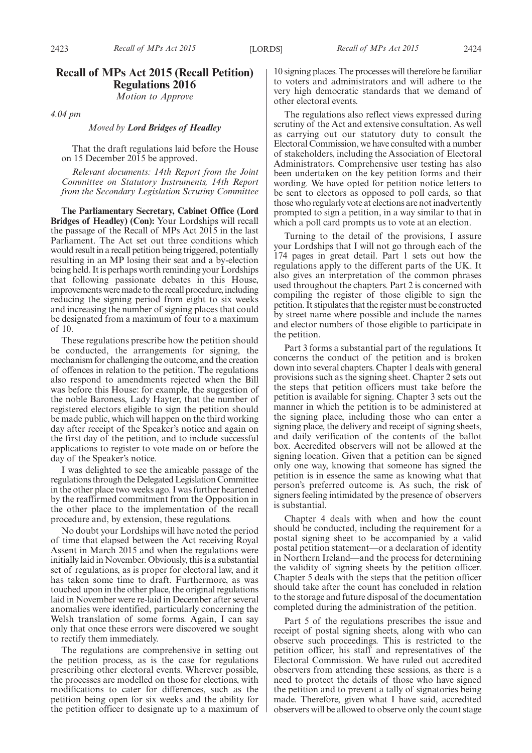# Recall of MPs Act 2015 (Recall Petition) Regulations 2016

*Motion to Approve*

*4.04 pm*

*Moved by* ***Lord Bridges of Headley***

That the draft regulations laid before the House on 15 December 2015 be approved.

*Relevant documents: 14th Report from the Joint Committee on Statutory Instruments, 14th Report from the Secondary Legislation Scrutiny Committee*

**The Parliamentary Secretary, Cabinet Office (Lord Bridges of Headley) (Con):** Your Lordships will recall the passage of the Recall of MPs Act 2015 in the last Parliament. The Act set out three conditions which would result in a recall petition being triggered, potentially resulting in an MP losing their seat and a by-election being held. It is perhaps worth reminding your Lordships that following passionate debates in this House, improvements were made to the recall procedure, including reducing the signing period from eight to six weeks and increasing the number of signing places that could be designated from a maximum of four to a maximum of 10.

These regulations prescribe how the petition should be conducted, the arrangements for signing, the mechanism for challenging the outcome, and the creation of offences in relation to the petition. The regulations also respond to amendments rejected when the Bill was before this House: for example, the suggestion of the noble Baroness, Lady Hayter, that the number of registered electors eligible to sign the petition should be made public, which will happen on the third working day after receipt of the Speaker's notice and again on the first day of the petition, and to include successful applications to register to vote made on or before the day of the Speaker's notice.

I was delighted to see the amicable passage of the regulations through the Delegated Legislation Committee in the other place two weeks ago. I was further heartened by the reaffirmed commitment from the Opposition in the other place to the implementation of the recall procedure and, by extension, these regulations.

No doubt your Lordships will have noted the period of time that elapsed between the Act receiving Royal Assent in March 2015 and when the regulations were initially laid in November. Obviously, this is a substantial set of regulations, as is proper for electoral law, and it has taken some time to draft. Furthermore, as was touched upon in the other place, the original regulations laid in November were re-laid in December after several anomalies were identified, particularly concerning the Welsh translation of some forms. Again, I can say only that once these errors were discovered we sought to rectify them immediately.

The regulations are comprehensive in setting out the petition process, as is the case for regulations prescribing other electoral events. Wherever possible, the processes are modelled on those for elections, with modifications to cater for differences, such as the petition being open for six weeks and the ability for the petition officer to designate up to a maximum of 10 signing places. The processes will therefore be familiar to voters and administrators and will adhere to the very high democratic standards that we demand of other electoral events.

The regulations also reflect views expressed during scrutiny of the Act and extensive consultation. As well as carrying out our statutory duty to consult the Electoral Commission, we have consulted with a number of stakeholders, including the Association of Electoral Administrators. Comprehensive user testing has also been undertaken on the key petition forms and their wording. We have opted for petition notice letters to be sent to electors as opposed to poll cards, so that those who regularly vote at elections are not inadvertently prompted to sign a petition, in a way similar to that in which a poll card prompts us to vote at an election.

Turning to the detail of the provisions, I assure your Lordships that I will not go through each of the 174 pages in great detail. Part 1 sets out how the regulations apply to the different parts of the UK. It also gives an interpretation of the common phrases used throughout the chapters. Part 2 is concerned with compiling the register of those eligible to sign the petition. It stipulates that the register must be constructed by street name where possible and include the names and elector numbers of those eligible to participate in the petition.

Part 3 forms a substantial part of the regulations. It concerns the conduct of the petition and is broken down into several chapters. Chapter 1 deals with general provisions such as the signing sheet. Chapter 2 sets out the steps that petition officers must take before the petition is available for signing. Chapter 3 sets out the manner in which the petition is to be administered at the signing place, including those who can enter a signing place, the delivery and receipt of signing sheets, and daily verification of the contents of the ballot box. Accredited observers will not be allowed at the signing location. Given that a petition can be signed only one way, knowing that someone has signed the petition is in essence the same as knowing what that person's preferred outcome is. As such, the risk of signers feeling intimidated by the presence of observers is substantial.

Chapter 4 deals with when and how the count should be conducted, including the requirement for a postal signing sheet to be accompanied by a valid postal petition statement—or a declaration of identity in Northern Ireland—and the process for determining the validity of signing sheets by the petition officer. Chapter 5 deals with the steps that the petition officer should take after the count has concluded in relation to the storage and future disposal of the documentation completed during the administration of the petition.

Part 5 of the regulations prescribes the issue and receipt of postal signing sheets, along with who can observe such proceedings. This is restricted to the petition officer, his staff and representatives of the Electoral Commission. We have ruled out accredited observers from attending these sessions, as there is a need to protect the details of those who have signed the petition and to prevent a tally of signatories being made. Therefore, given what I have said, accredited observers will be allowed to observe only the count stage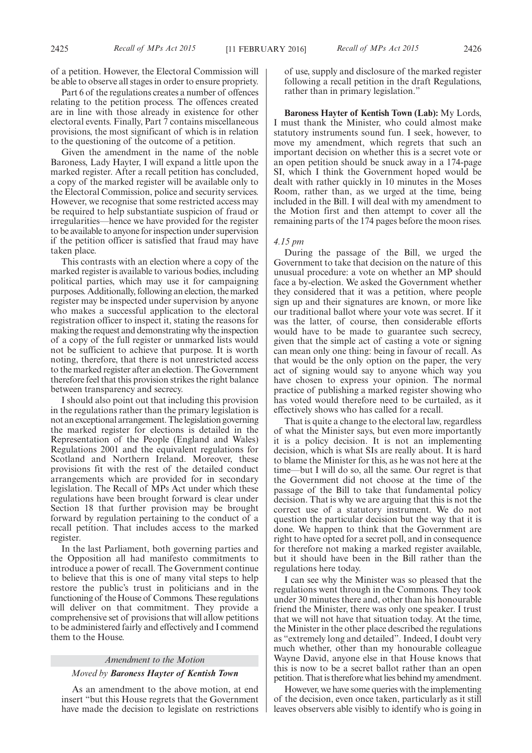of a petition. However, the Electoral Commission will be able to observe all stages in order to ensure propriety.

Part 6 of the regulations creates a number of offences relating to the petition process. The offences created are in line with those already in existence for other electoral events. Finally, Part 7 contains miscellaneous provisions, the most significant of which is in relation to the questioning of the outcome of a petition.

Given the amendment in the name of the noble Baroness, Lady Hayter, I will expand a little upon the marked register. After a recall petition has concluded, a copy of the marked register will be available only to the Electoral Commission, police and security services. However, we recognise that some restricted access may be required to help substantiate suspicion of fraud or irregularities—hence we have provided for the register to be available to anyone for inspection under supervision if the petition officer is satisfied that fraud may have taken place.

This contrasts with an election where a copy of the marked register is available to various bodies, including political parties, which may use it for campaigning purposes. Additionally, following an election, the marked register may be inspected under supervision by anyone who makes a successful application to the electoral registration officer to inspect it, stating the reasons for making the request and demonstrating why the inspection of a copy of the full register or unmarked lists would not be sufficient to achieve that purpose. It is worth noting, therefore, that there is not unrestricted access to the marked register after an election. The Government therefore feel that this provision strikes the right balance between transparency and secrecy.

I should also point out that including this provision in the regulations rather than the primary legislation is not an exceptional arrangement. The legislation governing the marked register for elections is detailed in the Representation of the People (England and Wales) Regulations 2001 and the equivalent regulations for Scotland and Northern Ireland. Moreover, these provisions fit with the rest of the detailed conduct arrangements which are provided for in secondary legislation. The Recall of MPs Act under which these regulations have been brought forward is clear under Section 18 that further provision may be brought forward by regulation pertaining to the conduct of a recall petition. That includes access to the marked register.

In the last Parliament, both governing parties and the Opposition all had manifesto commitments to introduce a power of recall. The Government continue to believe that this is one of many vital steps to help restore the public's trust in politicians and in the functioning of the House of Commons. These regulations will deliver on that commitment. They provide a comprehensive set of provisions that will allow petitions to be administered fairly and effectively and I commend them to the House.

*Amendment to the Motion*

*Moved by* ***Baroness Hayter of Kentish Town***

As an amendment to the above motion, at end insert "but this House regrets that the Government have made the decision to legislate on restrictions of use, supply and disclosure of the marked register following a recall petition in the draft Regulations, rather than in primary legislation."

**Baroness Hayter of Kentish Town (Lab):** My Lords, I must thank the Minister, who could almost make statutory instruments sound fun. I seek, however, to move my amendment, which regrets that such an important decision on whether this is a secret vote or an open petition should be snuck away in a 174-page SI, which I think the Government hoped would be dealt with rather quickly in 10 minutes in the Moses Room, rather than, as we urged at the time, being included in the Bill. I will deal with my amendment to the Motion first and then attempt to cover all the remaining parts of the 174 pages before the moon rises.

*4.15 pm*

During the passage of the Bill, we urged the Government to take that decision on the nature of this unusual procedure: a vote on whether an MP should face a by-election. We asked the Government whether they considered that it was a petition, where people sign up and their signatures are known, or more like our traditional ballot where your vote was secret. If it was the latter, of course, then considerable efforts would have to be made to guarantee such secrecy, given that the simple act of casting a vote or signing can mean only one thing: being in favour of recall. As that would be the only option on the paper, the very act of signing would say to anyone which way you have chosen to express your opinion. The normal practice of publishing a marked register showing who has voted would therefore need to be curtailed, as it effectively shows who has called for a recall.

That is quite a change to the electoral law, regardless of what the Minister says, but even more importantly it is a policy decision. It is not an implementing decision, which is what SIs are really about. It is hard to blame the Minister for this, as he was not here at the time—but I will do so, all the same. Our regret is that the Government did not choose at the time of the passage of the Bill to take that fundamental policy decision. That is why we are arguing that this is not the correct use of a statutory instrument. We do not question the particular decision but the way that it is done. We happen to think that the Government are right to have opted for a secret poll, and in consequence for therefore not making a marked register available, but it should have been in the Bill rather than the regulations here today.

I can see why the Minister was so pleased that the regulations went through in the Commons. They took under 30 minutes there and, other than his honourable friend the Minister, there was only one speaker. I trust that we will not have that situation today. At the time, the Minister in the other place described the regulations as "extremely long and detailed". Indeed, I doubt very much whether, other than my honourable colleague Wayne David, anyone else in that House knows that this is now to be a secret ballot rather than an open petition. That is therefore what lies behind my amendment.

However, we have some queries with the implementing of the decision, even once taken, particularly as it still leaves observers able visibly to identify who is going in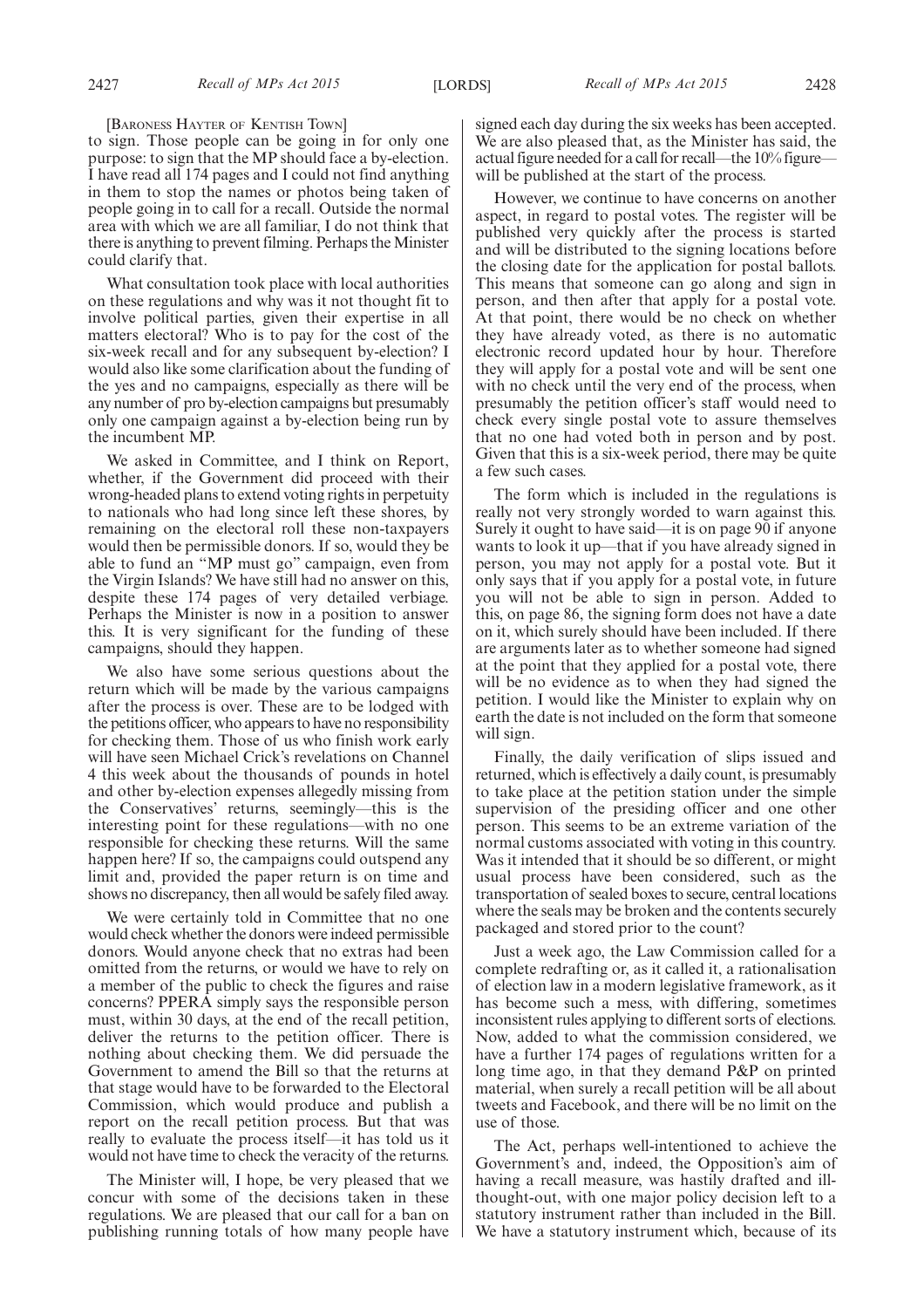[BARONESS HAYTER OF KENTISH TOWN]

to sign. Those people can be going in for only one purpose: to sign that the MP should face a by-election. I have read all 174 pages and I could not find anything in them to stop the names or photos being taken of people going in to call for a recall. Outside the normal area with which we are all familiar, I do not think that there is anything to prevent filming. Perhaps the Minister could clarify that.

What consultation took place with local authorities on these regulations and why was it not thought fit to involve political parties, given their expertise in all matters electoral? Who is to pay for the cost of the six-week recall and for any subsequent by-election? I would also like some clarification about the funding of the yes and no campaigns, especially as there will be any number of pro by-election campaigns but presumably only one campaign against a by-election being run by the incumbent MP.

We asked in Committee, and I think on Report, whether, if the Government did proceed with their wrong-headed plans to extend voting rights in perpetuity to nationals who had long since left these shores, by remaining on the electoral roll these non-taxpayers would then be permissible donors. If so, would they be able to fund an "MP must go" campaign, even from the Virgin Islands? We have still had no answer on this, despite these 174 pages of very detailed verbiage. Perhaps the Minister is now in a position to answer this. It is very significant for the funding of these campaigns, should they happen.

We also have some serious questions about the return which will be made by the various campaigns after the process is over. These are to be lodged with the petitions officer, who appears to have no responsibility for checking them. Those of us who finish work early will have seen Michael Crick's revelations on Channel 4 this week about the thousands of pounds in hotel and other by-election expenses allegedly missing from the Conservatives' returns, seemingly—this is the interesting point for these regulations—with no one responsible for checking these returns. Will the same happen here? If so, the campaigns could outspend any limit and, provided the paper return is on time and shows no discrepancy, then all would be safely filed away.

We were certainly told in Committee that no one would check whether the donors were indeed permissible donors. Would anyone check that no extras had been omitted from the returns, or would we have to rely on a member of the public to check the figures and raise concerns? PPERA simply says the responsible person must, within 30 days, at the end of the recall petition, deliver the returns to the petition officer. There is nothing about checking them. We did persuade the Government to amend the Bill so that the returns at that stage would have to be forwarded to the Electoral Commission, which would produce and publish a report on the recall petition process. But that was really to evaluate the process itself—it has told us it would not have time to check the veracity of the returns.

The Minister will, I hope, be very pleased that we concur with some of the decisions taken in these regulations. We are pleased that our call for a ban on publishing running totals of how many people have signed each day during the six weeks has been accepted. We are also pleased that, as the Minister has said, the actual figure needed for a call for recall—the 10% figure—will be published at the start of the process.

However, we continue to have concerns on another aspect, in regard to postal votes. The register will be published very quickly after the process is started and will be distributed to the signing locations before the closing date for the application for postal ballots. This means that someone can go along and sign in person, and then after that apply for a postal vote. At that point, there would be no check on whether they have already voted, as there is no automatic electronic record updated hour by hour. Therefore they will apply for a postal vote and will be sent one with no check until the very end of the process, when presumably the petition officer's staff would need to check every single postal vote to assure themselves that no one had voted both in person and by post. Given that this is a six-week period, there may be quite a few such cases.

The form which is included in the regulations is really not very strongly worded to warn against this. Surely it ought to have said—it is on page 90 if anyone wants to look it up—that if you have already signed in person, you may not apply for a postal vote. But it only says that if you apply for a postal vote, in future you will not be able to sign in person. Added to this, on page 86, the signing form does not have a date on it, which surely should have been included. If there are arguments later as to whether someone had signed at the point that they applied for a postal vote, there will be no evidence as to when they had signed the petition. I would like the Minister to explain why on earth the date is not included on the form that someone will sign.

Finally, the daily verification of slips issued and returned, which is effectively a daily count, is presumably to take place at the petition station under the simple supervision of the presiding officer and one other person. This seems to be an extreme variation of the normal customs associated with voting in this country. Was it intended that it should be so different, or might usual process have been considered, such as the transportation of sealed boxes to secure, central locations where the seals may be broken and the contents securely packaged and stored prior to the count?

Just a week ago, the Law Commission called for a complete redrafting or, as it called it, a rationalisation of election law in a modern legislative framework, as it has become such a mess, with differing, sometimes inconsistent rules applying to different sorts of elections. Now, added to what the commission considered, we have a further 174 pages of regulations written for a long time ago, in that they demand P&P on printed material, when surely a recall petition will be all about tweets and Facebook, and there will be no limit on the use of those.

The Act, perhaps well-intentioned to achieve the Government's and, indeed, the Opposition's aim of having a recall measure, was hastily drafted and ill-thought-out, with one major policy decision left to a statutory instrument rather than included in the Bill. We have a statutory instrument which, because of its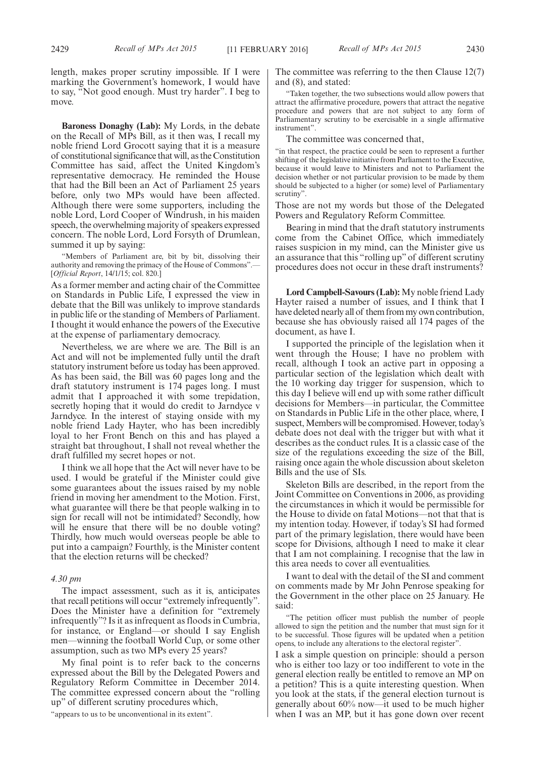length, makes proper scrutiny impossible. If I were marking the Government's homework, I would have to say, "Not good enough. Must try harder". I beg to move.

**Baroness Donaghy (Lab):** My Lords, in the debate on the Recall of MPs Bill, as it then was, I recall my noble friend Lord Grocott saying that it is a measure of constitutional significance that will, as the Constitution Committee has said, affect the United Kingdom's representative democracy. He reminded the House that had the Bill been an Act of Parliament 25 years before, only two MPs would have been affected. Although there were some supporters, including the noble Lord, Lord Cooper of Windrush, in his maiden speech, the overwhelming majority of speakers expressed concern. The noble Lord, Lord Forsyth of Drumlean, summed it up by saying:

> "Members of Parliament are, bit by bit, dissolving their authority and removing the primacy of the House of Commons".—[*Official Report*, 14/1/15; col. 820.]

As a former member and acting chair of the Committee on Standards in Public Life, I expressed the view in debate that the Bill was unlikely to improve standards in public life or the standing of Members of Parliament. I thought it would enhance the powers of the Executive at the expense of parliamentary democracy.

Nevertheless, we are where we are. The Bill is an Act and will not be implemented fully until the draft statutory instrument before us today has been approved. As has been said, the Bill was 60 pages long and the draft statutory instrument is 174 pages long. I must admit that I approached it with some trepidation, secretly hoping that it would do credit to Jarndyce v Jarndyce. In the interest of staying onside with my noble friend Lady Hayter, who has been incredibly loyal to her Front Bench on this and has played a straight bat throughout, I shall not reveal whether the draft fulfilled my secret hopes or not.

I think we all hope that the Act will never have to be used. I would be grateful if the Minister could give some guarantees about the issues raised by my noble friend in moving her amendment to the Motion. First, what guarantee will there be that people walking in to sign for recall will not be intimidated? Secondly, how will he ensure that there will be no double voting? Thirdly, how much would overseas people be able to put into a campaign? Fourthly, is the Minister content that the election returns will be checked?

*4.30 pm*

The impact assessment, such as it is, anticipates that recall petitions will occur "extremely infrequently". Does the Minister have a definition for "extremely infrequently"? Is it as infrequent as floods in Cumbria, for instance, or England—or should I say English men—winning the football World Cup, or some other assumption, such as two MPs every 25 years?

My final point is to refer back to the concerns expressed about the Bill by the Delegated Powers and Regulatory Reform Committee in December 2014. The committee expressed concern about the "rolling up" of different scrutiny procedures which,

> "appears to us to be unconventional in its extent".

The committee was referring to the then Clause 12(7) and (8), and stated:

> "Taken together, the two subsections would allow powers that attract the affirmative procedure, powers that attract the negative procedure and powers that are not subject to any form of Parliamentary scrutiny to be exercisable in a single affirmative instrument".

The committee was concerned that,

> "in that respect, the practice could be seen to represent a further shifting of the legislative initiative from Parliament to the Executive, because it would leave to Ministers and not to Parliament the decision whether or not particular provision to be made by them should be subjected to a higher (or some) level of Parliamentary scrutiny".

Those are not my words but those of the Delegated Powers and Regulatory Reform Committee.

Bearing in mind that the draft statutory instruments come from the Cabinet Office, which immediately raises suspicion in my mind, can the Minister give us an assurance that this "rolling up" of different scrutiny procedures does not occur in these draft instruments?

**Lord Campbell-Savours (Lab):** My noble friend Lady Hayter raised a number of issues, and I think that I have deleted nearly all of them from my own contribution, because she has obviously raised all 174 pages of the document, as have I.

I supported the principle of the legislation when it went through the House; I have no problem with recall, although I took an active part in opposing a particular section of the legislation which dealt with the 10 working day trigger for suspension, which to this day I believe will end up with some rather difficult decisions for Members—in particular, the Committee on Standards in Public Life in the other place, where, I suspect, Members will be compromised. However, today's debate does not deal with the trigger but with what it describes as the conduct rules. It is a classic case of the size of the regulations exceeding the size of the Bill, raising once again the whole discussion about skeleton Bills and the use of SIs.

Skeleton Bills are described, in the report from the Joint Committee on Conventions in 2006, as providing the circumstances in which it would be permissible for the House to divide on fatal Motions—not that that is my intention today. However, if today's SI had formed part of the primary legislation, there would have been scope for Divisions, although I need to make it clear that I am not complaining. I recognise that the law in this area needs to cover all eventualities.

I want to deal with the detail of the SI and comment on comments made by Mr John Penrose speaking for the Government in the other place on 25 January. He said:

> "The petition officer must publish the number of people allowed to sign the petition and the number that must sign for it to be successful. Those figures will be updated when a petition opens, to include any alterations to the electoral register".

I ask a simple question on principle: should a person who is either too lazy or too indifferent to vote in the general election really be entitled to remove an MP on a petition? This is a quite interesting question. When you look at the stats, if the general election turnout is generally about 60% now—it used to be much higher when I was an MP, but it has gone down over recent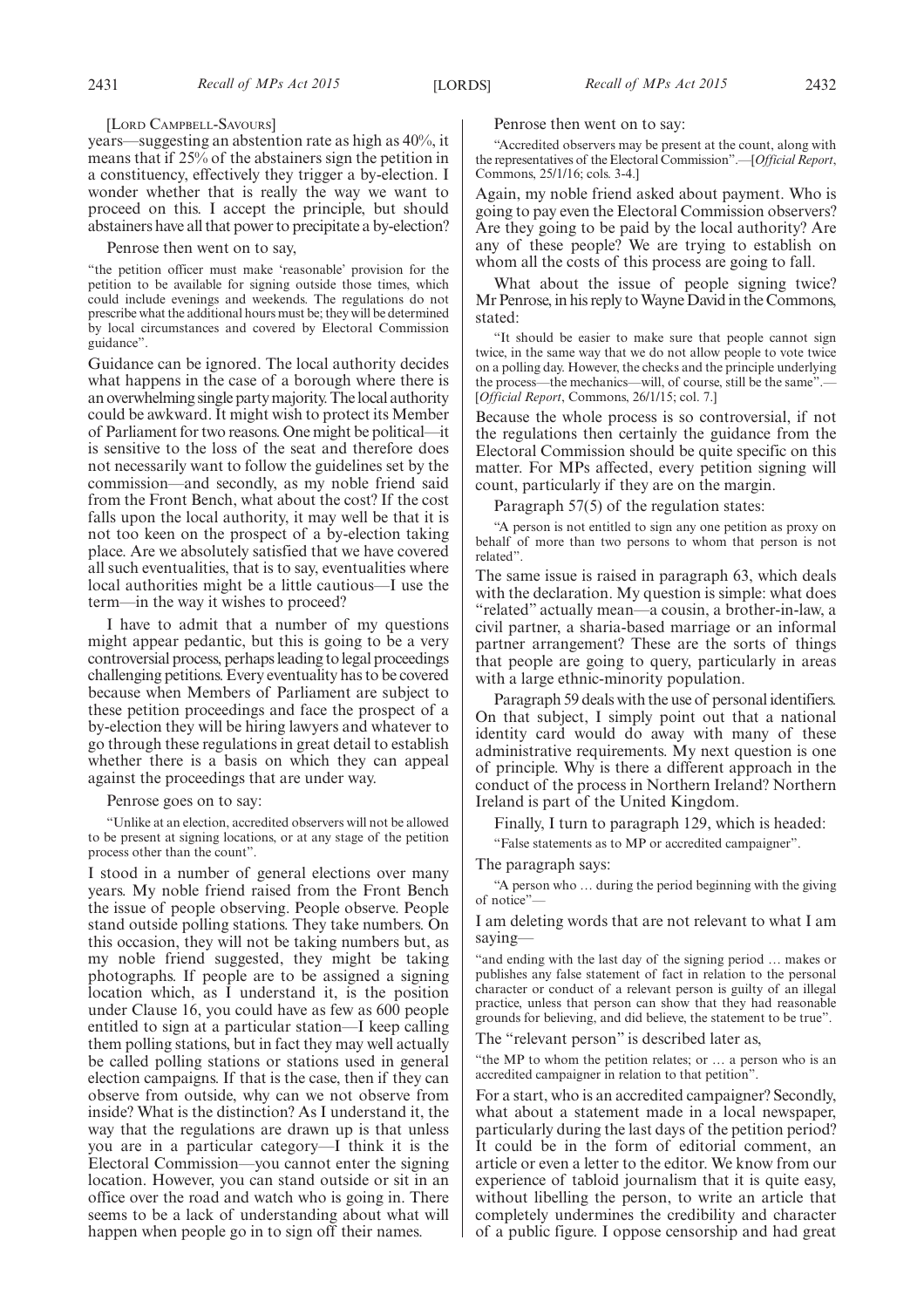[LORD CAMPBELL-SAVOURS]

years—suggesting an abstention rate as high as 40%, it means that if 25% of the abstainers sign the petition in a constituency, effectively they trigger a by-election. I wonder whether that is really the way we want to proceed on this. I accept the principle, but should abstainers have all that power to precipitate a by-election?

Penrose then went on to say,

> "the petition officer must make 'reasonable' provision for the petition to be available for signing outside those times, which could include evenings and weekends. The regulations do not prescribe what the additional hours must be; they will be determined by local circumstances and covered by Electoral Commission guidance".

Guidance can be ignored. The local authority decides what happens in the case of a borough where there is an overwhelming single party majority. The local authority could be awkward. It might wish to protect its Member of Parliament for two reasons. One might be political—it is sensitive to the loss of the seat and therefore does not necessarily want to follow the guidelines set by the commission—and secondly, as my noble friend said from the Front Bench, what about the cost? If the cost falls upon the local authority, it may well be that it is not too keen on the prospect of a by-election taking place. Are we absolutely satisfied that we have covered all such eventualities, that is to say, eventualities where local authorities might be a little cautious—I use the term—in the way it wishes to proceed?

I have to admit that a number of my questions might appear pedantic, but this is going to be a very controversial process, perhaps leading to legal proceedings challenging petitions. Every eventuality has to be covered because when Members of Parliament are subject to these petition proceedings and face the prospect of a by-election they will be hiring lawyers and whatever to go through these regulations in great detail to establish whether there is a basis on which they can appeal against the proceedings that are under way.

Penrose goes on to say:

> "Unlike at an election, accredited observers will not be allowed to be present at signing locations, or at any stage of the petition process other than the count".

I stood in a number of general elections over many years. My noble friend raised from the Front Bench the issue of people observing. People observe. People stand outside polling stations. They take numbers. On this occasion, they will not be taking numbers but, as my noble friend suggested, they might be taking photographs. If people are to be assigned a signing location which, as I understand it, is the position under Clause 16, you could have as few as 600 people entitled to sign at a particular station—I keep calling them polling stations, but in fact they may well actually be called polling stations or stations used in general election campaigns. If that is the case, then if they can observe from outside, why can we not observe from inside? What is the distinction? As I understand it, the way that the regulations are drawn up is that unless you are in a particular category—I think it is the Electoral Commission—you cannot enter the signing location. However, you can stand outside or sit in an office over the road and watch who is going in. There seems to be a lack of understanding about what will happen when people go in to sign off their names.

Penrose then went on to say:

> "Accredited observers may be present at the count, along with the representatives of the Electoral Commission".—[*Official Report*, Commons, 25/1/16; cols. 3-4.]

Again, my noble friend asked about payment. Who is going to pay even the Electoral Commission observers? Are they going to be paid by the local authority? Are any of these people? We are trying to establish on whom all the costs of this process are going to fall.

What about the issue of people signing twice? Mr Penrose, in his reply to Wayne David in the Commons, stated:

> "It should be easier to make sure that people cannot sign twice, in the same way that we do not allow people to vote twice on a polling day. However, the checks and the principle underlying the process—the mechanics—will, of course, still be the same".—[*Official Report*, Commons, 26/1/15; col. 7.]

Because the whole process is so controversial, if not the regulations then certainly the guidance from the Electoral Commission should be quite specific on this matter. For MPs affected, every petition signing will count, particularly if they are on the margin.

Paragraph 57(5) of the regulation states:

> "A person is not entitled to sign any one petition as proxy on behalf of more than two persons to whom that person is not related".

The same issue is raised in paragraph 63, which deals with the declaration. My question is simple: what does "related" actually mean—a cousin, a brother-in-law, a civil partner, a sharia-based marriage or an informal partner arrangement? These are the sorts of things that people are going to query, particularly in areas with a large ethnic-minority population.

Paragraph 59 deals with the use of personal identifiers. On that subject, I simply point out that a national identity card would do away with many of these administrative requirements. My next question is one of principle. Why is there a different approach in the conduct of the process in Northern Ireland? Northern Ireland is part of the United Kingdom.

Finally, I turn to paragraph 129, which is headed:

> "False statements as to MP or accredited campaigner".

The paragraph says:

> "A person who … during the period beginning with the giving of notice"—

I am deleting words that are not relevant to what I am saying—

> "and ending with the last day of the signing period … makes or publishes any false statement of fact in relation to the personal character or conduct of a relevant person is guilty of an illegal practice, unless that person can show that they had reasonable grounds for believing, and did believe, the statement to be true".

The "relevant person" is described later as,

> "the MP to whom the petition relates; or … a person who is an accredited campaigner in relation to that petition".

For a start, who is an accredited campaigner? Secondly, what about a statement made in a local newspaper, particularly during the last days of the petition period? It could be in the form of editorial comment, an article or even a letter to the editor. We know from our experience of tabloid journalism that it is quite easy, without libelling the person, to write an article that completely undermines the credibility and character of a public figure. I oppose censorship and had great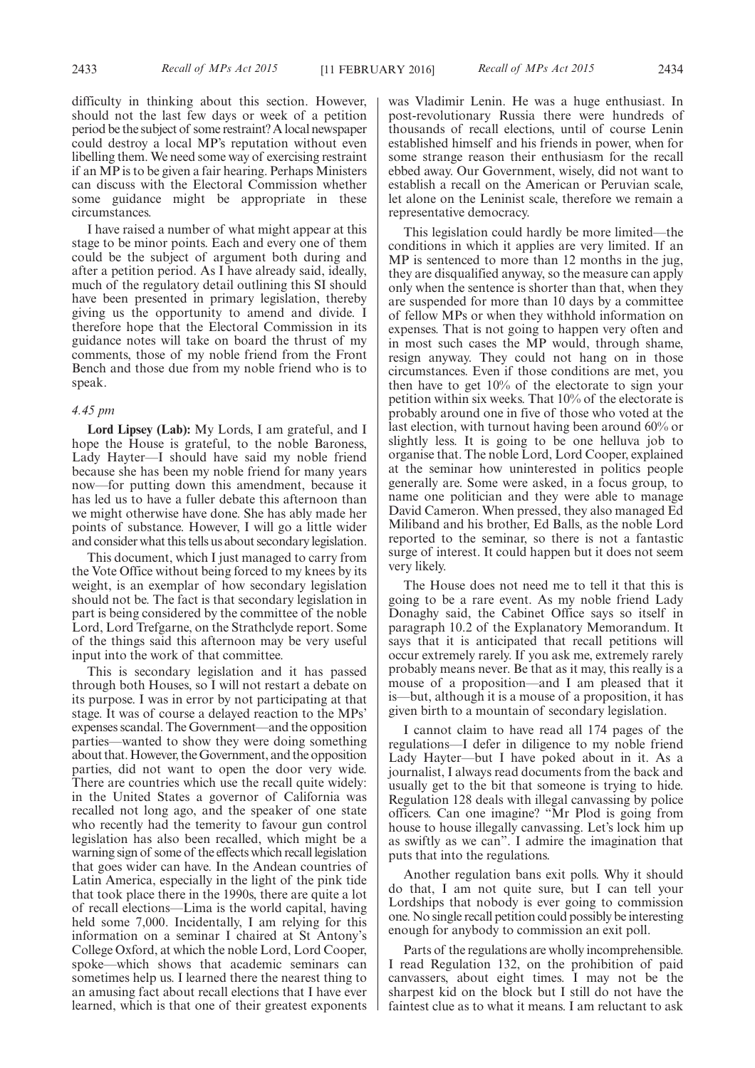difficulty in thinking about this section. However, should not the last few days or week of a petition period be the subject of some restraint? A local newspaper could destroy a local MP's reputation without even libelling them. We need some way of exercising restraint if an MP is to be given a fair hearing. Perhaps Ministers can discuss with the Electoral Commission whether some guidance might be appropriate in these circumstances.

I have raised a number of what might appear at this stage to be minor points. Each and every one of them could be the subject of argument both during and after a petition period. As I have already said, ideally, much of the regulatory detail outlining this SI should have been presented in primary legislation, thereby giving us the opportunity to amend and divide. I therefore hope that the Electoral Commission in its guidance notes will take on board the thrust of my comments, those of my noble friend from the Front Bench and those due from my noble friend who is to speak.

*4.45 pm*

**Lord Lipsey (Lab):** My Lords, I am grateful, and I hope the House is grateful, to the noble Baroness, Lady Hayter—I should have said my noble friend because she has been my noble friend for many years now—for putting down this amendment, because it has led us to have a fuller debate this afternoon than we might otherwise have done. She has ably made her points of substance. However, I will go a little wider and consider what this tells us about secondary legislation.

This document, which I just managed to carry from the Vote Office without being forced to my knees by its weight, is an exemplar of how secondary legislation should not be. The fact is that secondary legislation in part is being considered by the committee of the noble Lord, Lord Trefgarne, on the Strathclyde report. Some of the things said this afternoon may be very useful input into the work of that committee.

This is secondary legislation and it has passed through both Houses, so I will not restart a debate on its purpose. I was in error by not participating at that stage. It was of course a delayed reaction to the MPs' expenses scandal. The Government—and the opposition parties—wanted to show they were doing something about that. However, the Government, and the opposition parties, did not want to open the door very wide. There are countries which use the recall quite widely: in the United States a governor of California was recalled not long ago, and the speaker of one state who recently had the temerity to favour gun control legislation has also been recalled, which might be a warning sign of some of the effects which recall legislation that goes wider can have. In the Andean countries of Latin America, especially in the light of the pink tide that took place there in the 1990s, there are quite a lot of recall elections—Lima is the world capital, having held some 7,000. Incidentally, I am relying for this information on a seminar I chaired at St Antony's College Oxford, at which the noble Lord, Lord Cooper, spoke—which shows that academic seminars can sometimes help us. I learned there the nearest thing to an amusing fact about recall elections that I have ever learned, which is that one of their greatest exponents was Vladimir Lenin. He was a huge enthusiast. In post-revolutionary Russia there were hundreds of thousands of recall elections, until of course Lenin established himself and his friends in power, when for some strange reason their enthusiasm for the recall ebbed away. Our Government, wisely, did not want to establish a recall on the American or Peruvian scale, let alone on the Leninist scale, therefore we remain a representative democracy.

This legislation could hardly be more limited—the conditions in which it applies are very limited. If an MP is sentenced to more than 12 months in the jug, they are disqualified anyway, so the measure can apply only when the sentence is shorter than that, when they are suspended for more than 10 days by a committee of fellow MPs or when they withhold information on expenses. That is not going to happen very often and in most such cases the MP would, through shame, resign anyway. They could not hang on in those circumstances. Even if those conditions are met, you then have to get 10% of the electorate to sign your petition within six weeks. That 10% of the electorate is probably around one in five of those who voted at the last election, with turnout having been around 60% or slightly less. It is going to be one helluva job to organise that. The noble Lord, Lord Cooper, explained at the seminar how uninterested in politics people generally are. Some were asked, in a focus group, to name one politician and they were able to manage David Cameron. When pressed, they also managed Ed Miliband and his brother, Ed Balls, as the noble Lord reported to the seminar, so there is not a fantastic surge of interest. It could happen but it does not seem very likely.

The House does not need me to tell it that this is going to be a rare event. As my noble friend Lady Donaghy said, the Cabinet Office says so itself in paragraph 10.2 of the Explanatory Memorandum. It says that it is anticipated that recall petitions will occur extremely rarely. If you ask me, extremely rarely probably means never. Be that as it may, this really is a mouse of a proposition—and I am pleased that it is—but, although it is a mouse of a proposition, it has given birth to a mountain of secondary legislation.

I cannot claim to have read all 174 pages of the regulations—I defer in diligence to my noble friend Lady Hayter—but I have poked about in it. As a journalist, I always read documents from the back and usually get to the bit that someone is trying to hide. Regulation 128 deals with illegal canvassing by police officers. Can one imagine? "Mr Plod is going from house to house illegally canvassing. Let's lock him up as swiftly as we can". I admire the imagination that puts that into the regulations.

Another regulation bans exit polls. Why it should do that, I am not quite sure, but I can tell your Lordships that nobody is ever going to commission one. No single recall petition could possibly be interesting enough for anybody to commission an exit poll.

Parts of the regulations are wholly incomprehensible. I read Regulation 132, on the prohibition of paid canvassers, about eight times. I may not be the sharpest kid on the block but I still do not have the faintest clue as to what it means. I am reluctant to ask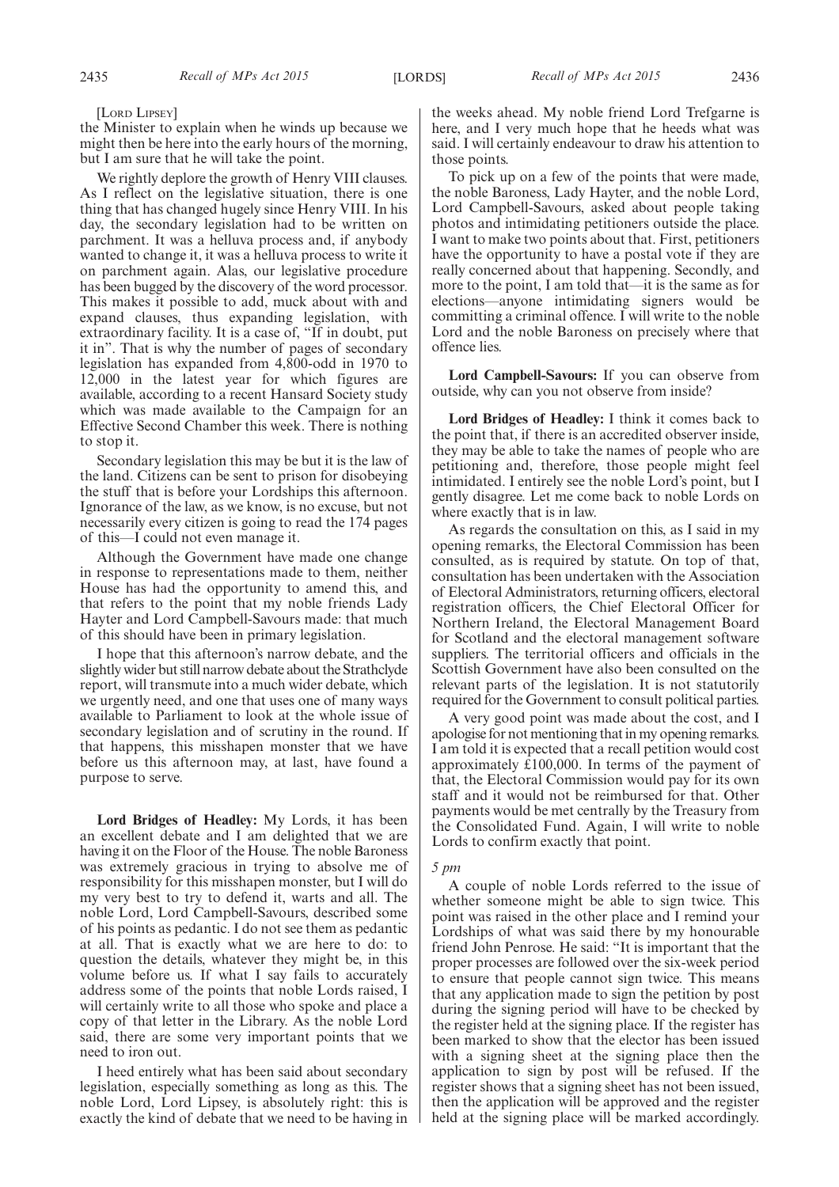[Lord Lipsey]

the Minister to explain when he winds up because we might then be here into the early hours of the morning, but I am sure that he will take the point.

We rightly deplore the growth of Henry VIII clauses. As I reflect on the legislative situation, there is one thing that has changed hugely since Henry VIII. In his day, the secondary legislation had to be written on parchment. It was a helluva process and, if anybody wanted to change it, it was a helluva process to write it on parchment again. Alas, our legislative procedure has been bugged by the discovery of the word processor. This makes it possible to add, muck about with and expand clauses, thus expanding legislation, with extraordinary facility. It is a case of, "If in doubt, put it in". That is why the number of pages of secondary legislation has expanded from 4,800-odd in 1970 to 12,000 in the latest year for which figures are available, according to a recent Hansard Society study which was made available to the Campaign for an Effective Second Chamber this week. There is nothing to stop it.

Secondary legislation this may be but it is the law of the land. Citizens can be sent to prison for disobeying the stuff that is before your Lordships this afternoon. Ignorance of the law, as we know, is no excuse, but not necessarily every citizen is going to read the 174 pages of this—I could not even manage it.

Although the Government have made one change in response to representations made to them, neither House has had the opportunity to amend this, and that refers to the point that my noble friends Lady Hayter and Lord Campbell-Savours made: that much of this should have been in primary legislation.

I hope that this afternoon's narrow debate, and the slightly wider but still narrow debate about the Strathclyde report, will transmute into a much wider debate, which we urgently need, and one that uses one of many ways available to Parliament to look at the whole issue of secondary legislation and of scrutiny in the round. If that happens, this misshapen monster that we have before us this afternoon may, at last, have found a purpose to serve.

**Lord Bridges of Headley:** My Lords, it has been an excellent debate and I am delighted that we are having it on the Floor of the House. The noble Baroness was extremely gracious in trying to absolve me of responsibility for this misshapen monster, but I will do my very best to try to defend it, warts and all. The noble Lord, Lord Campbell-Savours, described some of his points as pedantic. I do not see them as pedantic at all. That is exactly what we are here to do: to question the details, whatever they might be, in this volume before us. If what I say fails to accurately address some of the points that noble Lords raised, I will certainly write to all those who spoke and place a copy of that letter in the Library. As the noble Lord said, there are some very important points that we need to iron out.

I heed entirely what has been said about secondary legislation, especially something as long as this. The noble Lord, Lord Lipsey, is absolutely right: this is exactly the kind of debate that we need to be having in the weeks ahead. My noble friend Lord Trefgarne is here, and I very much hope that he heeds what was said. I will certainly endeavour to draw his attention to those points.

To pick up on a few of the points that were made, the noble Baroness, Lady Hayter, and the noble Lord, Lord Campbell-Savours, asked about people taking photos and intimidating petitioners outside the place. I want to make two points about that. First, petitioners have the opportunity to have a postal vote if they are really concerned about that happening. Secondly, and more to the point, I am told that—it is the same as for elections—anyone intimidating signers would be committing a criminal offence. I will write to the noble Lord and the noble Baroness on precisely where that offence lies.

**Lord Campbell-Savours:** If you can observe from outside, why can you not observe from inside?

**Lord Bridges of Headley:** I think it comes back to the point that, if there is an accredited observer inside, they may be able to take the names of people who are petitioning and, therefore, those people might feel intimidated. I entirely see the noble Lord's point, but I gently disagree. Let me come back to noble Lords on where exactly that is in law.

As regards the consultation on this, as I said in my opening remarks, the Electoral Commission has been consulted, as is required by statute. On top of that, consultation has been undertaken with the Association of Electoral Administrators, returning officers, electoral registration officers, the Chief Electoral Officer for Northern Ireland, the Electoral Management Board for Scotland and the electoral management software suppliers. The territorial officers and officials in the Scottish Government have also been consulted on the relevant parts of the legislation. It is not statutorily required for the Government to consult political parties.

A very good point was made about the cost, and I apologise for not mentioning that in my opening remarks. I am told it is expected that a recall petition would cost approximately £100,000. In terms of the payment of that, the Electoral Commission would pay for its own staff and it would not be reimbursed for that. Other payments would be met centrally by the Treasury from the Consolidated Fund. Again, I will write to noble Lords to confirm exactly that point.

*5 pm*

A couple of noble Lords referred to the issue of whether someone might be able to sign twice. This point was raised in the other place and I remind your Lordships of what was said there by my honourable friend John Penrose. He said: "It is important that the proper processes are followed over the six-week period to ensure that people cannot sign twice. This means that any application made to sign the petition by post during the signing period will have to be checked by the register held at the signing place. If the register has been marked to show that the elector has been issued with a signing sheet at the signing place then the application to sign by post will be refused. If the register shows that a signing sheet has not been issued, then the application will be approved and the register held at the signing place will be marked accordingly.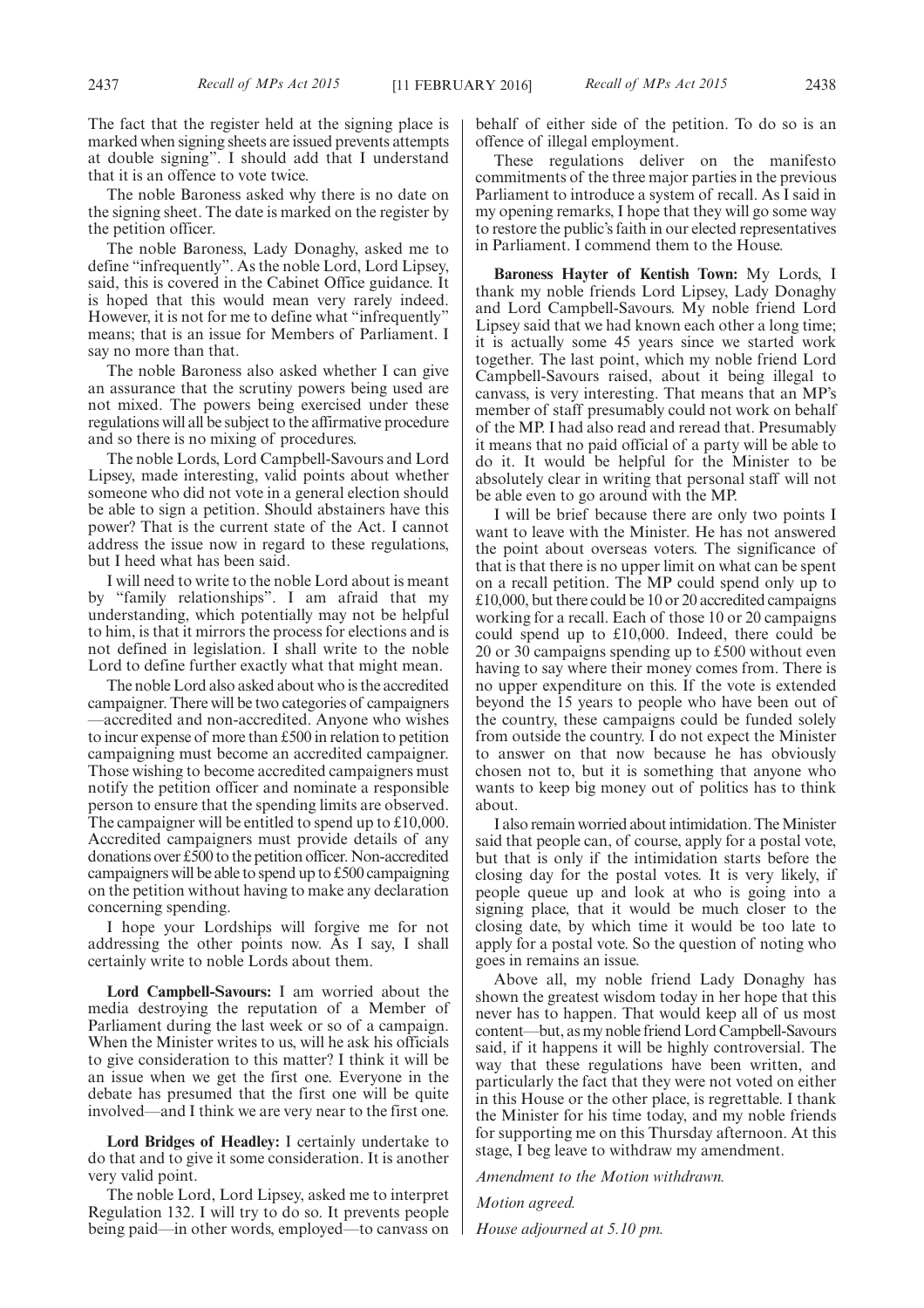The fact that the register held at the signing place is marked when signing sheets are issued prevents attempts at double signing". I should add that I understand that it is an offence to vote twice.

The noble Baroness asked why there is no date on the signing sheet. The date is marked on the register by the petition officer.

The noble Baroness, Lady Donaghy, asked me to define "infrequently". As the noble Lord, Lord Lipsey, said, this is covered in the Cabinet Office guidance. It is hoped that this would mean very rarely indeed. However, it is not for me to define what "infrequently" means; that is an issue for Members of Parliament. I say no more than that.

The noble Baroness also asked whether I can give an assurance that the scrutiny powers being used are not mixed. The powers being exercised under these regulations will all be subject to the affirmative procedure and so there is no mixing of procedures.

The noble Lords, Lord Campbell-Savours and Lord Lipsey, made interesting, valid points about whether someone who did not vote in a general election should be able to sign a petition. Should abstainers have this power? That is the current state of the Act. I cannot address the issue now in regard to these regulations, but I heed what has been said.

I will need to write to the noble Lord about is meant by "family relationships". I am afraid that my understanding, which potentially may not be helpful to him, is that it mirrors the process for elections and is not defined in legislation. I shall write to the noble Lord to define further exactly what that might mean.

The noble Lord also asked about who is the accredited campaigner. There will be two categories of campaigners —accredited and non-accredited. Anyone who wishes to incur expense of more than £500 in relation to petition campaigning must become an accredited campaigner. Those wishing to become accredited campaigners must notify the petition officer and nominate a responsible person to ensure that the spending limits are observed. The campaigner will be entitled to spend up to £10,000. Accredited campaigners must provide details of any donations over £500 to the petition officer. Non-accredited campaigners will be able to spend up to £500 campaigning on the petition without having to make any declaration concerning spending.

I hope your Lordships will forgive me for not addressing the other points now. As I say, I shall certainly write to noble Lords about them.

**Lord Campbell-Savours:** I am worried about the media destroying the reputation of a Member of Parliament during the last week or so of a campaign. When the Minister writes to us, will he ask his officials to give consideration to this matter? I think it will be an issue when we get the first one. Everyone in the debate has presumed that the first one will be quite involved—and I think we are very near to the first one.

**Lord Bridges of Headley:** I certainly undertake to do that and to give it some consideration. It is another very valid point.

The noble Lord, Lord Lipsey, asked me to interpret Regulation 132. I will try to do so. It prevents people being paid—in other words, employed—to canvass on behalf of either side of the petition. To do so is an offence of illegal employment.

These regulations deliver on the manifesto commitments of the three major parties in the previous Parliament to introduce a system of recall. As I said in my opening remarks, I hope that they will go some way to restore the public's faith in our elected representatives in Parliament. I commend them to the House.

**Baroness Hayter of Kentish Town:** My Lords, I thank my noble friends Lord Lipsey, Lady Donaghy and Lord Campbell-Savours. My noble friend Lord Lipsey said that we had known each other a long time; it is actually some 45 years since we started work together. The last point, which my noble friend Lord Campbell-Savours raised, about it being illegal to canvass, is very interesting. That means that an MP's member of staff presumably could not work on behalf of the MP. I had also read and reread that. Presumably it means that no paid official of a party will be able to do it. It would be helpful for the Minister to be absolutely clear in writing that personal staff will not be able even to go around with the MP.

I will be brief because there are only two points I want to leave with the Minister. He has not answered the point about overseas voters. The significance of that is that there is no upper limit on what can be spent on a recall petition. The MP could spend only up to £10,000, but there could be 10 or 20 accredited campaigns working for a recall. Each of those 10 or 20 campaigns could spend up to £10,000. Indeed, there could be 20 or 30 campaigns spending up to £500 without even having to say where their money comes from. There is no upper expenditure on this. If the vote is extended beyond the 15 years to people who have been out of the country, these campaigns could be funded solely from outside the country. I do not expect the Minister to answer on that now because he has obviously chosen not to, but it is something that anyone who wants to keep big money out of politics has to think about.

I also remain worried about intimidation. The Minister said that people can, of course, apply for a postal vote, but that is only if the intimidation starts before the closing day for the postal votes. It is very likely, if people queue up and look at who is going into a signing place, that it would be much closer to the closing date, by which time it would be too late to apply for a postal vote. So the question of noting who goes in remains an issue.

Above all, my noble friend Lady Donaghy has shown the greatest wisdom today in her hope that this never has to happen. That would keep all of us most content—but, as my noble friend Lord Campbell-Savours said, if it happens it will be highly controversial. The way that these regulations have been written, and particularly the fact that they were not voted on either in this House or the other place, is regrettable. I thank the Minister for his time today, and my noble friends for supporting me on this Thursday afternoon. At this stage, I beg leave to withdraw my amendment.

*Amendment to the Motion withdrawn.*

*Motion agreed.*

*House adjourned at 5.10 pm.*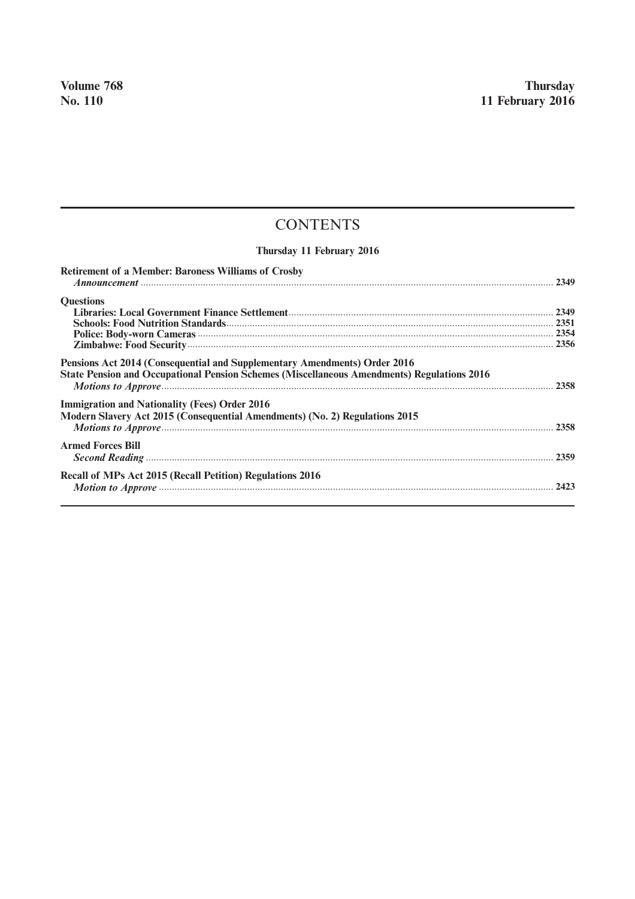**Volume 768**
**No. 110**

**Thursday**
**11 February 2016**

# CONTENTS

**Thursday 11 February 2016**

**Retirement of a Member: Baroness Williams of Crosby**
*Announcement* .......... 2349

**Questions**
**Libraries: Local Government Finance Settlement** .......... 2349
**Schools: Food Nutrition Standards** .......... 2351
**Police: Body-worn Cameras** .......... 2354
**Zimbabwe: Food Security** .......... 2356

**Pensions Act 2014 (Consequential and Supplementary Amendments) Order 2016**
**State Pension and Occupational Pension Schemes (Miscellaneous Amendments) Regulations 2016**
*Motions to Approve* .......... 2358

**Immigration and Nationality (Fees) Order 2016**
**Modern Slavery Act 2015 (Consequential Amendments) (No. 2) Regulations 2015**
*Motions to Approve* .......... 2358

**Armed Forces Bill**
*Second Reading* .......... 2359

**Recall of MPs Act 2015 (Recall Petition) Regulations 2016**
*Motion to Approve* .......... 2423